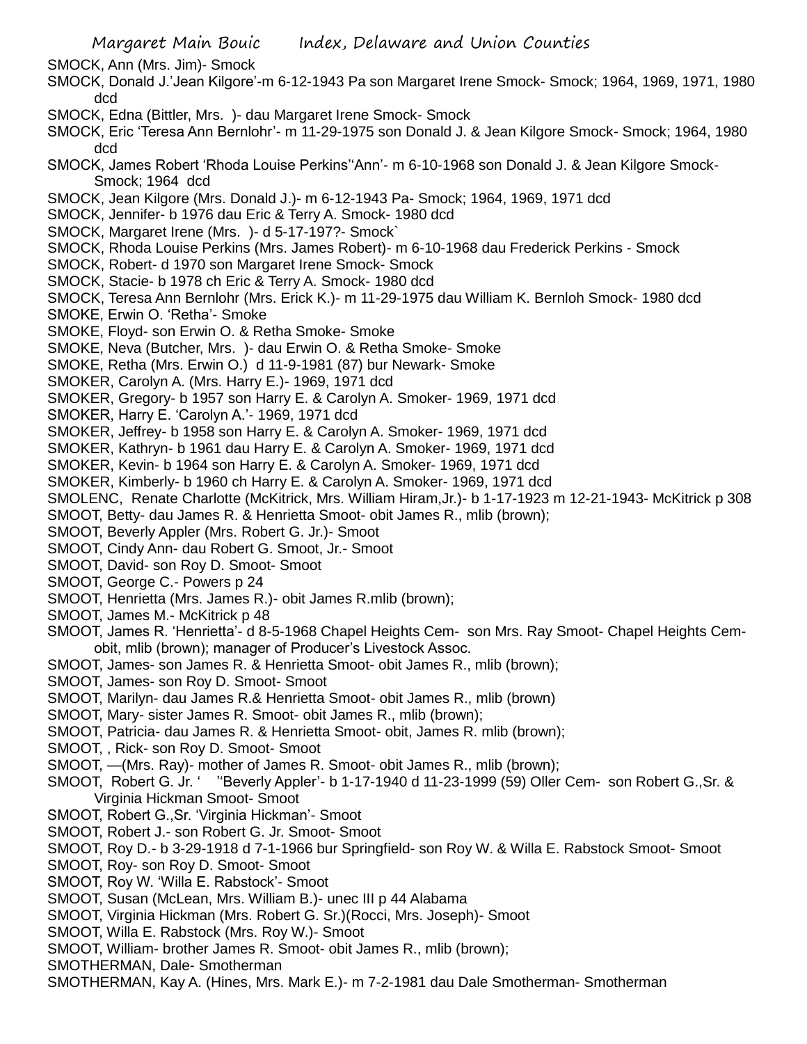SMOCK, Ann (Mrs. Jim)- Smock

SMOCK, Donald J.'Jean Kilgore'-m 6-12-1943 Pa son Margaret Irene Smock- Smock; 1964, 1969, 1971, 1980 dcd

SMOCK, Edna (Bittler, Mrs. )- dau Margaret Irene Smock- Smock

SMOCK, Eric 'Teresa Ann Bernlohr'- m 11-29-1975 son Donald J. & Jean Kilgore Smock- Smock; 1964, 1980 dcd

SMOCK, James Robert 'Rhoda Louise Perkins''Ann'- m 6-10-1968 son Donald J. & Jean Kilgore Smock- Smock; 1964 dcd

SMOCK, Jean Kilgore (Mrs. Donald J.)- m 6-12-1943 Pa- Smock; 1964, 1969, 1971 dcd

SMOCK, Jennifer- b 1976 dau Eric & Terry A. Smock- 1980 dcd

SMOCK, Margaret Irene (Mrs. )- d 5-17-197?- Smock`

SMOCK, Rhoda Louise Perkins (Mrs. James Robert)- m 6-10-1968 dau Frederick Perkins - Smock

SMOCK, Robert- d 1970 son Margaret Irene Smock- Smock

SMOCK, Stacie- b 1978 ch Eric & Terry A. Smock- 1980 dcd

SMOCK, Teresa Ann Bernlohr (Mrs. Erick K.)- m 11-29-1975 dau William K. Bernloh Smock- 1980 dcd

SMOKE, Erwin O. 'Retha'- Smoke

SMOKE, Floyd- son Erwin O. & Retha Smoke- Smoke

SMOKE, Neva (Butcher, Mrs. )- dau Erwin O. & Retha Smoke- Smoke

SMOKE, Retha (Mrs. Erwin O.) d 11-9-1981 (87) bur Newark- Smoke

SMOKER, Carolyn A. (Mrs. Harry E.)- 1969, 1971 dcd

SMOKER, Gregory- b 1957 son Harry E. & Carolyn A. Smoker- 1969, 1971 dcd

SMOKER, Harry E. 'Carolyn A.'- 1969, 1971 dcd

SMOKER, Jeffrey- b 1958 son Harry E. & Carolyn A. Smoker- 1969, 1971 dcd

SMOKER, Kathryn- b 1961 dau Harry E. & Carolyn A. Smoker- 1969, 1971 dcd

SMOKER, Kevin- b 1964 son Harry E. & Carolyn A. Smoker- 1969, 1971 dcd

SMOKER, Kimberly- b 1960 ch Harry E. & Carolyn A. Smoker- 1969, 1971 dcd

SMOLENC, Renate Charlotte (McKitrick, Mrs. William Hiram,Jr.)- b 1-17-1923 m 12-21-1943- McKitrick p 308

SMOOT, Betty- dau James R. & Henrietta Smoot- obit James R., mlib (brown);

SMOOT, Beverly Appler (Mrs. Robert G. Jr.)- Smoot

SMOOT, Cindy Ann- dau Robert G. Smoot, Jr.- Smoot

SMOOT, David- son Roy D. Smoot- Smoot

SMOOT, George C.- Powers p 24

SMOOT, Henrietta (Mrs. James R.)- obit James R.mlib (brown);

SMOOT, James M.- McKitrick p 48

SMOOT, James R. 'Henrietta'- d 8-5-1968 Chapel Heights Cem- son Mrs. Ray Smoot- Chapel Heights Cem- obit, mlib (brown); manager of Producer's Livestock Assoc.

SMOOT, James- son James R. & Henrietta Smoot- obit James R., mlib (brown);

SMOOT, James- son Roy D. Smoot- Smoot

SMOOT, Marilyn- dau James R.& Henrietta Smoot- obit James R., mlib (brown)

SMOOT, Mary- sister James R. Smoot- obit James R., mlib (brown);

SMOOT, Patricia- dau James R. & Henrietta Smoot- obit, James R. mlib (brown);

SMOOT, , Rick- son Roy D. Smoot- Smoot

SMOOT, —(Mrs. Ray)- mother of James R. Smoot- obit James R., mlib (brown);

SMOOT, Robert G. Jr. ' ''Beverly Appler'- b 1-17-1940 d 11-23-1999 (59) Oller Cem- son Robert G.,Sr. & Virginia Hickman Smoot- Smoot

SMOOT, Robert G.,Sr. 'Virginia Hickman'- Smoot

SMOOT, Robert J.- son Robert G. Jr. Smoot- Smoot

SMOOT, Roy D.- b 3-29-1918 d 7-1-1966 bur Springfield- son Roy W. & Willa E. Rabstock Smoot- Smoot

SMOOT, Roy- son Roy D. Smoot- Smoot

SMOOT, Roy W. 'Willa E. Rabstock'- Smoot

SMOOT, Susan (McLean, Mrs. William B.)- unec III p 44 Alabama

SMOOT, Virginia Hickman (Mrs. Robert G. Sr.)(Rocci, Mrs. Joseph)- Smoot

SMOOT, Willa E. Rabstock (Mrs. Roy W.)- Smoot

SMOOT, William- brother James R. Smoot- obit James R., mlib (brown);

SMOTHERMAN, Dale- Smotherman

SMOTHERMAN, Kay A. (Hines, Mrs. Mark E.)- m 7-2-1981 dau Dale Smotherman- Smotherman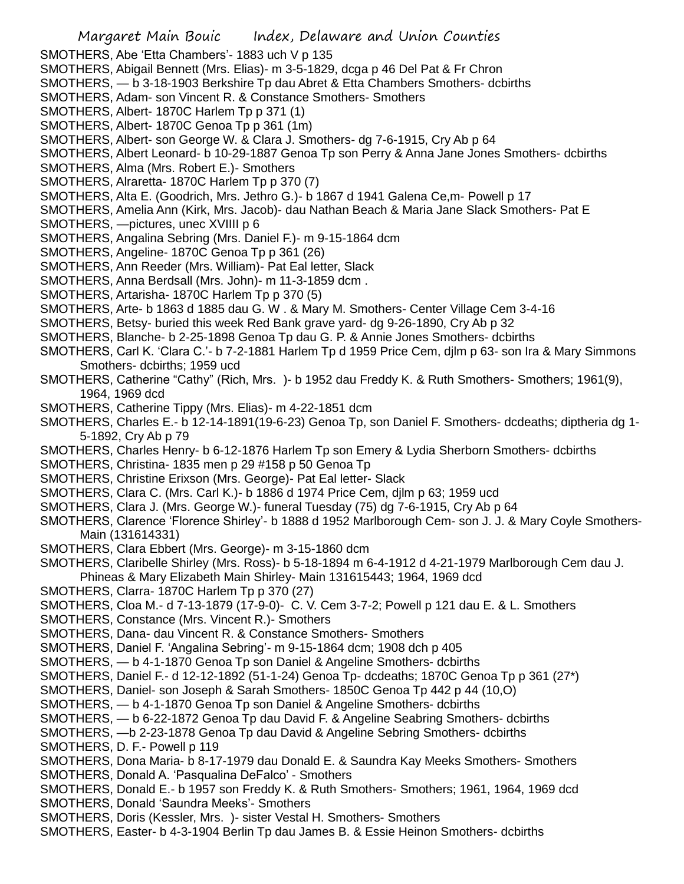SMOTHERS, Abe 'Etta Chambers'- 1883 uch V p 135

SMOTHERS, Abigail Bennett (Mrs. Elias)- m 3-5-1829, dcga p 46 Del Pat & Fr Chron

SMOTHERS, — b 3-18-1903 Berkshire Tp dau Abret & Etta Chambers Smothers- dcbirths

SMOTHERS, Adam- son Vincent R. & Constance Smothers- Smothers

SMOTHERS, Albert- 1870C Harlem Tp p 371 (1)

SMOTHERS, Albert- 1870C Genoa Tp p 361 (1m)

SMOTHERS, Albert- son George W. & Clara J. Smothers- dg 7-6-1915, Cry Ab p 64

SMOTHERS, Albert Leonard- b 10-29-1887 Genoa Tp son Perry & Anna Jane Jones Smothers- dcbirths

SMOTHERS, Alma (Mrs. Robert E.)- Smothers

SMOTHERS, Alraretta- 1870C Harlem Tp p 370 (7)

SMOTHERS, Alta E. (Goodrich, Mrs. Jethro G.)- b 1867 d 1941 Galena Ce,m- Powell p 17

SMOTHERS, Amelia Ann (Kirk, Mrs. Jacob)- dau Nathan Beach & Maria Jane Slack Smothers- Pat E

SMOTHERS, —pictures, unec XVIIII p 6

SMOTHERS, Angalina Sebring (Mrs. Daniel F.)- m 9-15-1864 dcm

SMOTHERS, Angeline- 1870C Genoa Tp p 361 (26)

SMOTHERS, Ann Reeder (Mrs. William)- Pat Eal letter, Slack

SMOTHERS, Anna Berdsall (Mrs. John)- m 11-3-1859 dcm .

SMOTHERS, Artarisha- 1870C Harlem Tp p 370 (5)

SMOTHERS, Arte- b 1863 d 1885 dau G. W . & Mary M. Smothers- Center Village Cem 3-4-16

SMOTHERS, Betsy- buried this week Red Bank grave yard- dg 9-26-1890, Cry Ab p 32

SMOTHERS, Blanche- b 2-25-1898 Genoa Tp dau G. P. & Annie Jones Smothers- dcbirths

SMOTHERS, Carl K. 'Clara C.'- b 7-2-1881 Harlem Tp d 1959 Price Cem, djlm p 63- son Ira & Mary Simmons Smothers- dcbirths; 1959 ucd

SMOTHERS, Catherine "Cathy" (Rich, Mrs. )- b 1952 dau Freddy K. & Ruth Smothers- Smothers; 1961(9), 1964, 1969 dcd

SMOTHERS, Catherine Tippy (Mrs. Elias)- m 4-22-1851 dcm

SMOTHERS, Charles E.- b 12-14-1891(19-6-23) Genoa Tp, son Daniel F. Smothers- dcdeaths; diptheria dg 1-5-1892, Cry Ab p 79

SMOTHERS, Charles Henry- b 6-12-1876 Harlem Tp son Emery & Lydia Sherborn Smothers- dcbirths

SMOTHERS, Christina- 1835 men p 29 #158 p 50 Genoa Tp

SMOTHERS, Christine Erixson (Mrs. George)- Pat Eal letter- Slack

SMOTHERS, Clara C. (Mrs. Carl K.)- b 1886 d 1974 Price Cem, djlm p 63; 1959 ucd

SMOTHERS, Clara J. (Mrs. George W.)- funeral Tuesday (75) dg 7-6-1915, Cry Ab p 64

SMOTHERS, Clarence 'Florence Shirley'- b 1888 d 1952 Marlborough Cem- son J. J. & Mary Coyle Smothers- Main (131614331)

SMOTHERS, Clara Ebbert (Mrs. George)- m 3-15-1860 dcm

SMOTHERS, Claribelle Shirley (Mrs. Ross)- b 5-18-1894 m 6-4-1912 d 4-21-1979 Marlborough Cem dau J. Phineas & Mary Elizabeth Main Shirley- Main 131615443; 1964, 1969 dcd

SMOTHERS, Clarra- 1870C Harlem Tp p 370 (27)

SMOTHERS, Cloa M.- d 7-13-1879 (17-9-0)- C. V. Cem 3-7-2; Powell p 121 dau E. & L. Smothers

SMOTHERS, Constance (Mrs. Vincent R.)- Smothers

SMOTHERS, Dana- dau Vincent R. & Constance Smothers- Smothers

SMOTHERS, Daniel F. 'Angalina Sebring'- m 9-15-1864 dcm; 1908 dch p 405

SMOTHERS, — b 4-1-1870 Genoa Tp son Daniel & Angeline Smothers- dcbirths

SMOTHERS, Daniel F.- d 12-12-1892 (51-1-24) Genoa Tp- dcdeaths; 1870C Genoa Tp p 361 (27*)

SMOTHERS, Daniel- son Joseph & Sarah Smothers- 1850C Genoa Tp 442 p 44 (10,O)

SMOTHERS, — b 4-1-1870 Genoa Tp son Daniel & Angeline Smothers- dcbirths

SMOTHERS, — b 6-22-1872 Genoa Tp dau David F. & Angeline Seabring Smothers- dcbirths

SMOTHERS, —b 2-23-1878 Genoa Tp dau David & Angeline Sebring Smothers- dcbirths

SMOTHERS, D. F.- Powell p 119

SMOTHERS, Dona Maria- b 8-17-1979 dau Donald E. & Saundra Kay Meeks Smothers- Smothers

SMOTHERS, Donald A. 'Pasqualina DeFalco' - Smothers

SMOTHERS, Donald E.- b 1957 son Freddy K. & Ruth Smothers- Smothers; 1961, 1964, 1969 dcd

SMOTHERS, Donald 'Saundra Meeks'- Smothers

SMOTHERS, Doris (Kessler, Mrs. )- sister Vestal H. Smothers- Smothers

SMOTHERS, Easter- b 4-3-1904 Berlin Tp dau James B. & Essie Heinon Smothers- dcbirths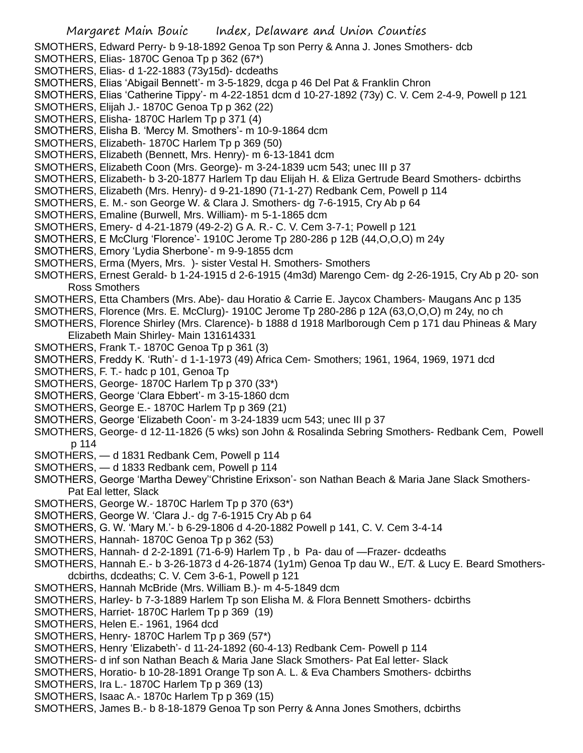SMOTHERS, Edward Perry- b 9-18-1892 Genoa Tp son Perry & Anna J. Jones Smothers- dcb
SMOTHERS, Elias- 1870C Genoa Tp p 362 (67*)
SMOTHERS, Elias- d 1-22-1883 (73y15d)- dcdeaths
SMOTHERS, Elias 'Abigail Bennett'- m 3-5-1829, dcga p 46 Del Pat & Franklin Chron
SMOTHERS, Elias 'Catherine Tippy'- m 4-22-1851 dcm d 10-27-1892 (73y) C. V. Cem 2-4-9, Powell p 121
SMOTHERS, Elijah J.- 1870C Genoa Tp p 362 (22)
SMOTHERS, Elisha- 1870C Harlem Tp p 371 (4)
SMOTHERS, Elisha B. 'Mercy M. Smothers'- m 10-9-1864 dcm
SMOTHERS, Elizabeth- 1870C Harlem Tp p 369 (50)
SMOTHERS, Elizabeth (Bennett, Mrs. Henry)- m 6-13-1841 dcm
SMOTHERS, Elizabeth Coon (Mrs. George)- m 3-24-1839 ucm 543; unec III p 37
SMOTHERS, Elizabeth- b 3-20-1877 Harlem Tp dau Elijah H. & Eliza Gertrude Beard Smothers- dcbirths
SMOTHERS, Elizabeth (Mrs. Henry)- d 9-21-1890 (71-1-27) Redbank Cem, Powell p 114
SMOTHERS, E. M.- son George W. & Clara J. Smothers- dg 7-6-1915, Cry Ab p 64
SMOTHERS, Emaline (Burwell, Mrs. William)- m 5-1-1865 dcm
SMOTHERS, Emery- d 4-21-1879 (49-2-2) G A. R.- C. V. Cem 3-7-1; Powell p 121
SMOTHERS, E McClurg 'Florence'- 1910C Jerome Tp 280-286 p 12B (44,O,O,O) m 24y
SMOTHERS, Emory 'Lydia Sherbone'- m 9-9-1855 dcm
SMOTHERS, Erma (Myers, Mrs. )- sister Vestal H. Smothers- Smothers
SMOTHERS, Ernest Gerald- b 1-24-1915 d 2-6-1915 (4m3d) Marengo Cem- dg 2-26-1915, Cry Ab p 20- son Ross Smothers
SMOTHERS, Etta Chambers (Mrs. Abe)- dau Horatio & Carrie E. Jaycox Chambers- Maugans Anc p 135
SMOTHERS, Florence (Mrs. E. McClurg)- 1910C Jerome Tp 280-286 p 12A (63,O,O,O) m 24y, no ch
SMOTHERS, Florence Shirley (Mrs. Clarence)- b 1888 d 1918 Marlborough Cem p 171 dau Phineas & Mary Elizabeth Main Shirley- Main 131614331
SMOTHERS, Frank T.- 1870C Genoa Tp p 361 (3)
SMOTHERS, Freddy K. 'Ruth'- d 1-1-1973 (49) Africa Cem- Smothers; 1961, 1964, 1969, 1971 dcd
SMOTHERS, F. T.- hadc p 101, Genoa Tp
SMOTHERS, George- 1870C Harlem Tp p 370 (33*)
SMOTHERS, George 'Clara Ebbert'- m 3-15-1860 dcm
SMOTHERS, George E.- 1870C Harlem Tp p 369 (21)
SMOTHERS, George 'Elizabeth Coon'- m 3-24-1839 ucm 543; unec III p 37
SMOTHERS, George- d 12-11-1826 (5 wks) son John & Rosalinda Sebring Smothers- Redbank Cem, Powell p 114
SMOTHERS, — d 1831 Redbank Cem, Powell p 114
SMOTHERS, — d 1833 Redbank cem, Powell p 114
SMOTHERS, George 'Martha Dewey''Christine Erixson'- son Nathan Beach & Maria Jane Slack Smothers- Pat Eal letter, Slack
SMOTHERS, George W.- 1870C Harlem Tp p 370 (63*)
SMOTHERS, George W. 'Clara J.- dg 7-6-1915 Cry Ab p 64
SMOTHERS, G. W. 'Mary M.'- b 6-29-1806 d 4-20-1882 Powell p 141, C. V. Cem 3-4-14
SMOTHERS, Hannah- 1870C Genoa Tp p 362 (53)
SMOTHERS, Hannah- d 2-2-1891 (71-6-9) Harlem Tp , b Pa- dau of —Frazer- dcdeaths
SMOTHERS, Hannah E.- b 3-26-1873 d 4-26-1874 (1y1m) Genoa Tp dau W., E/T. & Lucy E. Beard Smothers- dcbirths, dcdeaths; C. V. Cem 3-6-1, Powell p 121
SMOTHERS, Hannah McBride (Mrs. William B.)- m 4-5-1849 dcm
SMOTHERS, Harley- b 7-3-1889 Harlem Tp son Elisha M. & Flora Bennett Smothers- dcbirths
SMOTHERS, Harriet- 1870C Harlem Tp p 369 (19)
SMOTHERS, Helen E.- 1961, 1964 dcd
SMOTHERS, Henry- 1870C Harlem Tp p 369 (57*)
SMOTHERS, Henry 'Elizabeth'- d 11-24-1892 (60-4-13) Redbank Cem- Powell p 114
SMOTHERS- d inf son Nathan Beach & Maria Jane Slack Smothers- Pat Eal letter- Slack
SMOTHERS, Horatio- b 10-28-1891 Orange Tp son A. L. & Eva Chambers Smothers- dcbirths
SMOTHERS, Ira L.- 1870C Harlem Tp p 369 (13)
SMOTHERS, Isaac A.- 1870c Harlem Tp p 369 (15)
SMOTHERS, James B.- b 8-18-1879 Genoa Tp son Perry & Anna Jones Smothers, dcbirths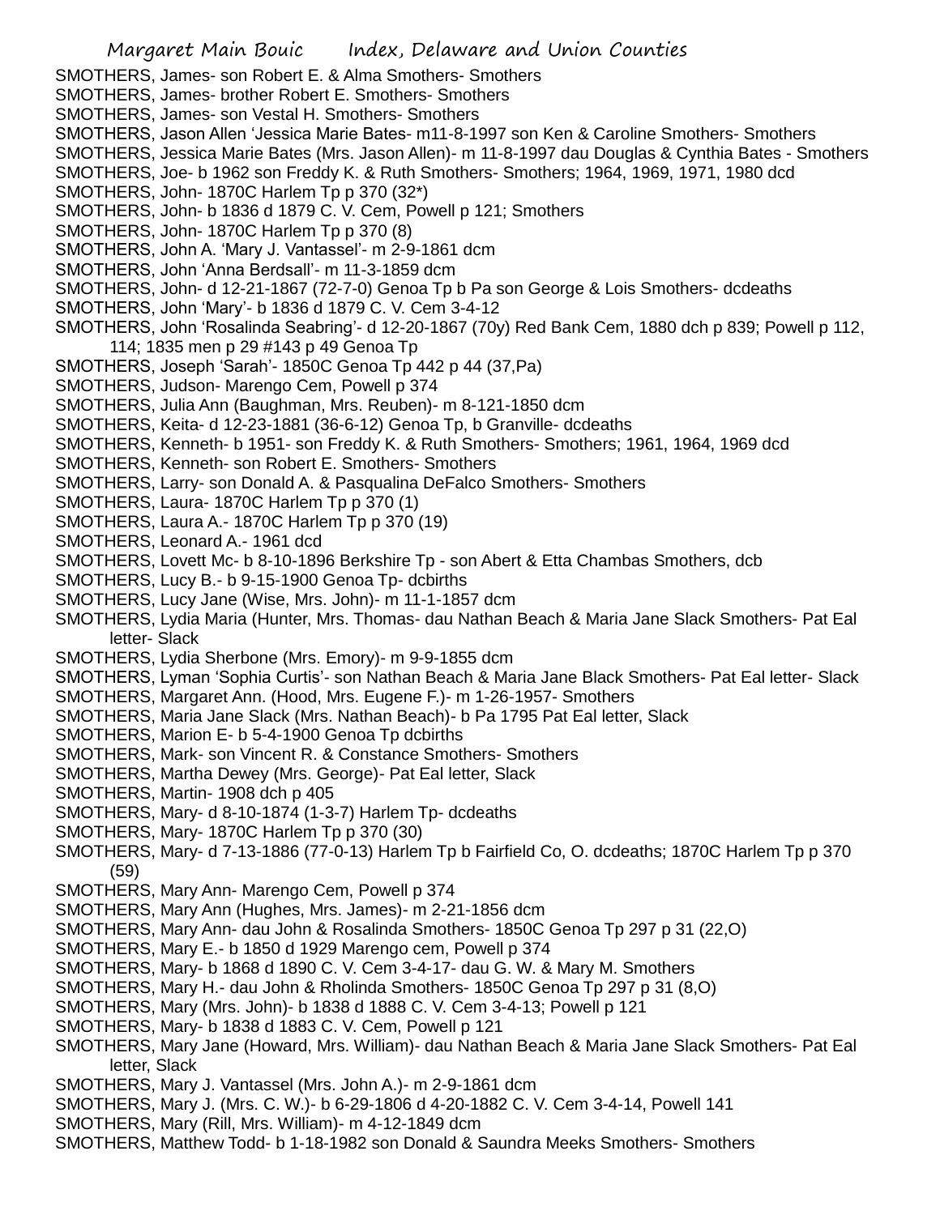SMOTHERS, James- son Robert E. & Alma Smothers- Smothers
SMOTHERS, James- brother Robert E. Smothers- Smothers
SMOTHERS, James- son Vestal H. Smothers- Smothers
SMOTHERS, Jason Allen 'Jessica Marie Bates- m11-8-1997 son Ken & Caroline Smothers- Smothers
SMOTHERS, Jessica Marie Bates (Mrs. Jason Allen)- m 11-8-1997 dau Douglas & Cynthia Bates - Smothers
SMOTHERS, Joe- b 1962 son Freddy K. & Ruth Smothers- Smothers; 1964, 1969, 1971, 1980 dcd
SMOTHERS, John- 1870C Harlem Tp p 370 (32*)
SMOTHERS, John- b 1836 d 1879 C. V. Cem, Powell p 121; Smothers
SMOTHERS, John- 1870C Harlem Tp p 370 (8)
SMOTHERS, John A. 'Mary J. Vantassel'- m 2-9-1861 dcm
SMOTHERS, John 'Anna Berdsall'- m 11-3-1859 dcm
SMOTHERS, John- d 12-21-1867 (72-7-0) Genoa Tp b Pa son George & Lois Smothers- dcdeaths
SMOTHERS, John 'Mary'- b 1836 d 1879 C. V. Cem 3-4-12
SMOTHERS, John 'Rosalinda Seabring'- d 12-20-1867 (70y) Red Bank Cem, 1880 dch p 839; Powell p 112, 114; 1835 men p 29 #143 p 49 Genoa Tp
SMOTHERS, Joseph 'Sarah'- 1850C Genoa Tp 442 p 44 (37,Pa)
SMOTHERS, Judson- Marengo Cem, Powell p 374
SMOTHERS, Julia Ann (Baughman, Mrs. Reuben)- m 8-121-1850 dcm
SMOTHERS, Keita- d 12-23-1881 (36-6-12) Genoa Tp, b Granville- dcdeaths
SMOTHERS, Kenneth- b 1951- son Freddy K. & Ruth Smothers- Smothers; 1961, 1964, 1969 dcd
SMOTHERS, Kenneth- son Robert E. Smothers- Smothers
SMOTHERS, Larry- son Donald A. & Pasqualina DeFalco Smothers- Smothers
SMOTHERS, Laura- 1870C Harlem Tp p 370 (1)
SMOTHERS, Laura A.- 1870C Harlem Tp p 370 (19)
SMOTHERS, Leonard A.- 1961 dcd
SMOTHERS, Lovett Mc- b 8-10-1896 Berkshire Tp - son Abert & Etta Chambas Smothers, dcb
SMOTHERS, Lucy B.- b 9-15-1900 Genoa Tp- dcbirths
SMOTHERS, Lucy Jane (Wise, Mrs. John)- m 11-1-1857 dcm
SMOTHERS, Lydia Maria (Hunter, Mrs. Thomas- dau Nathan Beach & Maria Jane Slack Smothers- Pat Eal letter- Slack
SMOTHERS, Lydia Sherbone (Mrs. Emory)- m 9-9-1855 dcm
SMOTHERS, Lyman 'Sophia Curtis'- son Nathan Beach & Maria Jane Black Smothers- Pat Eal letter- Slack
SMOTHERS, Margaret Ann. (Hood, Mrs. Eugene F.)- m 1-26-1957- Smothers
SMOTHERS, Maria Jane Slack (Mrs. Nathan Beach)- b Pa 1795 Pat Eal letter, Slack
SMOTHERS, Marion E- b 5-4-1900 Genoa Tp dcbirths
SMOTHERS, Mark- son Vincent R. & Constance Smothers- Smothers
SMOTHERS, Martha Dewey (Mrs. George)- Pat Eal letter, Slack
SMOTHERS, Martin- 1908 dch p 405
SMOTHERS, Mary- d 8-10-1874 (1-3-7) Harlem Tp- dcdeaths
SMOTHERS, Mary- 1870C Harlem Tp p 370 (30)
SMOTHERS, Mary- d 7-13-1886 (77-0-13) Harlem Tp b Fairfield Co, O. dcdeaths; 1870C Harlem Tp p 370 (59)
SMOTHERS, Mary Ann- Marengo Cem, Powell p 374
SMOTHERS, Mary Ann (Hughes, Mrs. James)- m 2-21-1856 dcm
SMOTHERS, Mary Ann- dau John & Rosalinda Smothers- 1850C Genoa Tp 297 p 31 (22,O)
SMOTHERS, Mary E.- b 1850 d 1929 Marengo cem, Powell p 374
SMOTHERS, Mary- b 1868 d 1890 C. V. Cem 3-4-17- dau G. W. & Mary M. Smothers
SMOTHERS, Mary H.- dau John & Rholinda Smothers- 1850C Genoa Tp 297 p 31 (8,O)
SMOTHERS, Mary (Mrs. John)- b 1838 d 1888 C. V. Cem 3-4-13; Powell p 121
SMOTHERS, Mary- b 1838 d 1883 C. V. Cem, Powell p 121
SMOTHERS, Mary Jane (Howard, Mrs. William)- dau Nathan Beach & Maria Jane Slack Smothers- Pat Eal letter, Slack
SMOTHERS, Mary J. Vantassel (Mrs. John A.)- m 2-9-1861 dcm
SMOTHERS, Mary J. (Mrs. C. W.)- b 6-29-1806 d 4-20-1882 C. V. Cem 3-4-14, Powell 141
SMOTHERS, Mary (Rill, Mrs. William)- m 4-12-1849 dcm
SMOTHERS, Matthew Todd- b 1-18-1982 son Donald & Saundra Meeks Smothers- Smothers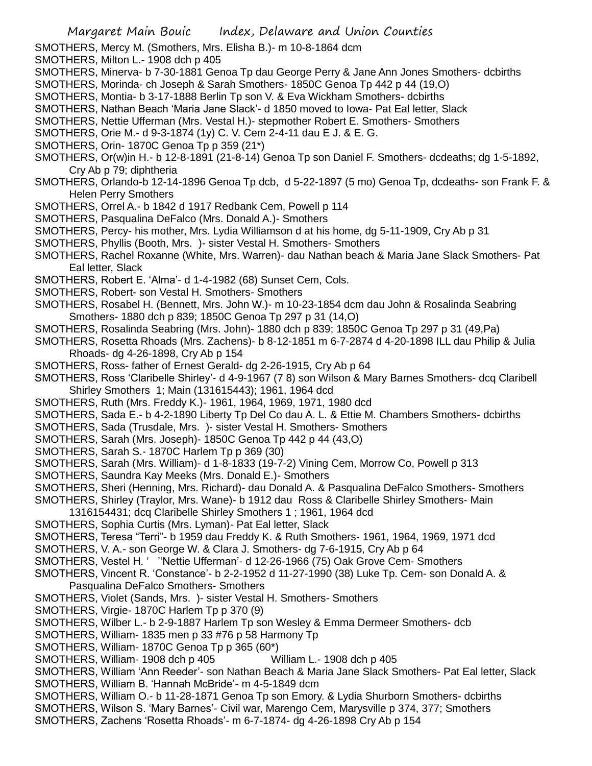SMOTHERS, Mercy M. (Smothers, Mrs. Elisha B.)- m 10-8-1864 dcm

SMOTHERS, Milton L.- 1908 dch p 405

SMOTHERS, Minerva- b 7-30-1881 Genoa Tp dau George Perry & Jane Ann Jones Smothers- dcbirths

SMOTHERS, Morinda- ch Joseph & Sarah Smothers- 1850C Genoa Tp 442 p 44 (19,O)

SMOTHERS, Montia- b 3-17-1888 Berlin Tp son V. & Eva Wickham Smothers- dcbirths

SMOTHERS, Nathan Beach 'Maria Jane Slack'- d 1850 moved to Iowa- Pat Eal letter, Slack

SMOTHERS, Nettie Ufferman (Mrs. Vestal H.)- stepmother Robert E. Smothers- Smothers

SMOTHERS, Orie M.- d 9-3-1874 (1y) C. V. Cem 2-4-11 dau E J. & E. G.

SMOTHERS, Orin- 1870C Genoa Tp p 359 (21*)

SMOTHERS, Or(w)in H.- b 12-8-1891 (21-8-14) Genoa Tp son Daniel F. Smothers- dcdeaths; dg 1-5-1892, Cry Ab p 79; diphtheria

SMOTHERS, Orlando-b 12-14-1896 Genoa Tp dcb, d 5-22-1897 (5 mo) Genoa Tp, dcdeaths- son Frank F. & Helen Perry Smothers

SMOTHERS, Orrel A.- b 1842 d 1917 Redbank Cem, Powell p 114

SMOTHERS, Pasqualina DeFalco (Mrs. Donald A.)- Smothers

SMOTHERS, Percy- his mother, Mrs. Lydia Williamson d at his home, dg 5-11-1909, Cry Ab p 31

SMOTHERS, Phyllis (Booth, Mrs. )- sister Vestal H. Smothers- Smothers

SMOTHERS, Rachel Roxanne (White, Mrs. Warren)- dau Nathan beach & Maria Jane Slack Smothers- Pat Eal letter, Slack

SMOTHERS, Robert E. 'Alma'- d 1-4-1982 (68) Sunset Cem, Cols.

SMOTHERS, Robert- son Vestal H. Smothers- Smothers

SMOTHERS, Rosabel H. (Bennett, Mrs. John W.)- m 10-23-1854 dcm dau John & Rosalinda Seabring Smothers- 1880 dch p 839; 1850C Genoa Tp 297 p 31 (14,O)

SMOTHERS, Rosalinda Seabring (Mrs. John)- 1880 dch p 839; 1850C Genoa Tp 297 p 31 (49,Pa)

SMOTHERS, Rosetta Rhoads (Mrs. Zachens)- b 8-12-1851 m 6-7-2874 d 4-20-1898 ILL dau Philip & Julia Rhoads- dg 4-26-1898, Cry Ab p 154

SMOTHERS, Ross- father of Ernest Gerald- dg 2-26-1915, Cry Ab p 64

SMOTHERS, Ross 'Claribelle Shirley'- d 4-9-1967 (7 8) son Wilson & Mary Barnes Smothers- dcq Claribell Shirley Smothers 1; Main (131615443); 1961, 1964 dcd

SMOTHERS, Ruth (Mrs. Freddy K.)- 1961, 1964, 1969, 1971, 1980 dcd

SMOTHERS, Sada E.- b 4-2-1890 Liberty Tp Del Co dau A. L. & Ettie M. Chambers Smothers- dcbirths

SMOTHERS, Sada (Trusdale, Mrs. )- sister Vestal H. Smothers- Smothers

SMOTHERS, Sarah (Mrs. Joseph)- 1850C Genoa Tp 442 p 44 (43,O)

SMOTHERS, Sarah S.- 1870C Harlem Tp p 369 (30)

SMOTHERS, Sarah (Mrs. William)- d 1-8-1833 (19-7-2) Vining Cem, Morrow Co, Powell p 313

SMOTHERS, Saundra Kay Meeks (Mrs. Donald E.)- Smothers

SMOTHERS, Sheri (Henning, Mrs. Richard)- dau Donald A. & Pasqualina DeFalco Smothers- Smothers

SMOTHERS, Shirley (Traylor, Mrs. Wane)- b 1912 dau Ross & Claribelle Shirley Smothers- Main 1316154431; dcq Claribelle Shirley Smothers 1 ; 1961, 1964 dcd

SMOTHERS, Sophia Curtis (Mrs. Lyman)- Pat Eal letter, Slack

SMOTHERS, Teresa "Terri"- b 1959 dau Freddy K. & Ruth Smothers- 1961, 1964, 1969, 1971 dcd

SMOTHERS, V. A.- son George W. & Clara J. Smothers- dg 7-6-1915, Cry Ab p 64

SMOTHERS, Vestel H. ' ''Nettie Ufferman'- d 12-26-1966 (75) Oak Grove Cem- Smothers

SMOTHERS, Vincent R. 'Constance'- b 2-2-1952 d 11-27-1990 (38) Luke Tp. Cem- son Donald A. & Pasqualina DeFalco Smothers- Smothers

SMOTHERS, Violet (Sands, Mrs. )- sister Vestal H. Smothers- Smothers

SMOTHERS, Virgie- 1870C Harlem Tp p 370 (9)

SMOTHERS, Wilber L.- b 2-9-1887 Harlem Tp son Wesley & Emma Dermeer Smothers- dcb

SMOTHERS, William- 1835 men p 33 #76 p 58 Harmony Tp

SMOTHERS, William- 1870C Genoa Tp p 365 (60*)

SMOTHERS, William- 1908 dch p 405 William L.- 1908 dch p 405

SMOTHERS, William 'Ann Reeder'- son Nathan Beach & Maria Jane Slack Smothers- Pat Eal letter, Slack

SMOTHERS, William B. 'Hannah McBride'- m 4-5-1849 dcm

SMOTHERS, William O.- b 11-28-1871 Genoa Tp son Emory. & Lydia Shurborn Smothers- dcbirths

SMOTHERS, Wilson S. 'Mary Barnes'- Civil war, Marengo Cem, Marysville p 374, 377; Smothers

SMOTHERS, Zachens 'Rosetta Rhoads'- m 6-7-1874- dg 4-26-1898 Cry Ab p 154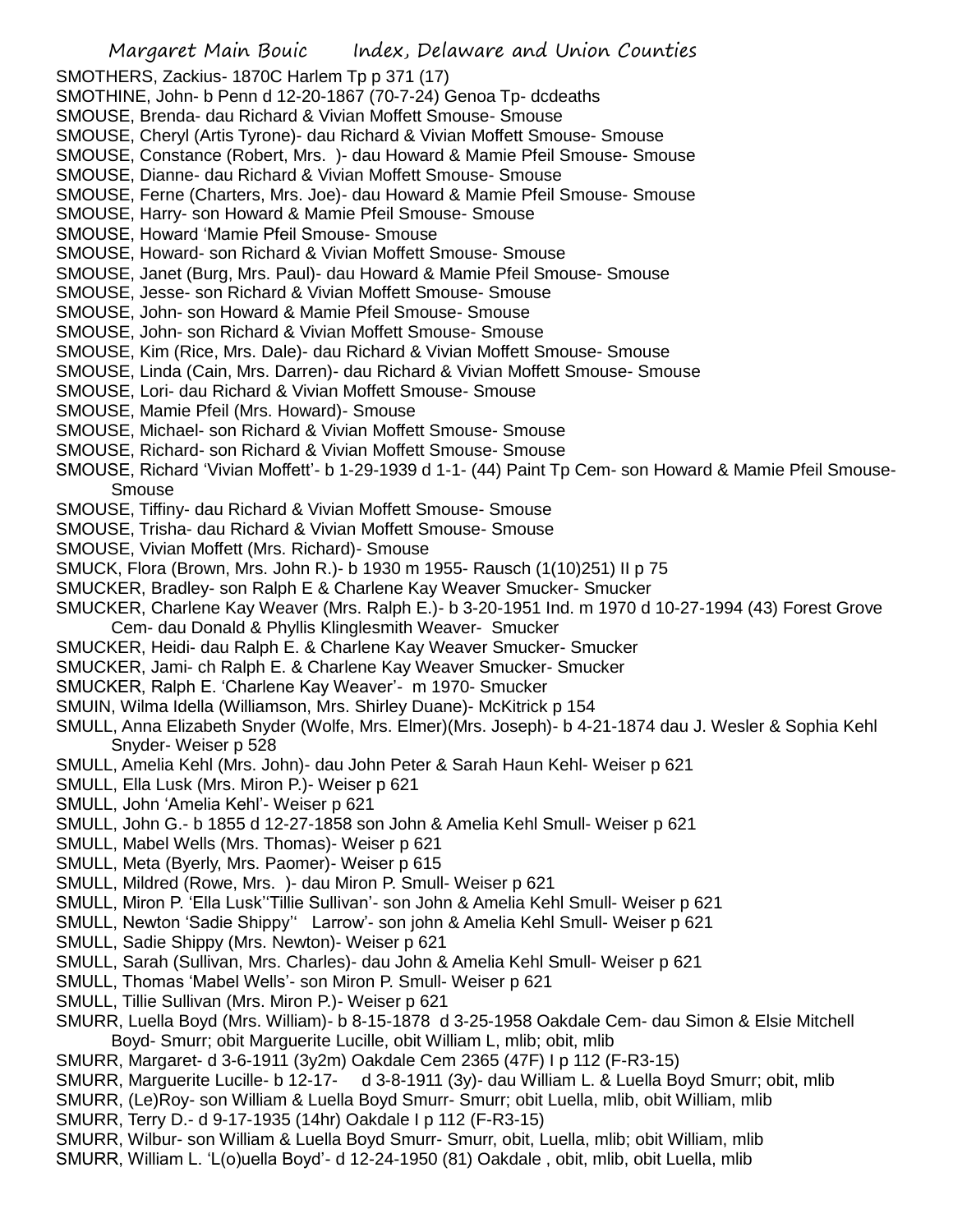SMOTHERS, Zackius- 1870C Harlem Tp p 371 (17)
SMOTHINE, John- b Penn d 12-20-1867 (70-7-24) Genoa Tp- dcdeaths
SMOUSE, Brenda- dau Richard & Vivian Moffett Smouse- Smouse
SMOUSE, Cheryl (Artis Tyrone)- dau Richard & Vivian Moffett Smouse- Smouse
SMOUSE, Constance (Robert, Mrs. )- dau Howard & Mamie Pfeil Smouse- Smouse
SMOUSE, Dianne- dau Richard & Vivian Moffett Smouse- Smouse
SMOUSE, Ferne (Charters, Mrs. Joe)- dau Howard & Mamie Pfeil Smouse- Smouse
SMOUSE, Harry- son Howard & Mamie Pfeil Smouse- Smouse
SMOUSE, Howard 'Mamie Pfeil Smouse- Smouse
SMOUSE, Howard- son Richard & Vivian Moffett Smouse- Smouse
SMOUSE, Janet (Burg, Mrs. Paul)- dau Howard & Mamie Pfeil Smouse- Smouse
SMOUSE, Jesse- son Richard & Vivian Moffett Smouse- Smouse
SMOUSE, John- son Howard & Mamie Pfeil Smouse- Smouse
SMOUSE, John- son Richard & Vivian Moffett Smouse- Smouse
SMOUSE, Kim (Rice, Mrs. Dale)- dau Richard & Vivian Moffett Smouse- Smouse
SMOUSE, Linda (Cain, Mrs. Darren)- dau Richard & Vivian Moffett Smouse- Smouse
SMOUSE, Lori- dau Richard & Vivian Moffett Smouse- Smouse
SMOUSE, Mamie Pfeil (Mrs. Howard)- Smouse
SMOUSE, Michael- son Richard & Vivian Moffett Smouse- Smouse
SMOUSE, Richard- son Richard & Vivian Moffett Smouse- Smouse
SMOUSE, Richard 'Vivian Moffett'- b 1-29-1939 d 1-1- (44) Paint Tp Cem- son Howard & Mamie Pfeil Smouse- Smouse
SMOUSE, Tiffiny- dau Richard & Vivian Moffett Smouse- Smouse
SMOUSE, Trisha- dau Richard & Vivian Moffett Smouse- Smouse
SMOUSE, Vivian Moffett (Mrs. Richard)- Smouse
SMUCK, Flora (Brown, Mrs. John R.)- b 1930 m 1955- Rausch (1(10)251) II p 75
SMUCKER, Bradley- son Ralph E & Charlene Kay Weaver Smucker- Smucker
SMUCKER, Charlene Kay Weaver (Mrs. Ralph E.)- b 3-20-1951 Ind. m 1970 d 10-27-1994 (43) Forest Grove Cem- dau Donald & Phyllis Klinglesmith Weaver- Smucker
SMUCKER, Heidi- dau Ralph E. & Charlene Kay Weaver Smucker- Smucker
SMUCKER, Jami- ch Ralph E. & Charlene Kay Weaver Smucker- Smucker
SMUCKER, Ralph E. 'Charlene Kay Weaver'- m 1970- Smucker
SMUIN, Wilma Idella (Williamson, Mrs. Shirley Duane)- McKitrick p 154
SMULL, Anna Elizabeth Snyder (Wolfe, Mrs. Elmer)(Mrs. Joseph)- b 4-21-1874 dau J. Wesler & Sophia Kehl Snyder- Weiser p 528
SMULL, Amelia Kehl (Mrs. John)- dau John Peter & Sarah Haun Kehl- Weiser p 621
SMULL, Ella Lusk (Mrs. Miron P.)- Weiser p 621
SMULL, John 'Amelia Kehl'- Weiser p 621
SMULL, John G.- b 1855 d 12-27-1858 son John & Amelia Kehl Smull- Weiser p 621
SMULL, Mabel Wells (Mrs. Thomas)- Weiser p 621
SMULL, Meta (Byerly, Mrs. Paomer)- Weiser p 615
SMULL, Mildred (Rowe, Mrs. )- dau Miron P. Smull- Weiser p 621
SMULL, Miron P. 'Ella Lusk''Tillie Sullivan'- son John & Amelia Kehl Smull- Weiser p 621
SMULL, Newton 'Sadie Shippy'' Larrow'- son john & Amelia Kehl Smull- Weiser p 621
SMULL, Sadie Shippy (Mrs. Newton)- Weiser p 621
SMULL, Sarah (Sullivan, Mrs. Charles)- dau John & Amelia Kehl Smull- Weiser p 621
SMULL, Thomas 'Mabel Wells'- son Miron P. Smull- Weiser p 621
SMULL, Tillie Sullivan (Mrs. Miron P.)- Weiser p 621
SMURR, Luella Boyd (Mrs. William)- b 8-15-1878 d 3-25-1958 Oakdale Cem- dau Simon & Elsie Mitchell Boyd- Smurr; obit Marguerite Lucille, obit William L, mlib; obit, mlib
SMURR, Margaret- d 3-6-1911 (3y2m) Oakdale Cem 2365 (47F) I p 112 (F-R3-15)
SMURR, Marguerite Lucille- b 12-17- d 3-8-1911 (3y)- dau William L. & Luella Boyd Smurr; obit, mlib
SMURR, (Le)Roy- son William & Luella Boyd Smurr- Smurr; obit Luella, mlib, obit William, mlib
SMURR, Terry D.- d 9-17-1935 (14hr) Oakdale I p 112 (F-R3-15)
SMURR, Wilbur- son William & Luella Boyd Smurr- Smurr, obit, Luella, mlib; obit William, mlib
SMURR, William L. 'L(o)uella Boyd'- d 12-24-1950 (81) Oakdale , obit, mlib, obit Luella, mlib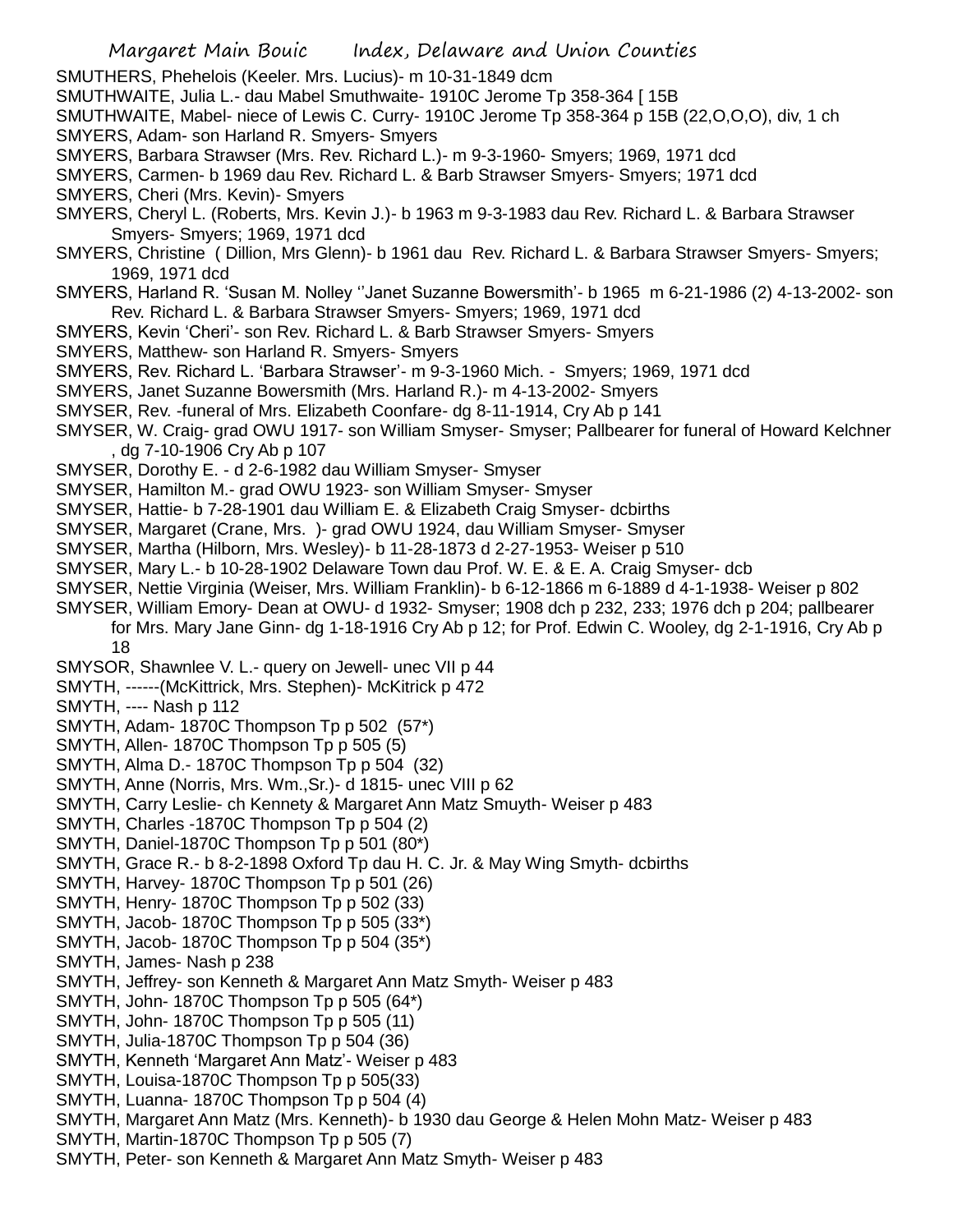SMUTHERS, Phehelois (Keeler. Mrs. Lucius)- m 10-31-1849 dcm

SMUTHWAITE, Julia L.- dau Mabel Smuthwaite- 1910C Jerome Tp 358-364 [ 15B

SMUTHWAITE, Mabel- niece of Lewis C. Curry- 1910C Jerome Tp 358-364 p 15B (22,O,O,O), div, 1 ch

SMYERS, Adam- son Harland R. Smyers- Smyers

SMYERS, Barbara Strawser (Mrs. Rev. Richard L.)- m 9-3-1960- Smyers; 1969, 1971 dcd

SMYERS, Carmen- b 1969 dau Rev. Richard L. & Barb Strawser Smyers- Smyers; 1971 dcd

SMYERS, Cheri (Mrs. Kevin)- Smyers

SMYERS, Cheryl L. (Roberts, Mrs. Kevin J.)- b 1963 m 9-3-1983 dau Rev. Richard L. & Barbara Strawser Smyers- Smyers; 1969, 1971 dcd

SMYERS, Christine ( Dillion, Mrs Glenn)- b 1961 dau Rev. Richard L. & Barbara Strawser Smyers- Smyers; 1969, 1971 dcd

SMYERS, Harland R. 'Susan M. Nolley ''Janet Suzanne Bowersmith'- b 1965 m 6-21-1986 (2) 4-13-2002- son Rev. Richard L. & Barbara Strawser Smyers- Smyers; 1969, 1971 dcd

SMYERS, Kevin 'Cheri'- son Rev. Richard L. & Barb Strawser Smyers- Smyers

SMYERS, Matthew- son Harland R. Smyers- Smyers

SMYERS, Rev. Richard L. 'Barbara Strawser'- m 9-3-1960 Mich. - Smyers; 1969, 1971 dcd

SMYERS, Janet Suzanne Bowersmith (Mrs. Harland R.)- m 4-13-2002- Smyers

SMYSER, Rev. -funeral of Mrs. Elizabeth Coonfare- dg 8-11-1914, Cry Ab p 141

SMYSER, W. Craig- grad OWU 1917- son William Smyser- Smyser; Pallbearer for funeral of Howard Kelchner , dg 7-10-1906 Cry Ab p 107

SMYSER, Dorothy E. - d 2-6-1982 dau William Smyser- Smyser

SMYSER, Hamilton M.- grad OWU 1923- son William Smyser- Smyser

SMYSER, Hattie- b 7-28-1901 dau William E. & Elizabeth Craig Smyser- dcbirths

SMYSER, Margaret (Crane, Mrs. )- grad OWU 1924, dau William Smyser- Smyser

SMYSER, Martha (Hilborn, Mrs. Wesley)- b 11-28-1873 d 2-27-1953- Weiser p 510

SMYSER, Mary L.- b 10-28-1902 Delaware Town dau Prof. W. E. & E. A. Craig Smyser- dcb

SMYSER, Nettie Virginia (Weiser, Mrs. William Franklin)- b 6-12-1866 m 6-1889 d 4-1-1938- Weiser p 802

SMYSER, William Emory- Dean at OWU- d 1932- Smyser; 1908 dch p 232, 233; 1976 dch p 204; pallbearer for Mrs. Mary Jane Ginn- dg 1-18-1916 Cry Ab p 12; for Prof. Edwin C. Wooley, dg 2-1-1916, Cry Ab p 18

SMYSOR, Shawnlee V. L.- query on Jewell- unec VII p 44

SMYTH, ------(McKittrick, Mrs. Stephen)- McKitrick p 472

SMYTH, ---- Nash p 112

SMYTH, Adam- 1870C Thompson Tp p 502 (57*)

SMYTH, Allen- 1870C Thompson Tp p 505 (5)

SMYTH, Alma D.- 1870C Thompson Tp p 504 (32)

SMYTH, Anne (Norris, Mrs. Wm.,Sr.)- d 1815- unec VIII p 62

SMYTH, Carry Leslie- ch Kennety & Margaret Ann Matz Smuyth- Weiser p 483

SMYTH, Charles -1870C Thompson Tp p 504 (2)

SMYTH, Daniel-1870C Thompson Tp p 501 (80*)

SMYTH, Grace R.- b 8-2-1898 Oxford Tp dau H. C. Jr. & May Wing Smyth- dcbirths

SMYTH, Harvey- 1870C Thompson Tp p 501 (26)

SMYTH, Henry- 1870C Thompson Tp p 502 (33)

SMYTH, Jacob- 1870C Thompson Tp p 505 (33*)

SMYTH, Jacob- 1870C Thompson Tp p 504 (35*)

SMYTH, James- Nash p 238

SMYTH, Jeffrey- son Kenneth & Margaret Ann Matz Smyth- Weiser p 483

SMYTH, John- 1870C Thompson Tp p 505 (64*)

SMYTH, John- 1870C Thompson Tp p 505 (11)

SMYTH, Julia-1870C Thompson Tp p 504 (36)

SMYTH, Kenneth 'Margaret Ann Matz'- Weiser p 483

SMYTH, Louisa-1870C Thompson Tp p 505(33)

SMYTH, Luanna- 1870C Thompson Tp p 504 (4)

SMYTH, Margaret Ann Matz (Mrs. Kenneth)- b 1930 dau George & Helen Mohn Matz- Weiser p 483

SMYTH, Martin-1870C Thompson Tp p 505 (7)

SMYTH, Peter- son Kenneth & Margaret Ann Matz Smyth- Weiser p 483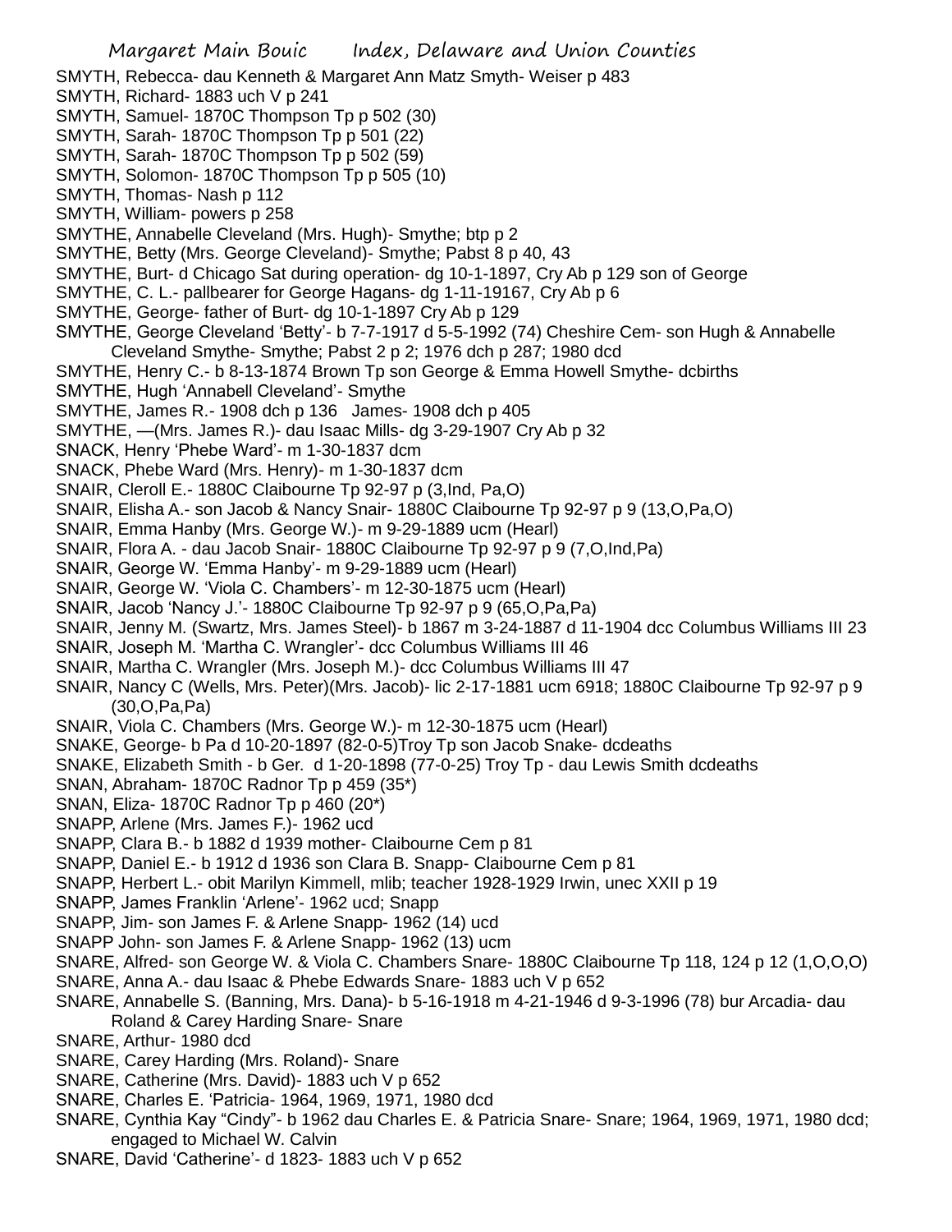SMYTH, Rebecca- dau Kenneth & Margaret Ann Matz Smyth- Weiser p 483
SMYTH, Richard- 1883 uch V p 241
SMYTH, Samuel- 1870C Thompson Tp p 502 (30)
SMYTH, Sarah- 1870C Thompson Tp p 501 (22)
SMYTH, Sarah- 1870C Thompson Tp p 502 (59)
SMYTH, Solomon- 1870C Thompson Tp p 505 (10)
SMYTH, Thomas- Nash p 112
SMYTH, William- powers p 258
SMYTHE, Annabelle Cleveland (Mrs. Hugh)- Smythe; btp p 2
SMYTHE, Betty (Mrs. George Cleveland)- Smythe; Pabst 8 p 40, 43
SMYTHE, Burt- d Chicago Sat during operation- dg 10-1-1897, Cry Ab p 129 son of George
SMYTHE, C. L.- pallbearer for George Hagans- dg 1-11-19167, Cry Ab p 6
SMYTHE, George- father of Burt- dg 10-1-1897 Cry Ab p 129
SMYTHE, George Cleveland 'Betty'- b 7-7-1917 d 5-5-1992 (74) Cheshire Cem- son Hugh & Annabelle Cleveland Smythe- Smythe; Pabst 2 p 2; 1976 dch p 287; 1980 dcd
SMYTHE, Henry C.- b 8-13-1874 Brown Tp son George & Emma Howell Smythe- dcbirths
SMYTHE, Hugh 'Annabell Cleveland'- Smythe
SMYTHE, James R.- 1908 dch p 136 James- 1908 dch p 405
SMYTHE, —(Mrs. James R.)- dau Isaac Mills- dg 3-29-1907 Cry Ab p 32
SNACK, Henry 'Phebe Ward'- m 1-30-1837 dcm
SNACK, Phebe Ward (Mrs. Henry)- m 1-30-1837 dcm
SNAIR, Cleroll E.- 1880C Claibourne Tp 92-97 p (3,Ind, Pa,O)
SNAIR, Elisha A.- son Jacob & Nancy Snair- 1880C Claibourne Tp 92-97 p 9 (13,O,Pa,O)
SNAIR, Emma Hanby (Mrs. George W.)- m 9-29-1889 ucm (Hearl)
SNAIR, Flora A. - dau Jacob Snair- 1880C Claibourne Tp 92-97 p 9 (7,O,Ind,Pa)
SNAIR, George W. 'Emma Hanby'- m 9-29-1889 ucm (Hearl)
SNAIR, George W. 'Viola C. Chambers'- m 12-30-1875 ucm (Hearl)
SNAIR, Jacob 'Nancy J.'- 1880C Claibourne Tp 92-97 p 9 (65,O,Pa,Pa)
SNAIR, Jenny M. (Swartz, Mrs. James Steel)- b 1867 m 3-24-1887 d 11-1904 dcc Columbus Williams III 23
SNAIR, Joseph M. 'Martha C. Wrangler'- dcc Columbus Williams III 46
SNAIR, Martha C. Wrangler (Mrs. Joseph M.)- dcc Columbus Williams III 47
SNAIR, Nancy C (Wells, Mrs. Peter)(Mrs. Jacob)- lic 2-17-1881 ucm 6918; 1880C Claibourne Tp 92-97 p 9 (30,O,Pa,Pa)
SNAIR, Viola C. Chambers (Mrs. George W.)- m 12-30-1875 ucm (Hearl)
SNAKE, George- b Pa d 10-20-1897 (82-0-5)Troy Tp son Jacob Snake- dcdeaths
SNAKE, Elizabeth Smith - b Ger. d 1-20-1898 (77-0-25) Troy Tp - dau Lewis Smith dcdeaths
SNAN, Abraham- 1870C Radnor Tp p 459 (35*)
SNAN, Eliza- 1870C Radnor Tp p 460 (20*)
SNAPP, Arlene (Mrs. James F.)- 1962 ucd
SNAPP, Clara B.- b 1882 d 1939 mother- Claibourne Cem p 81
SNAPP, Daniel E.- b 1912 d 1936 son Clara B. Snapp- Claibourne Cem p 81
SNAPP, Herbert L.- obit Marilyn Kimmell, mlib; teacher 1928-1929 Irwin, unec XXII p 19
SNAPP, James Franklin 'Arlene'- 1962 ucd; Snapp
SNAPP, Jim- son James F. & Arlene Snapp- 1962 (14) ucd
SNAPP John- son James F. & Arlene Snapp- 1962 (13) ucm
SNARE, Alfred- son George W. & Viola C. Chambers Snare- 1880C Claibourne Tp 118, 124 p 12 (1,O,O,O)
SNARE, Anna A.- dau Isaac & Phebe Edwards Snare- 1883 uch V p 652
SNARE, Annabelle S. (Banning, Mrs. Dana)- b 5-16-1918 m 4-21-1946 d 9-3-1996 (78) bur Arcadia- dau Roland & Carey Harding Snare- Snare
SNARE, Arthur- 1980 dcd
SNARE, Carey Harding (Mrs. Roland)- Snare
SNARE, Catherine (Mrs. David)- 1883 uch V p 652
SNARE, Charles E. 'Patricia- 1964, 1969, 1971, 1980 dcd
SNARE, Cynthia Kay "Cindy"- b 1962 dau Charles E. & Patricia Snare- Snare; 1964, 1969, 1971, 1980 dcd; engaged to Michael W. Calvin
SNARE, David 'Catherine'- d 1823- 1883 uch V p 652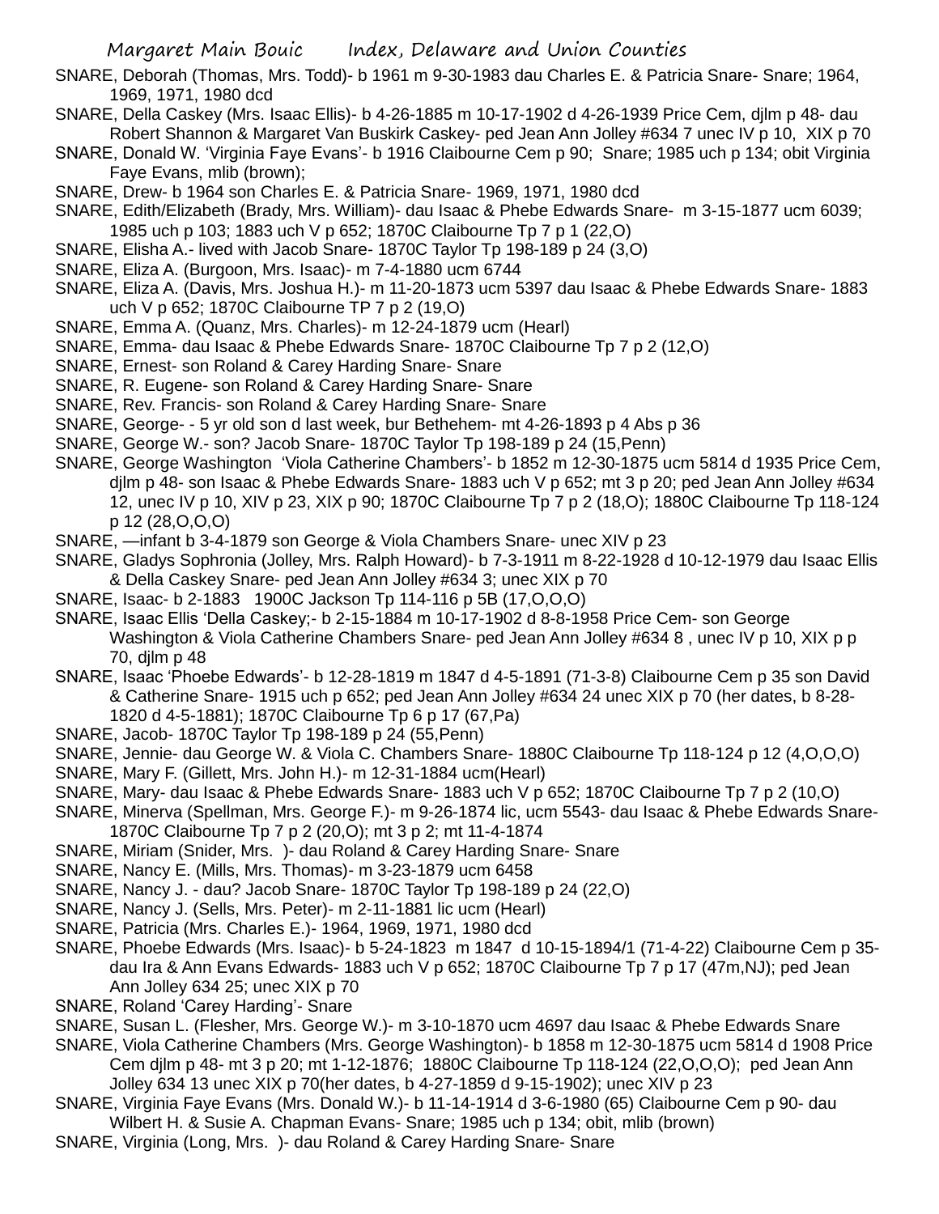SNARE, Deborah (Thomas, Mrs. Todd)- b 1961 m 9-30-1983 dau Charles E. & Patricia Snare- Snare; 1964, 1969, 1971, 1980 dcd

SNARE, Della Caskey (Mrs. Isaac Ellis)- b 4-26-1885 m 10-17-1902 d 4-26-1939 Price Cem, djlm p 48- dau Robert Shannon & Margaret Van Buskirk Caskey- ped Jean Ann Jolley #634 7 unec IV p 10, XIX p 70

SNARE, Donald W. 'Virginia Faye Evans'- b 1916 Claibourne Cem p 90; Snare; 1985 uch p 134; obit Virginia Faye Evans, mlib (brown);

SNARE, Drew- b 1964 son Charles E. & Patricia Snare- 1969, 1971, 1980 dcd

SNARE, Edith/Elizabeth (Brady, Mrs. William)- dau Isaac & Phebe Edwards Snare- m 3-15-1877 ucm 6039; 1985 uch p 103; 1883 uch V p 652; 1870C Claibourne Tp 7 p 1 (22,O)

SNARE, Elisha A.- lived with Jacob Snare- 1870C Taylor Tp 198-189 p 24 (3,O)

SNARE, Eliza A. (Burgoon, Mrs. Isaac)- m 7-4-1880 ucm 6744

SNARE, Eliza A. (Davis, Mrs. Joshua H.)- m 11-20-1873 ucm 5397 dau Isaac & Phebe Edwards Snare- 1883 uch V p 652; 1870C Claibourne TP 7 p 2 (19,O)

SNARE, Emma A. (Quanz, Mrs. Charles)- m 12-24-1879 ucm (Hearl)

SNARE, Emma- dau Isaac & Phebe Edwards Snare- 1870C Claibourne Tp 7 p 2 (12,O)

SNARE, Ernest- son Roland & Carey Harding Snare- Snare

SNARE, R. Eugene- son Roland & Carey Harding Snare- Snare

SNARE, Rev. Francis- son Roland & Carey Harding Snare- Snare

SNARE, George- - 5 yr old son d last week, bur Bethehem- mt 4-26-1893 p 4 Abs p 36

SNARE, George W.- son? Jacob Snare- 1870C Taylor Tp 198-189 p 24 (15,Penn)

SNARE, George Washington 'Viola Catherine Chambers'- b 1852 m 12-30-1875 ucm 5814 d 1935 Price Cem, djlm p 48- son Isaac & Phebe Edwards Snare- 1883 uch V p 652; mt 3 p 20; ped Jean Ann Jolley #634 12, unec IV p 10, XIV p 23, XIX p 90; 1870C Claibourne Tp 7 p 2 (18,O); 1880C Claibourne Tp 118-124 p 12 (28,O,O,O)

SNARE, —infant b 3-4-1879 son George & Viola Chambers Snare- unec XIV p 23

SNARE, Gladys Sophronia (Jolley, Mrs. Ralph Howard)- b 7-3-1911 m 8-22-1928 d 10-12-1979 dau Isaac Ellis & Della Caskey Snare- ped Jean Ann Jolley #634 3; unec XIX p 70

SNARE, Isaac- b 2-1883 1900C Jackson Tp 114-116 p 5B (17,O,O,O)

SNARE, Isaac Ellis 'Della Caskey;- b 2-15-1884 m 10-17-1902 d 8-8-1958 Price Cem- son George Washington & Viola Catherine Chambers Snare- ped Jean Ann Jolley #634 8 , unec IV p 10, XIX p p 70, djlm p 48

SNARE, Isaac 'Phoebe Edwards'- b 12-28-1819 m 1847 d 4-5-1891 (71-3-8) Claibourne Cem p 35 son David & Catherine Snare- 1915 uch p 652; ped Jean Ann Jolley #634 24 unec XIX p 70 (her dates, b 8-28-1820 d 4-5-1881); 1870C Claibourne Tp 6 p 17 (67,Pa)

SNARE, Jacob- 1870C Taylor Tp 198-189 p 24 (55,Penn)

SNARE, Jennie- dau George W. & Viola C. Chambers Snare- 1880C Claibourne Tp 118-124 p 12 (4,O,O,O)

SNARE, Mary F. (Gillett, Mrs. John H.)- m 12-31-1884 ucm(Hearl)

SNARE, Mary- dau Isaac & Phebe Edwards Snare- 1883 uch V p 652; 1870C Claibourne Tp 7 p 2 (10,O)

SNARE, Minerva (Spellman, Mrs. George F.)- m 9-26-1874 lic, ucm 5543- dau Isaac & Phebe Edwards Snare- 1870C Claibourne Tp 7 p 2 (20,O); mt 3 p 2; mt 11-4-1874

SNARE, Miriam (Snider, Mrs. )- dau Roland & Carey Harding Snare- Snare

SNARE, Nancy E. (Mills, Mrs. Thomas)- m 3-23-1879 ucm 6458

SNARE, Nancy J. - dau? Jacob Snare- 1870C Taylor Tp 198-189 p 24 (22,O)

SNARE, Nancy J. (Sells, Mrs. Peter)- m 2-11-1881 lic ucm (Hearl)

SNARE, Patricia (Mrs. Charles E.)- 1964, 1969, 1971, 1980 dcd

SNARE, Phoebe Edwards (Mrs. Isaac)- b 5-24-1823 m 1847 d 10-15-1894/1 (71-4-22) Claibourne Cem p 35- dau Ira & Ann Evans Edwards- 1883 uch V p 652; 1870C Claibourne Tp 7 p 17 (47m,NJ); ped Jean Ann Jolley 634 25; unec XIX p 70

SNARE, Roland 'Carey Harding'- Snare

SNARE, Susan L. (Flesher, Mrs. George W.)- m 3-10-1870 ucm 4697 dau Isaac & Phebe Edwards Snare

SNARE, Viola Catherine Chambers (Mrs. George Washington)- b 1858 m 12-30-1875 ucm 5814 d 1908 Price Cem djlm p 48- mt 3 p 20; mt 1-12-1876; 1880C Claibourne Tp 118-124 (22,O,O,O); ped Jean Ann Jolley 634 13 unec XIX p 70(her dates, b 4-27-1859 d 9-15-1902); unec XIV p 23

SNARE, Virginia Faye Evans (Mrs. Donald W.)- b 11-14-1914 d 3-6-1980 (65) Claibourne Cem p 90- dau Wilbert H. & Susie A. Chapman Evans- Snare; 1985 uch p 134; obit, mlib (brown)

SNARE, Virginia (Long, Mrs. )- dau Roland & Carey Harding Snare- Snare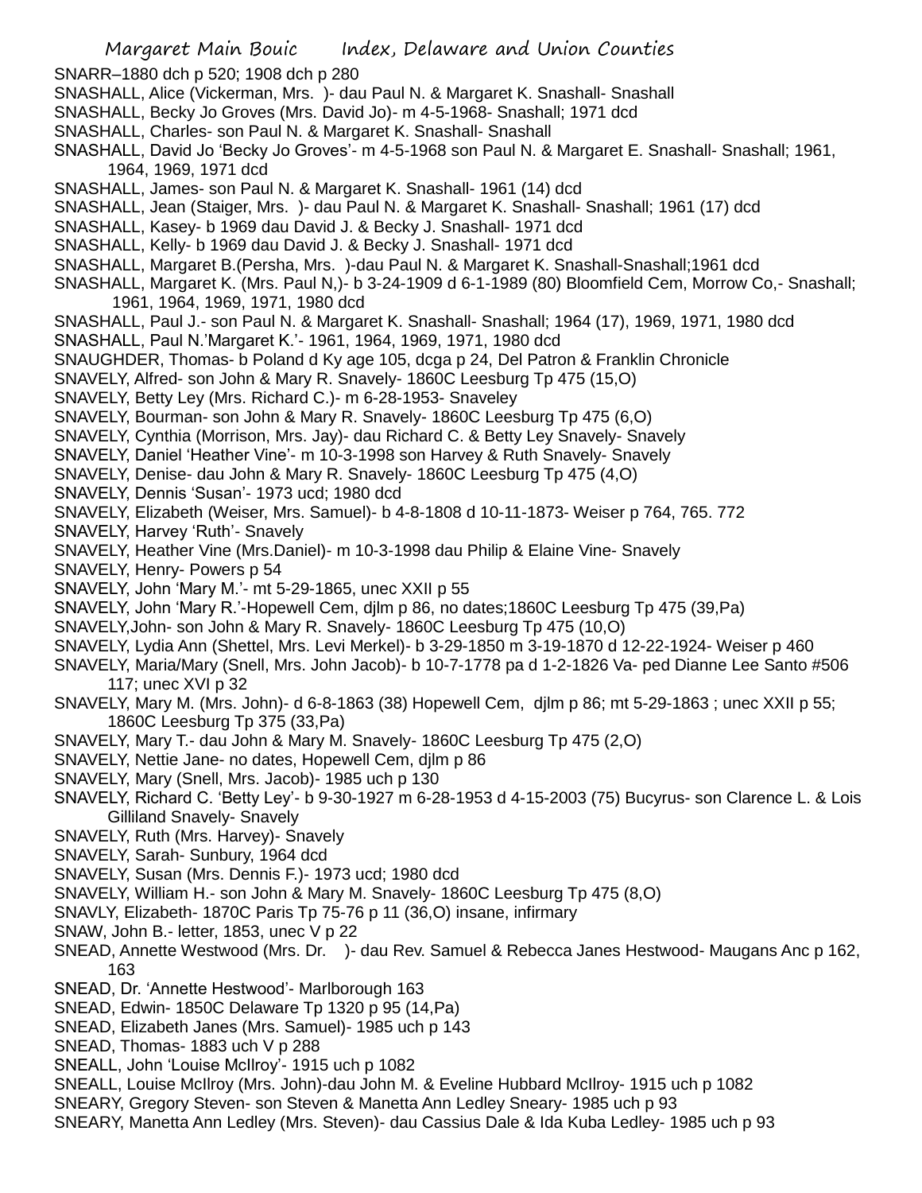SNARR–1880 dch p 520; 1908 dch p 280

SNASHALL, Alice (Vickerman, Mrs. )- dau Paul N. & Margaret K. Snashall- Snashall

SNASHALL, Becky Jo Groves (Mrs. David Jo)- m 4-5-1968- Snashall; 1971 dcd

SNASHALL, Charles- son Paul N. & Margaret K. Snashall- Snashall

SNASHALL, David Jo 'Becky Jo Groves'- m 4-5-1968 son Paul N. & Margaret E. Snashall- Snashall; 1961, 1964, 1969, 1971 dcd

SNASHALL, James- son Paul N. & Margaret K. Snashall- 1961 (14) dcd

SNASHALL, Jean (Staiger, Mrs. )- dau Paul N. & Margaret K. Snashall- Snashall; 1961 (17) dcd

SNASHALL, Kasey- b 1969 dau David J. & Becky J. Snashall- 1971 dcd

SNASHALL, Kelly- b 1969 dau David J. & Becky J. Snashall- 1971 dcd

SNASHALL, Margaret B.(Persha, Mrs. )-dau Paul N. & Margaret K. Snashall-Snashall;1961 dcd

SNASHALL, Margaret K. (Mrs. Paul N,)- b 3-24-1909 d 6-1-1989 (80) Bloomfield Cem, Morrow Co,- Snashall; 1961, 1964, 1969, 1971, 1980 dcd

SNASHALL, Paul J.- son Paul N. & Margaret K. Snashall- Snashall; 1964 (17), 1969, 1971, 1980 dcd

SNASHALL, Paul N.'Margaret K.'- 1961, 1964, 1969, 1971, 1980 dcd

SNAUGHDER, Thomas- b Poland d Ky age 105, dcga p 24, Del Patron & Franklin Chronicle

SNAVELY, Alfred- son John & Mary R. Snavely- 1860C Leesburg Tp 475 (15,O)

SNAVELY, Betty Ley (Mrs. Richard C.)- m 6-28-1953- Snaveley

SNAVELY, Bourman- son John & Mary R. Snavely- 1860C Leesburg Tp 475 (6,O)

SNAVELY, Cynthia (Morrison, Mrs. Jay)- dau Richard C. & Betty Ley Snavely- Snavely

SNAVELY, Daniel 'Heather Vine'- m 10-3-1998 son Harvey & Ruth Snavely- Snavely

SNAVELY, Denise- dau John & Mary R. Snavely- 1860C Leesburg Tp 475 (4,O)

SNAVELY, Dennis 'Susan'- 1973 ucd; 1980 dcd

SNAVELY, Elizabeth (Weiser, Mrs. Samuel)- b 4-8-1808 d 10-11-1873- Weiser p 764, 765. 772

SNAVELY, Harvey 'Ruth'- Snavely

SNAVELY, Heather Vine (Mrs.Daniel)- m 10-3-1998 dau Philip & Elaine Vine- Snavely

SNAVELY, Henry- Powers p 54

SNAVELY, John 'Mary M.'- mt 5-29-1865, unec XXII p 55

SNAVELY, John 'Mary R.'-Hopewell Cem, djlm p 86, no dates;1860C Leesburg Tp 475 (39,Pa)

SNAVELY,John- son John & Mary R. Snavely- 1860C Leesburg Tp 475 (10,O)

SNAVELY, Lydia Ann (Shettel, Mrs. Levi Merkel)- b 3-29-1850 m 3-19-1870 d 12-22-1924- Weiser p 460

SNAVELY, Maria/Mary (Snell, Mrs. John Jacob)- b 10-7-1778 pa d 1-2-1826 Va- ped Dianne Lee Santo #506 117; unec XVI p 32

SNAVELY, Mary M. (Mrs. John)- d 6-8-1863 (38) Hopewell Cem, djlm p 86; mt 5-29-1863 ; unec XXII p 55; 1860C Leesburg Tp 375 (33,Pa)

SNAVELY, Mary T.- dau John & Mary M. Snavely- 1860C Leesburg Tp 475 (2,O)

SNAVELY, Nettie Jane- no dates, Hopewell Cem, djlm p 86

SNAVELY, Mary (Snell, Mrs. Jacob)- 1985 uch p 130

SNAVELY, Richard C. 'Betty Ley'- b 9-30-1927 m 6-28-1953 d 4-15-2003 (75) Bucyrus- son Clarence L. & Lois Gilliland Snavely- Snavely

SNAVELY, Ruth (Mrs. Harvey)- Snavely

SNAVELY, Sarah- Sunbury, 1964 dcd

SNAVELY, Susan (Mrs. Dennis F.)- 1973 ucd; 1980 dcd

SNAVELY, William H.- son John & Mary M. Snavely- 1860C Leesburg Tp 475 (8,O)

SNAVLY, Elizabeth- 1870C Paris Tp 75-76 p 11 (36,O) insane, infirmary

SNAW, John B.- letter, 1853, unec V p 22

SNEAD, Annette Westwood (Mrs. Dr. )- dau Rev. Samuel & Rebecca Janes Hestwood- Maugans Anc p 162, 163

SNEAD, Dr. 'Annette Hestwood'- Marlborough 163

SNEAD, Edwin- 1850C Delaware Tp 1320 p 95 (14,Pa)

SNEAD, Elizabeth Janes (Mrs. Samuel)- 1985 uch p 143

SNEAD, Thomas- 1883 uch V p 288

SNEALL, John 'Louise McIlroy'- 1915 uch p 1082

SNEALL, Louise McIlroy (Mrs. John)-dau John M. & Eveline Hubbard McIlroy- 1915 uch p 1082

SNEARY, Gregory Steven- son Steven & Manetta Ann Ledley Sneary- 1985 uch p 93

SNEARY, Manetta Ann Ledley (Mrs. Steven)- dau Cassius Dale & Ida Kuba Ledley- 1985 uch p 93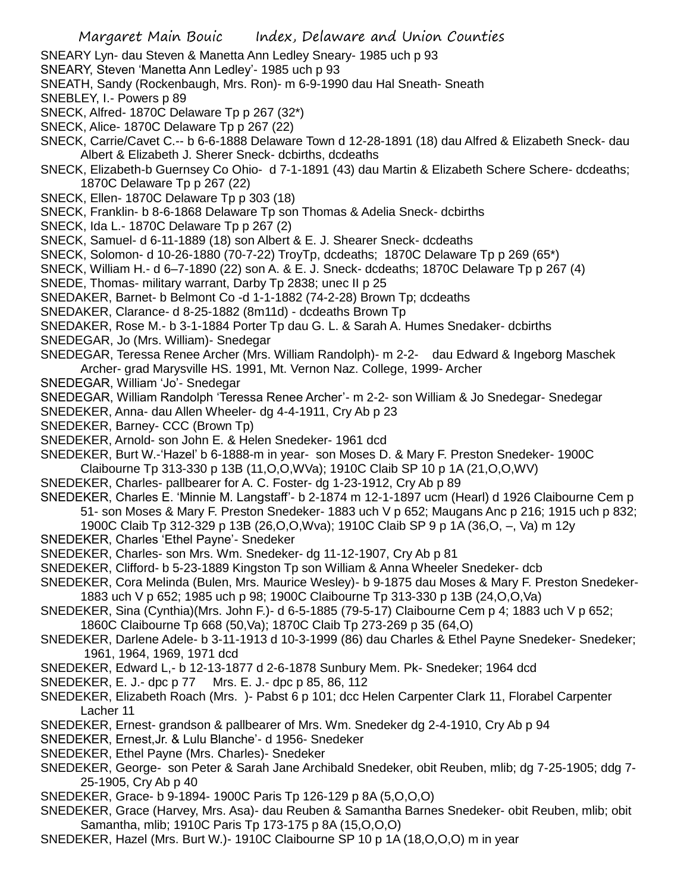SNEARY Lyn- dau Steven & Manetta Ann Ledley Sneary- 1985 uch p 93

SNEARY, Steven 'Manetta Ann Ledley'- 1985 uch p 93

SNEATH, Sandy (Rockenbaugh, Mrs. Ron)- m 6-9-1990 dau Hal Sneath- Sneath

SNEBLEY, I.- Powers p 89

SNECK, Alfred- 1870C Delaware Tp p 267 (32*)

SNECK, Alice- 1870C Delaware Tp p 267 (22)

SNECK, Carrie/Cavet C.-- b 6-6-1888 Delaware Town d 12-28-1891 (18) dau Alfred & Elizabeth Sneck- dau Albert & Elizabeth J. Sherer Sneck- dcbirths, dcdeaths

SNECK, Elizabeth-b Guernsey Co Ohio- d 7-1-1891 (43) dau Martin & Elizabeth Schere Schere- dcdeaths; 1870C Delaware Tp p 267 (22)

SNECK, Ellen- 1870C Delaware Tp p 303 (18)

SNECK, Franklin- b 8-6-1868 Delaware Tp son Thomas & Adelia Sneck- dcbirths

SNECK, Ida L.- 1870C Delaware Tp p 267 (2)

SNECK, Samuel- d 6-11-1889 (18) son Albert & E. J. Shearer Sneck- dcdeaths

SNECK, Solomon- d 10-26-1880 (70-7-22) TroyTp, dcdeaths; 1870C Delaware Tp p 269 (65*)

SNECK, William H.- d 6–7-1890 (22) son A. & E. J. Sneck- dcdeaths; 1870C Delaware Tp p 267 (4)

SNEDE, Thomas- military warrant, Darby Tp 2838; unec II p 25

SNEDAKER, Barnet- b Belmont Co -d 1-1-1882 (74-2-28) Brown Tp; dcdeaths

SNEDAKER, Clarance- d 8-25-1882 (8m11d) - dcdeaths Brown Tp

SNEDAKER, Rose M.- b 3-1-1884 Porter Tp dau G. L. & Sarah A. Humes Snedaker- dcbirths

SNEDEGAR, Jo (Mrs. William)- Snedegar

SNEDEGAR, Teressa Renee Archer (Mrs. William Randolph)- m 2-2- dau Edward & Ingeborg Maschek Archer- grad Marysville HS. 1991, Mt. Vernon Naz. College, 1999- Archer

SNEDEGAR, William 'Jo'- Snedegar

SNEDEGAR, William Randolph 'Teressa Renee Archer'- m 2-2- son William & Jo Snedegar- Snedegar

SNEDEKER, Anna- dau Allen Wheeler- dg 4-4-1911, Cry Ab p 23

SNEDEKER, Barney- CCC (Brown Tp)

SNEDEKER, Arnold- son John E. & Helen Snedeker- 1961 dcd

SNEDEKER, Burt W.-'Hazel' b 6-1888-m in year- son Moses D. & Mary F. Preston Snedeker- 1900C Claibourne Tp 313-330 p 13B (11,O,O,WVa); 1910C Claib SP 10 p 1A (21,O,O,WV)

SNEDEKER, Charles- pallbearer for A. C. Foster- dg 1-23-1912, Cry Ab p 89

SNEDEKER, Charles E. 'Minnie M. Langstaff'- b 2-1874 m 12-1-1897 ucm (Hearl) d 1926 Claibourne Cem p 51- son Moses & Mary F. Preston Snedeker- 1883 uch V p 652; Maugans Anc p 216; 1915 uch p 832; 1900C Claib Tp 312-329 p 13B (26,O,O,Wva); 1910C Claib SP 9 p 1A (36,O, –, Va) m 12y

SNEDEKER, Charles 'Ethel Payne'- Snedeker

SNEDEKER, Charles- son Mrs. Wm. Snedeker- dg 11-12-1907, Cry Ab p 81

SNEDEKER, Clifford- b 5-23-1889 Kingston Tp son William & Anna Wheeler Snedeker- dcb

SNEDEKER, Cora Melinda (Bulen, Mrs. Maurice Wesley)- b 9-1875 dau Moses & Mary F. Preston Snedeker- 1883 uch V p 652; 1985 uch p 98; 1900C Claibourne Tp 313-330 p 13B (24,O,O,Va)

SNEDEKER, Sina (Cynthia)(Mrs. John F.)- d 6-5-1885 (79-5-17) Claibourne Cem p 4; 1883 uch V p 652; 1860C Claibourne Tp 668 (50,Va); 1870C Claib Tp 273-269 p 35 (64,O)

SNEDEKER, Darlene Adele- b 3-11-1913 d 10-3-1999 (86) dau Charles & Ethel Payne Snedeker- Snedeker; 1961, 1964, 1969, 1971 dcd

SNEDEKER, Edward L,- b 12-13-1877 d 2-6-1878 Sunbury Mem. Pk- Snedeker; 1964 dcd

SNEDEKER, E. J.- dpc p 77 Mrs. E. J.- dpc p 85, 86, 112

SNEDEKER, Elizabeth Roach (Mrs. )- Pabst 6 p 101; dcc Helen Carpenter Clark 11, Florabel Carpenter Lacher 11

SNEDEKER, Ernest- grandson & pallbearer of Mrs. Wm. Snedeker dg 2-4-1910, Cry Ab p 94

SNEDEKER, Ernest,Jr. & Lulu Blanche'- d 1956- Snedeker

SNEDEKER, Ethel Payne (Mrs. Charles)- Snedeker

SNEDEKER, George- son Peter & Sarah Jane Archibald Snedeker, obit Reuben, mlib; dg 7-25-1905; ddg 7-25-1905, Cry Ab p 40

SNEDEKER, Grace- b 9-1894- 1900C Paris Tp 126-129 p 8A (5,O,O,O)

SNEDEKER, Grace (Harvey, Mrs. Asa)- dau Reuben & Samantha Barnes Snedeker- obit Reuben, mlib; obit Samantha, mlib; 1910C Paris Tp 173-175 p 8A (15,O,O,O)

SNEDEKER, Hazel (Mrs. Burt W.)- 1910C Claibourne SP 10 p 1A (18,O,O,O) m in year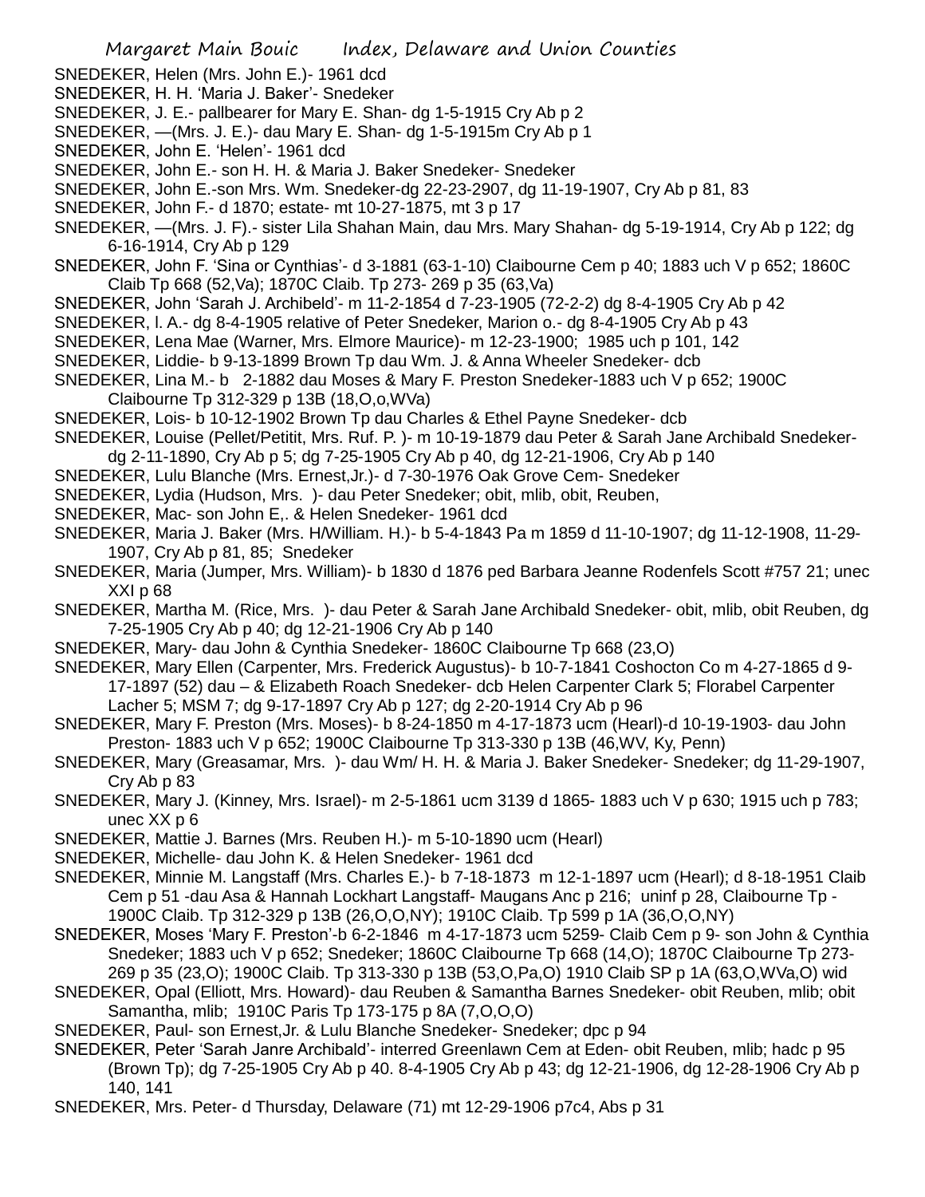SNEDEKER, Helen (Mrs. John E.)- 1961 dcd

SNEDEKER, H. H. 'Maria J. Baker'- Snedeker

SNEDEKER, J. E.- pallbearer for Mary E. Shan- dg 1-5-1915 Cry Ab p 2

SNEDEKER, —(Mrs. J. E.)- dau Mary E. Shan- dg 1-5-1915m Cry Ab p 1

SNEDEKER, John E. 'Helen'- 1961 dcd

SNEDEKER, John E.- son H. H. & Maria J. Baker Snedeker- Snedeker

SNEDEKER, John E.-son Mrs. Wm. Snedeker-dg 22-23-2907, dg 11-19-1907, Cry Ab p 81, 83

SNEDEKER, John F.- d 1870; estate- mt 10-27-1875, mt 3 p 17

SNEDEKER, —(Mrs. J. F).- sister Lila Shahan Main, dau Mrs. Mary Shahan- dg 5-19-1914, Cry Ab p 122; dg 6-16-1914, Cry Ab p 129

SNEDEKER, John F. 'Sina or Cynthias'- d 3-1881 (63-1-10) Claibourne Cem p 40; 1883 uch V p 652; 1860C Claib Tp 668 (52,Va); 1870C Claib. Tp 273- 269 p 35 (63,Va)

SNEDEKER, John 'Sarah J. Archibeld'- m 11-2-1854 d 7-23-1905 (72-2-2) dg 8-4-1905 Cry Ab p 42

SNEDEKER, I. A.- dg 8-4-1905 relative of Peter Snedeker, Marion o.- dg 8-4-1905 Cry Ab p 43

SNEDEKER, Lena Mae (Warner, Mrs. Elmore Maurice)- m 12-23-1900; 1985 uch p 101, 142

SNEDEKER, Liddie- b 9-13-1899 Brown Tp dau Wm. J. & Anna Wheeler Snedeker- dcb

SNEDEKER, Lina M.- b 2-1882 dau Moses & Mary F. Preston Snedeker-1883 uch V p 652; 1900C Claibourne Tp 312-329 p 13B (18,O,o,WVa)

SNEDEKER, Lois- b 10-12-1902 Brown Tp dau Charles & Ethel Payne Snedeker- dcb

SNEDEKER, Louise (Pellet/Petitit, Mrs. Ruf. P. )- m 10-19-1879 dau Peter & Sarah Jane Archibald Snedeker- dg 2-11-1890, Cry Ab p 5; dg 7-25-1905 Cry Ab p 40, dg 12-21-1906, Cry Ab p 140

SNEDEKER, Lulu Blanche (Mrs. Ernest,Jr.)- d 7-30-1976 Oak Grove Cem- Snedeker

SNEDEKER, Lydia (Hudson, Mrs. )- dau Peter Snedeker; obit, mlib, obit, Reuben,

SNEDEKER, Mac- son John E,. & Helen Snedeker- 1961 dcd

SNEDEKER, Maria J. Baker (Mrs. H/William. H.)- b 5-4-1843 Pa m 1859 d 11-10-1907; dg 11-12-1908, 11-29-1907, Cry Ab p 81, 85; Snedeker

SNEDEKER, Maria (Jumper, Mrs. William)- b 1830 d 1876 ped Barbara Jeanne Rodenfels Scott #757 21; unec XXI p 68

SNEDEKER, Martha M. (Rice, Mrs. )- dau Peter & Sarah Jane Archibald Snedeker- obit, mlib, obit Reuben, dg 7-25-1905 Cry Ab p 40; dg 12-21-1906 Cry Ab p 140

SNEDEKER, Mary- dau John & Cynthia Snedeker- 1860C Claibourne Tp 668 (23,O)

SNEDEKER, Mary Ellen (Carpenter, Mrs. Frederick Augustus)- b 10-7-1841 Coshocton Co m 4-27-1865 d 9-17-1897 (52) dau – & Elizabeth Roach Snedeker- dcb Helen Carpenter Clark 5; Florabel Carpenter Lacher 5; MSM 7; dg 9-17-1897 Cry Ab p 127; dg 2-20-1914 Cry Ab p 96

SNEDEKER, Mary F. Preston (Mrs. Moses)- b 8-24-1850 m 4-17-1873 ucm (Hearl)-d 10-19-1903- dau John Preston- 1883 uch V p 652; 1900C Claibourne Tp 313-330 p 13B (46,WV, Ky, Penn)

SNEDEKER, Mary (Greasamar, Mrs. )- dau Wm/ H. H. & Maria J. Baker Snedeker- Snedeker; dg 11-29-1907, Cry Ab p 83

SNEDEKER, Mary J. (Kinney, Mrs. Israel)- m 2-5-1861 ucm 3139 d 1865- 1883 uch V p 630; 1915 uch p 783; unec XX p 6

SNEDEKER, Mattie J. Barnes (Mrs. Reuben H.)- m 5-10-1890 ucm (Hearl)

SNEDEKER, Michelle- dau John K. & Helen Snedeker- 1961 dcd

SNEDEKER, Minnie M. Langstaff (Mrs. Charles E.)- b 7-18-1873 m 12-1-1897 ucm (Hearl); d 8-18-1951 Claib Cem p 51 -dau Asa & Hannah Lockhart Langstaff- Maugans Anc p 216; uninf p 28, Claibourne Tp - 1900C Claib. Tp 312-329 p 13B (26,O,O,NY); 1910C Claib. Tp 599 p 1A (36,O,O,NY)

SNEDEKER, Moses 'Mary F. Preston'-b 6-2-1846 m 4-17-1873 ucm 5259- Claib Cem p 9- son John & Cynthia Snedeker; 1883 uch V p 652; Snedeker; 1860C Claibourne Tp 668 (14,O); 1870C Claibourne Tp 273-269 p 35 (23,O); 1900C Claib. Tp 313-330 p 13B (53,O,Pa,O) 1910 Claib SP p 1A (63,O,WVa,O) wid

SNEDEKER, Opal (Elliott, Mrs. Howard)- dau Reuben & Samantha Barnes Snedeker- obit Reuben, mlib; obit Samantha, mlib; 1910C Paris Tp 173-175 p 8A (7,O,O,O)

SNEDEKER, Paul- son Ernest,Jr. & Lulu Blanche Snedeker- Snedeker; dpc p 94

SNEDEKER, Peter 'Sarah Janre Archibald'- interred Greenlawn Cem at Eden- obit Reuben, mlib; hadc p 95 (Brown Tp); dg 7-25-1905 Cry Ab p 40. 8-4-1905 Cry Ab p 43; dg 12-21-1906, dg 12-28-1906 Cry Ab p 140, 141

SNEDEKER, Mrs. Peter- d Thursday, Delaware (71) mt 12-29-1906 p7c4, Abs p 31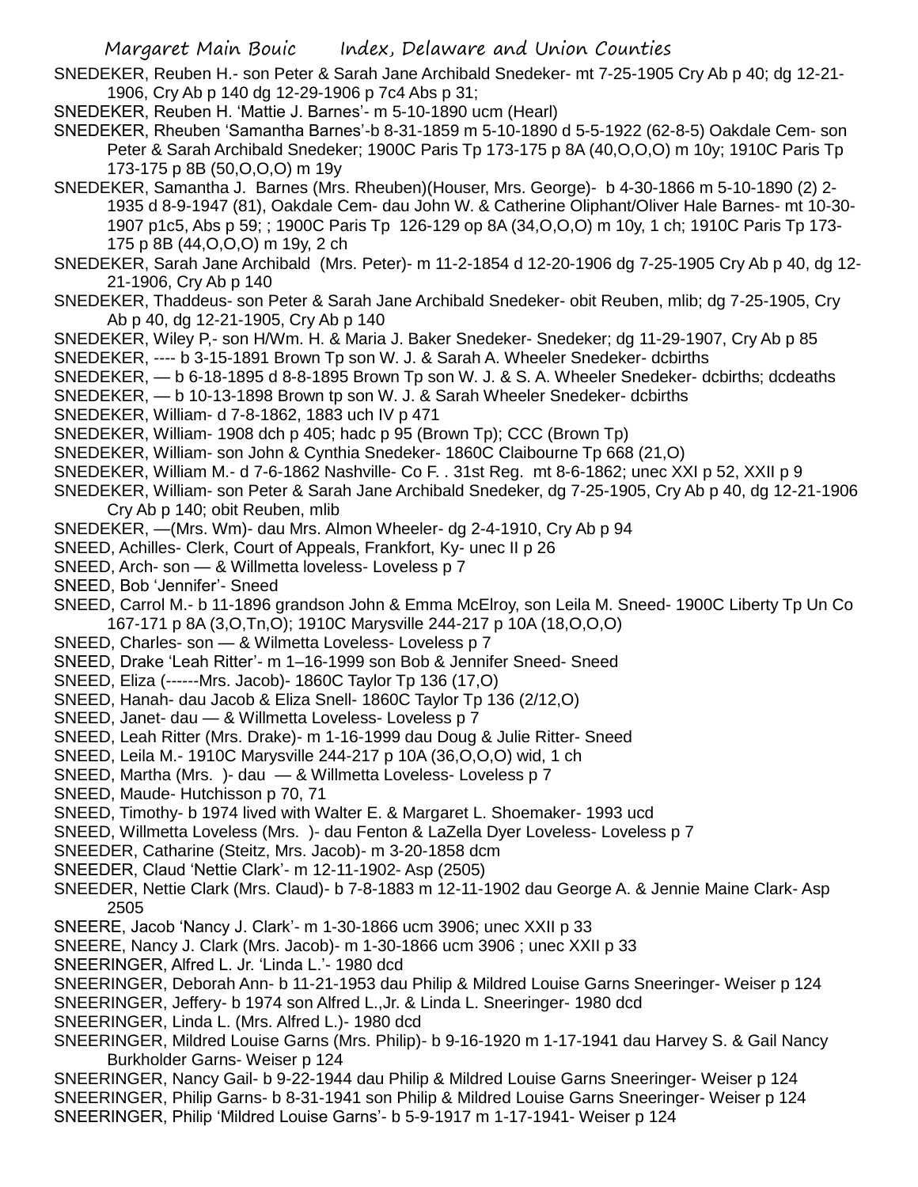SNEDEKER, Reuben H.- son Peter & Sarah Jane Archibald Snedeker- mt 7-25-1905 Cry Ab p 40; dg 12-21-1906, Cry Ab p 140 dg 12-29-1906 p 7c4 Abs p 31;

SNEDEKER, Reuben H. 'Mattie J. Barnes'- m 5-10-1890 ucm (Hearl)

SNEDEKER, Rheuben 'Samantha Barnes'-b 8-31-1859 m 5-10-1890 d 5-5-1922 (62-8-5) Oakdale Cem- son Peter & Sarah Archibald Snedeker; 1900C Paris Tp 173-175 p 8A (40,O,O,O) m 10y; 1910C Paris Tp 173-175 p 8B (50,O,O,O) m 19y

SNEDEKER, Samantha J. Barnes (Mrs. Rheuben)(Houser, Mrs. George)- b 4-30-1866 m 5-10-1890 (2) 2-1935 d 8-9-1947 (81), Oakdale Cem- dau John W. & Catherine Oliphant/Oliver Hale Barnes- mt 10-30-1907 p1c5, Abs p 59; ; 1900C Paris Tp 126-129 op 8A (34,O,O,O) m 10y, 1 ch; 1910C Paris Tp 173-175 p 8B (44,O,O,O) m 19y, 2 ch

SNEDEKER, Sarah Jane Archibald (Mrs. Peter)- m 11-2-1854 d 12-20-1906 dg 7-25-1905 Cry Ab p 40, dg 12-21-1906, Cry Ab p 140

SNEDEKER, Thaddeus- son Peter & Sarah Jane Archibald Snedeker- obit Reuben, mlib; dg 7-25-1905, Cry Ab p 40, dg 12-21-1905, Cry Ab p 140

SNEDEKER, Wiley P,- son H/Wm. H. & Maria J. Baker Snedeker- Snedeker; dg 11-29-1907, Cry Ab p 85

SNEDEKER, ---- b 3-15-1891 Brown Tp son W. J. & Sarah A. Wheeler Snedeker- dcbirths

SNEDEKER, — b 6-18-1895 d 8-8-1895 Brown Tp son W. J. & S. A. Wheeler Snedeker- dcbirths; dcdeaths

SNEDEKER, — b 10-13-1898 Brown tp son W. J. & Sarah Wheeler Snedeker- dcbirths

SNEDEKER, William- d 7-8-1862, 1883 uch IV p 471

SNEDEKER, William- 1908 dch p 405; hadc p 95 (Brown Tp); CCC (Brown Tp)

SNEDEKER, William- son John & Cynthia Snedeker- 1860C Claibourne Tp 668 (21,O)

SNEDEKER, William M.- d 7-6-1862 Nashville- Co F. . 31st Reg. mt 8-6-1862; unec XXI p 52, XXII p 9

SNEDEKER, William- son Peter & Sarah Jane Archibald Snedeker, dg 7-25-1905, Cry Ab p 40, dg 12-21-1906 Cry Ab p 140; obit Reuben, mlib

SNEDEKER, —(Mrs. Wm)- dau Mrs. Almon Wheeler- dg 2-4-1910, Cry Ab p 94

SNEED, Achilles- Clerk, Court of Appeals, Frankfort, Ky- unec II p 26

SNEED, Arch- son — & Willmetta loveless- Loveless p 7

SNEED, Bob 'Jennifer'- Sneed

SNEED, Carrol M.- b 11-1896 grandson John & Emma McElroy, son Leila M. Sneed- 1900C Liberty Tp Un Co 167-171 p 8A (3,O,Tn,O); 1910C Marysville 244-217 p 10A (18,O,O,O)

SNEED, Charles- son — & Wilmetta Loveless- Loveless p 7

SNEED, Drake 'Leah Ritter'- m 1–16-1999 son Bob & Jennifer Sneed- Sneed

SNEED, Eliza (------Mrs. Jacob)- 1860C Taylor Tp 136 (17,O)

SNEED, Hanah- dau Jacob & Eliza Snell- 1860C Taylor Tp 136 (2/12,O)

SNEED, Janet- dau — & Willmetta Loveless- Loveless p 7

SNEED, Leah Ritter (Mrs. Drake)- m 1-16-1999 dau Doug & Julie Ritter- Sneed

SNEED, Leila M.- 1910C Marysville 244-217 p 10A (36,O,O,O) wid, 1 ch

SNEED, Martha (Mrs. )- dau — & Willmetta Loveless- Loveless p 7

SNEED, Maude- Hutchisson p 70, 71

SNEED, Timothy- b 1974 lived with Walter E. & Margaret L. Shoemaker- 1993 ucd

SNEED, Willmetta Loveless (Mrs. )- dau Fenton & LaZella Dyer Loveless- Loveless p 7

SNEEDER, Catharine (Steitz, Mrs. Jacob)- m 3-20-1858 dcm

SNEEDER, Claud 'Nettie Clark'- m 12-11-1902- Asp (2505)

SNEEDER, Nettie Clark (Mrs. Claud)- b 7-8-1883 m 12-11-1902 dau George A. & Jennie Maine Clark- Asp 2505

SNEERE, Jacob 'Nancy J. Clark'- m 1-30-1866 ucm 3906; unec XXII p 33

SNEERE, Nancy J. Clark (Mrs. Jacob)- m 1-30-1866 ucm 3906 ; unec XXII p 33

SNEERINGER, Alfred L. Jr. 'Linda L.'- 1980 dcd

SNEERINGER, Deborah Ann- b 11-21-1953 dau Philip & Mildred Louise Garns Sneeringer- Weiser p 124

SNEERINGER, Jeffery- b 1974 son Alfred L.,Jr. & Linda L. Sneeringer- 1980 dcd

SNEERINGER, Linda L. (Mrs. Alfred L.)- 1980 dcd

SNEERINGER, Mildred Louise Garns (Mrs. Philip)- b 9-16-1920 m 1-17-1941 dau Harvey S. & Gail Nancy Burkholder Garns- Weiser p 124

SNEERINGER, Nancy Gail- b 9-22-1944 dau Philip & Mildred Louise Garns Sneeringer- Weiser p 124

SNEERINGER, Philip Garns- b 8-31-1941 son Philip & Mildred Louise Garns Sneeringer- Weiser p 124

SNEERINGER, Philip 'Mildred Louise Garns'- b 5-9-1917 m 1-17-1941- Weiser p 124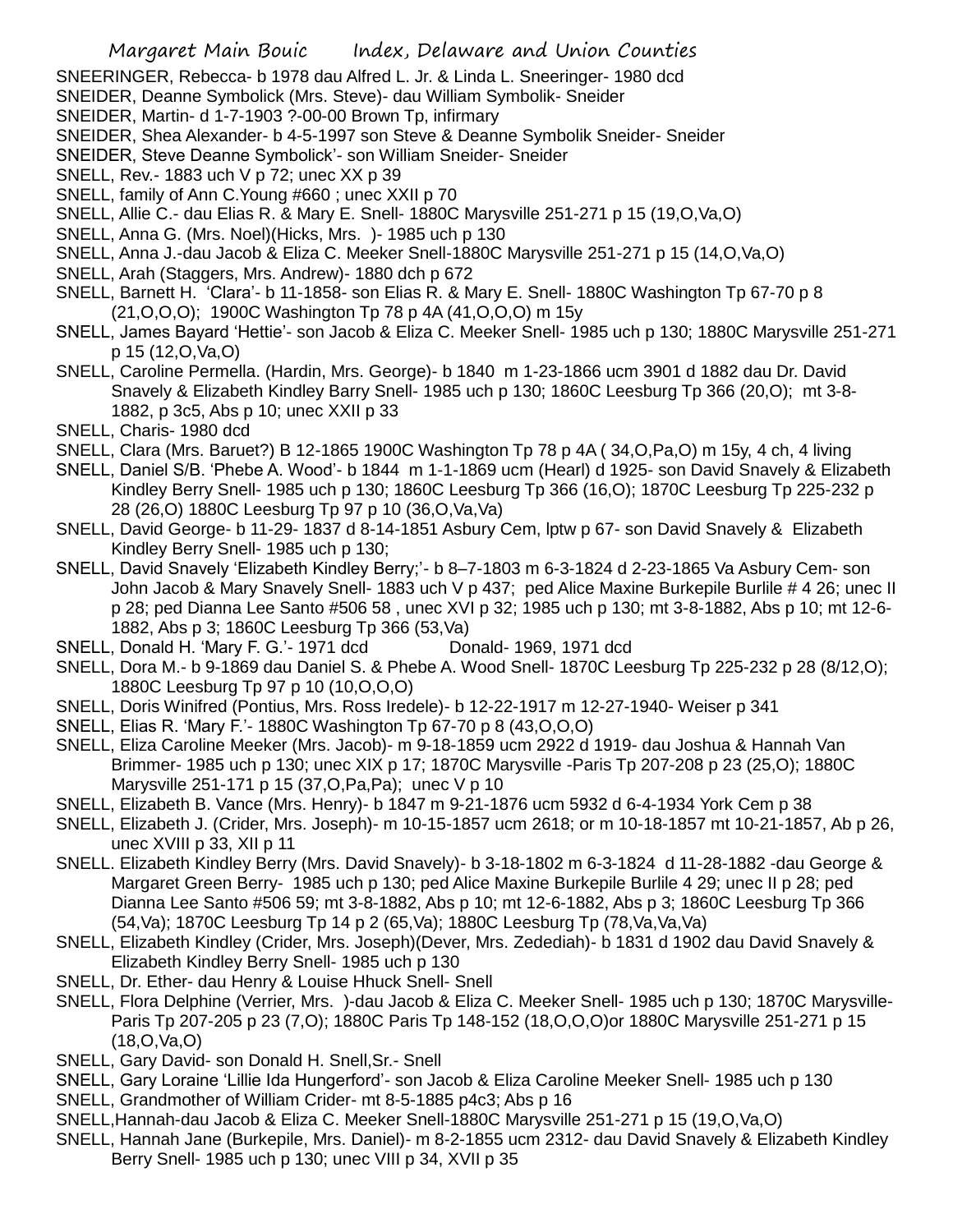SNEERINGER, Rebecca- b 1978 dau Alfred L. Jr. & Linda L. Sneeringer- 1980 dcd

SNEIDER, Deanne Symbolick (Mrs. Steve)- dau William Symbolik- Sneider

SNEIDER, Martin- d 1-7-1903 ?-00-00 Brown Tp, infirmary

SNEIDER, Shea Alexander- b 4-5-1997 son Steve & Deanne Symbolik Sneider- Sneider

SNEIDER, Steve Deanne Symbolick'- son William Sneider- Sneider

SNELL, Rev.- 1883 uch V p 72; unec XX p 39

SNELL, family of Ann C.Young #660 ; unec XXII p 70

SNELL, Allie C.- dau Elias R. & Mary E. Snell- 1880C Marysville 251-271 p 15 (19,O,Va,O)

SNELL, Anna G. (Mrs. Noel)(Hicks, Mrs. )- 1985 uch p 130

SNELL, Anna J.-dau Jacob & Eliza C. Meeker Snell-1880C Marysville 251-271 p 15 (14,O,Va,O)

SNELL, Arah (Staggers, Mrs. Andrew)- 1880 dch p 672

SNELL, Barnett H. 'Clara'- b 11-1858- son Elias R. & Mary E. Snell- 1880C Washington Tp 67-70 p 8 (21,O,O,O); 1900C Washington Tp 78 p 4A (41,O,O,O) m 15y

SNELL, James Bayard 'Hettie'- son Jacob & Eliza C. Meeker Snell- 1985 uch p 130; 1880C Marysville 251-271 p 15 (12,O,Va,O)

SNELL, Caroline Permella. (Hardin, Mrs. George)- b 1840 m 1-23-1866 ucm 3901 d 1882 dau Dr. David Snavely & Elizabeth Kindley Barry Snell- 1985 uch p 130; 1860C Leesburg Tp 366 (20,O); mt 3-8-1882, p 3c5, Abs p 10; unec XXII p 33

SNELL, Charis- 1980 dcd

SNELL, Clara (Mrs. Baruet?) B 12-1865 1900C Washington Tp 78 p 4A ( 34,O,Pa,O) m 15y, 4 ch, 4 living

SNELL, Daniel S/B. 'Phebe A. Wood'- b 1844 m 1-1-1869 ucm (Hearl) d 1925- son David Snavely & Elizabeth Kindley Berry Snell- 1985 uch p 130; 1860C Leesburg Tp 366 (16,O); 1870C Leesburg Tp 225-232 p 28 (26,O) 1880C Leesburg Tp 97 p 10 (36,O,Va,Va)

SNELL, David George- b 11-29- 1837 d 8-14-1851 Asbury Cem, lptw p 67- son David Snavely & Elizabeth Kindley Berry Snell- 1985 uch p 130;

SNELL, David Snavely 'Elizabeth Kindley Berry;'- b 8–7-1803 m 6-3-1824 d 2-23-1865 Va Asbury Cem- son John Jacob & Mary Snavely Snell- 1883 uch V p 437; ped Alice Maxine Burkepile Burlile # 4 26; unec II p 28; ped Dianna Lee Santo #506 58 , unec XVI p 32; 1985 uch p 130; mt 3-8-1882, Abs p 10; mt 12-6-1882, Abs p 3; 1860C Leesburg Tp 366 (53,Va)

SNELL, Donald H. 'Mary F. G.'- 1971 dcd Donald- 1969, 1971 dcd

SNELL, Dora M.- b 9-1869 dau Daniel S. & Phebe A. Wood Snell- 1870C Leesburg Tp 225-232 p 28 (8/12,O); 1880C Leesburg Tp 97 p 10 (10,O,O,O)

SNELL, Doris Winifred (Pontius, Mrs. Ross Iredele)- b 12-22-1917 m 12-27-1940- Weiser p 341

SNELL, Elias R. 'Mary F.'- 1880C Washington Tp 67-70 p 8 (43,O,O,O)

SNELL, Eliza Caroline Meeker (Mrs. Jacob)- m 9-18-1859 ucm 2922 d 1919- dau Joshua & Hannah Van Brimmer- 1985 uch p 130; unec XIX p 17; 1870C Marysville -Paris Tp 207-208 p 23 (25,O); 1880C Marysville 251-171 p 15 (37,O,Pa,Pa); unec V p 10

SNELL, Elizabeth B. Vance (Mrs. Henry)- b 1847 m 9-21-1876 ucm 5932 d 6-4-1934 York Cem p 38

SNELL, Elizabeth J. (Crider, Mrs. Joseph)- m 10-15-1857 ucm 2618; or m 10-18-1857 mt 10-21-1857, Ab p 26, unec XVIII p 33, XII p 11

SNELL. Elizabeth Kindley Berry (Mrs. David Snavely)- b 3-18-1802 m 6-3-1824 d 11-28-1882 -dau George & Margaret Green Berry- 1985 uch p 130; ped Alice Maxine Burkepile Burlile 4 29; unec II p 28; ped Dianna Lee Santo #506 59; mt 3-8-1882, Abs p 10; mt 12-6-1882, Abs p 3; 1860C Leesburg Tp 366 (54,Va); 1870C Leesburg Tp 14 p 2 (65,Va); 1880C Leesburg Tp (78,Va,Va,Va)

SNELL, Elizabeth Kindley (Crider, Mrs. Joseph)(Dever, Mrs. Zedediah)- b 1831 d 1902 dau David Snavely & Elizabeth Kindley Berry Snell- 1985 uch p 130

SNELL, Dr. Ether- dau Henry & Louise Hhuck Snell- Snell

SNELL, Flora Delphine (Verrier, Mrs. )-dau Jacob & Eliza C. Meeker Snell- 1985 uch p 130; 1870C Marysville-Paris Tp 207-205 p 23 (7,O); 1880C Paris Tp 148-152 (18,O,O,O)or 1880C Marysville 251-271 p 15 (18,O,Va,O)

SNELL, Gary David- son Donald H. Snell,Sr.- Snell

SNELL, Gary Loraine 'Lillie Ida Hungerford'- son Jacob & Eliza Caroline Meeker Snell- 1985 uch p 130

SNELL, Grandmother of William Crider- mt 8-5-1885 p4c3; Abs p 16

SNELL,Hannah-dau Jacob & Eliza C. Meeker Snell-1880C Marysville 251-271 p 15 (19,O,Va,O)

SNELL, Hannah Jane (Burkepile, Mrs. Daniel)- m 8-2-1855 ucm 2312- dau David Snavely & Elizabeth Kindley Berry Snell- 1985 uch p 130; unec VIII p 34, XVII p 35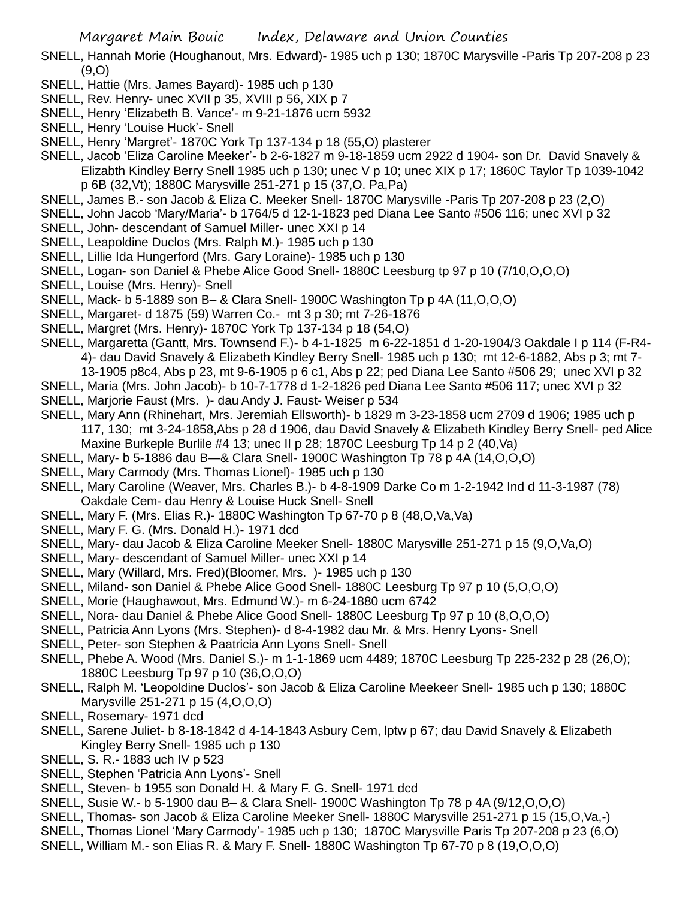SNELL, Hannah Morie (Houghanout, Mrs. Edward)- 1985 uch p 130; 1870C Marysville -Paris Tp 207-208 p 23 (9,O)

SNELL, Hattie (Mrs. James Bayard)- 1985 uch p 130

SNELL, Rev. Henry- unec XVII p 35, XVIII p 56, XIX p 7

SNELL, Henry 'Elizabeth B. Vance'- m 9-21-1876 ucm 5932

SNELL, Henry 'Louise Huck'- Snell

SNELL, Henry 'Margret'- 1870C York Tp 137-134 p 18 (55,O) plasterer

SNELL, Jacob 'Eliza Caroline Meeker'- b 2-6-1827 m 9-18-1859 ucm 2922 d 1904- son Dr. David Snavely & Elizabth Kindley Berry Snell 1985 uch p 130; unec V p 10; unec XIX p 17; 1860C Taylor Tp 1039-1042 p 6B (32,Vt); 1880C Marysville 251-271 p 15 (37,O. Pa,Pa)

SNELL, James B.- son Jacob & Eliza C. Meeker Snell- 1870C Marysville -Paris Tp 207-208 p 23 (2,O)

SNELL, John Jacob 'Mary/Maria'- b 1764/5 d 12-1-1823 ped Diana Lee Santo #506 116; unec XVI p 32

SNELL, John- descendant of Samuel Miller- unec XXI p 14

SNELL, Leapoldine Duclos (Mrs. Ralph M.)- 1985 uch p 130

SNELL, Lillie Ida Hungerford (Mrs. Gary Loraine)- 1985 uch p 130

SNELL, Logan- son Daniel & Phebe Alice Good Snell- 1880C Leesburg tp 97 p 10 (7/10,O,O,O)

SNELL, Louise (Mrs. Henry)- Snell

SNELL, Mack- b 5-1889 son B– & Clara Snell- 1900C Washington Tp p 4A (11,O,O,O)

SNELL, Margaret- d 1875 (59) Warren Co.- mt 3 p 30; mt 7-26-1876

SNELL, Margret (Mrs. Henry)- 1870C York Tp 137-134 p 18 (54,O)

SNELL, Margaretta (Gantt, Mrs. Townsend F.)- b 4-1-1825 m 6-22-1851 d 1-20-1904/3 Oakdale I p 114 (F-R4-4)- dau David Snavely & Elizabeth Kindley Berry Snell- 1985 uch p 130; mt 12-6-1882, Abs p 3; mt 7-13-1905 p8c4, Abs p 23, mt 9-6-1905 p 6 c1, Abs p 22; ped Diana Lee Santo #506 29; unec XVI p 32

SNELL, Maria (Mrs. John Jacob)- b 10-7-1778 d 1-2-1826 ped Diana Lee Santo #506 117; unec XVI p 32

SNELL, Marjorie Faust (Mrs. )- dau Andy J. Faust- Weiser p 534

SNELL, Mary Ann (Rhinehart, Mrs. Jeremiah Ellsworth)- b 1829 m 3-23-1858 ucm 2709 d 1906; 1985 uch p 117, 130; mt 3-24-1858,Abs p 28 d 1906, dau David Snavely & Elizabeth Kindley Berry Snell- ped Alice Maxine Burkeple Burlile #4 13; unec II p 28; 1870C Leesburg Tp 14 p 2 (40,Va)

SNELL, Mary- b 5-1886 dau B—& Clara Snell- 1900C Washington Tp 78 p 4A (14,O,O,O)

SNELL, Mary Carmody (Mrs. Thomas Lionel)- 1985 uch p 130

SNELL, Mary Caroline (Weaver, Mrs. Charles B.)- b 4-8-1909 Darke Co m 1-2-1942 Ind d 11-3-1987 (78) Oakdale Cem- dau Henry & Louise Huck Snell- Snell

SNELL, Mary F. (Mrs. Elias R.)- 1880C Washington Tp 67-70 p 8 (48,O,Va,Va)

SNELL, Mary F. G. (Mrs. Donald H.)- 1971 dcd

SNELL, Mary- dau Jacob & Eliza Caroline Meeker Snell- 1880C Marysville 251-271 p 15 (9,O,Va,O)

SNELL, Mary- descendant of Samuel Miller- unec XXI p 14

SNELL, Mary (Willard, Mrs. Fred)(Bloomer, Mrs. )- 1985 uch p 130

SNELL, Miland- son Daniel & Phebe Alice Good Snell- 1880C Leesburg Tp 97 p 10 (5,O,O,O)

SNELL, Morie (Haughawout, Mrs. Edmund W.)- m 6-24-1880 ucm 6742

SNELL, Nora- dau Daniel & Phebe Alice Good Snell- 1880C Leesburg Tp 97 p 10 (8,O,O,O)

SNELL, Patricia Ann Lyons (Mrs. Stephen)- d 8-4-1982 dau Mr. & Mrs. Henry Lyons- Snell

SNELL, Peter- son Stephen & Paatricia Ann Lyons Snell- Snell

SNELL, Phebe A. Wood (Mrs. Daniel S.)- m 1-1-1869 ucm 4489; 1870C Leesburg Tp 225-232 p 28 (26,O); 1880C Leesburg Tp 97 p 10 (36,O,O,O)

SNELL, Ralph M. 'Leopoldine Duclos'- son Jacob & Eliza Caroline Meekeer Snell- 1985 uch p 130; 1880C Marysville 251-271 p 15 (4,O,O,O)

SNELL, Rosemary- 1971 dcd

SNELL, Sarene Juliet- b 8-18-1842 d 4-14-1843 Asbury Cem, lptw p 67; dau David Snavely & Elizabeth Kingley Berry Snell- 1985 uch p 130

SNELL, S. R.- 1883 uch IV p 523

SNELL, Stephen 'Patricia Ann Lyons'- Snell

SNELL, Steven- b 1955 son Donald H. & Mary F. G. Snell- 1971 dcd

SNELL, Susie W.- b 5-1900 dau B– & Clara Snell- 1900C Washington Tp 78 p 4A (9/12,O,O,O)

SNELL, Thomas- son Jacob & Eliza Caroline Meeker Snell- 1880C Marysville 251-271 p 15 (15,O,Va,-)

SNELL, Thomas Lionel 'Mary Carmody'- 1985 uch p 130; 1870C Marysville Paris Tp 207-208 p 23 (6,O)

SNELL, William M.- son Elias R. & Mary F. Snell- 1880C Washington Tp 67-70 p 8 (19,O,O,O)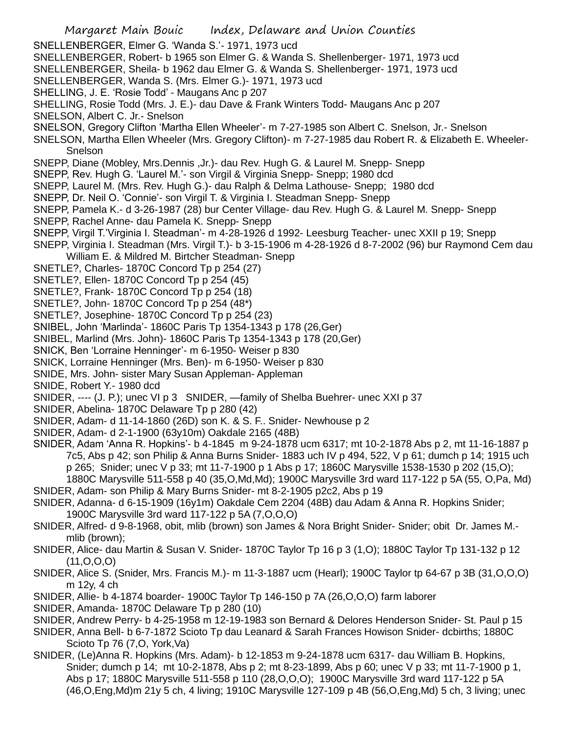SNELLENBERGER, Elmer G. 'Wanda S.'- 1971, 1973 ucd
SNELLENBERGER, Robert- b 1965 son Elmer G. & Wanda S. Shellenberger- 1971, 1973 ucd
SNELLENBERGER, Sheila- b 1962 dau Elmer G. & Wanda S. Shellenberger- 1971, 1973 ucd
SNELLENBERGER, Wanda S. (Mrs. Elmer G.)- 1971, 1973 ucd
SHELLING, J. E. 'Rosie Todd' - Maugans Anc p 207
SHELLING, Rosie Todd (Mrs. J. E.)- dau Dave & Frank Winters Todd- Maugans Anc p 207
SNELSON, Albert C. Jr.- Snelson
SNELSON, Gregory Clifton 'Martha Ellen Wheeler'- m 7-27-1985 son Albert C. Snelson, Jr.- Snelson
SNELSON, Martha Ellen Wheeler (Mrs. Gregory Clifton)- m 7-27-1985 dau Robert R. & Elizabeth E. Wheeler- Snelson
SNEPP, Diane (Mobley, Mrs.Dennis ,Jr.)- dau Rev. Hugh G. & Laurel M. Snepp- Snepp
SNEPP, Rev. Hugh G. 'Laurel M.'- son Virgil & Virginia Snepp- Snepp; 1980 dcd
SNEPP, Laurel M. (Mrs. Rev. Hugh G.)- dau Ralph & Delma Lathouse- Snepp; 1980 dcd
SNEPP, Dr. Neil O. 'Connie'- son Virgil T. & Virginia I. Steadman Snepp- Snepp
SNEPP, Pamela K.- d 3-26-1987 (28) bur Center Village- dau Rev. Hugh G. & Laurel M. Snepp- Snepp
SNEPP, Rachel Anne- dau Pamela K. Snepp- Snepp
SNEPP, Virgil T.'Virginia I. Steadman'- m 4-28-1926 d 1992- Leesburg Teacher- unec XXII p 19; Snepp
SNEPP, Virginia I. Steadman (Mrs. Virgil T.)- b 3-15-1906 m 4-28-1926 d 8-7-2002 (96) bur Raymond Cem dau William E. & Mildred M. Birtcher Steadman- Snepp
SNETLE?, Charles- 1870C Concord Tp p 254 (27)
SNETLE?, Ellen- 1870C Concord Tp p 254 (45)
SNETLE?, Frank- 1870C Concord Tp p 254 (18)
SNETLE?, John- 1870C Concord Tp p 254 (48*)
SNETLE?, Josephine- 1870C Concord Tp p 254 (23)
SNIBEL, John 'Marlinda'- 1860C Paris Tp 1354-1343 p 178 (26,Ger)
SNIBEL, Marlind (Mrs. John)- 1860C Paris Tp 1354-1343 p 178 (20,Ger)
SNICK, Ben 'Lorraine Henninger'- m 6-1950- Weiser p 830
SNICK, Lorraine Henninger (Mrs. Ben)- m 6-1950- Weiser p 830
SNIDE, Mrs. John- sister Mary Susan Appleman- Appleman
SNIDE, Robert Y.- 1980 dcd
SNIDER, ---- (J. P.); unec VI p 3 SNIDER, —family of Shelba Buehrer- unec XXI p 37
SNIDER, Abelina- 1870C Delaware Tp p 280 (42)
SNIDER, Adam- d 11-14-1860 (26D) son K. & S. F.. Snider- Newhouse p 2
SNIDER, Adam- d 2-1-1900 (63y10m) Oakdale 2165 (48B)
SNIDER, Adam 'Anna R. Hopkins'- b 4-1845 m 9-24-1878 ucm 6317; mt 10-2-1878 Abs p 2, mt 11-16-1887 p 7c5, Abs p 42; son Philip & Anna Burns Snider- 1883 uch IV p 494, 522, V p 61; dumch p 14; 1915 uch p 265; Snider; unec V p 33; mt 11-7-1900 p 1 Abs p 17; 1860C Marysville 1538-1530 p 202 (15,O); 1880C Marysville 511-558 p 40 (35,O,Md,Md); 1900C Marysville 3rd ward 117-122 p 5A (55, O,Pa, Md)
SNIDER, Adam- son Philip & Mary Burns Snider- mt 8-2-1905 p2c2, Abs p 19
SNIDER, Adanna- d 6-15-1909 (16y1m) Oakdale Cem 2204 (48B) dau Adam & Anna R. Hopkins Snider; 1900C Marysville 3rd ward 117-122 p 5A (7,O,O,O)
SNIDER, Alfred- d 9-8-1968, obit, mlib (brown) son James & Nora Bright Snider- Snider; obit Dr. James M.- mlib (brown);
SNIDER, Alice- dau Martin & Susan V. Snider- 1870C Taylor Tp 16 p 3 (1,O); 1880C Taylor Tp 131-132 p 12 (11,O,O,O)
SNIDER, Alice S. (Snider, Mrs. Francis M.)- m 11-3-1887 ucm (Hearl); 1900C Taylor tp 64-67 p 3B (31,O,O,O) m 12y, 4 ch
SNIDER, Allie- b 4-1874 boarder- 1900C Taylor Tp 146-150 p 7A (26,O,O,O) farm laborer
SNIDER, Amanda- 1870C Delaware Tp p 280 (10)
SNIDER, Andrew Perry- b 4-25-1958 m 12-19-1983 son Bernard & Delores Henderson Snider- St. Paul p 15
SNIDER, Anna Bell- b 6-7-1872 Scioto Tp dau Leanard & Sarah Frances Howison Snider- dcbirths; 1880C Scioto Tp 76 (7,O, York,Va)
SNIDER, (Le)Anna R. Hopkins (Mrs. Adam)- b 12-1853 m 9-24-1878 ucm 6317- dau William B. Hopkins, Snider; dumch p 14; mt 10-2-1878, Abs p 2; mt 8-23-1899, Abs p 60; unec V p 33; mt 11-7-1900 p 1, Abs p 17; 1880C Marysville 511-558 p 110 (28,O,O,O); 1900C Marysville 3rd ward 117-122 p 5A (46,O,Eng,Md)m 21y 5 ch, 4 living; 1910C Marysville 127-109 p 4B (56,O,Eng,Md) 5 ch, 3 living; unec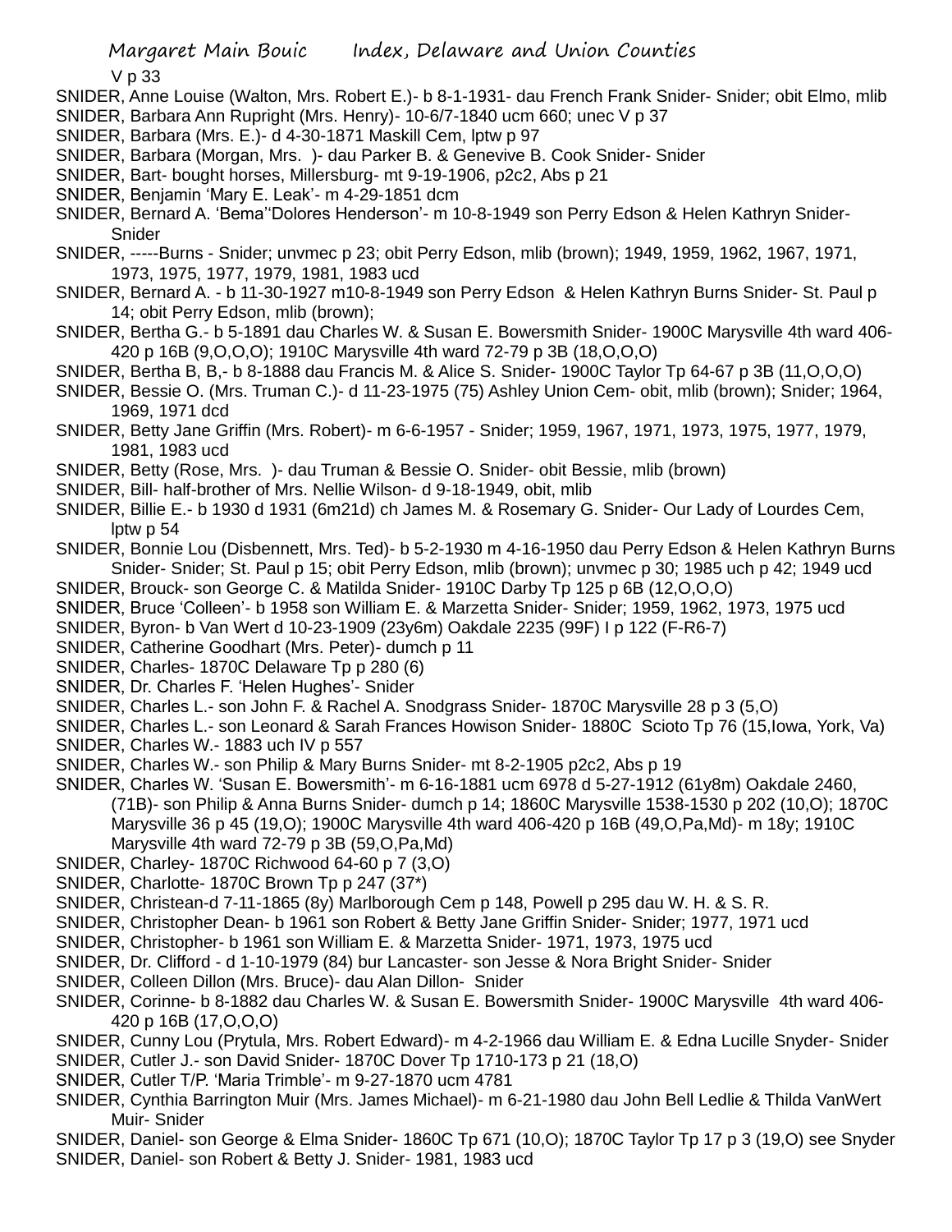V p 33

SNIDER, Anne Louise (Walton, Mrs. Robert E.)- b 8-1-1931- dau French Frank Snider- Snider; obit Elmo, mlib

SNIDER, Barbara Ann Rupright (Mrs. Henry)- 10-6/7-1840 ucm 660; unec V p 37

SNIDER, Barbara (Mrs. E.)- d 4-30-1871 Maskill Cem, lptw p 97

SNIDER, Barbara (Morgan, Mrs. )- dau Parker B. & Genevive B. Cook Snider- Snider

SNIDER, Bart- bought horses, Millersburg- mt 9-19-1906, p2c2, Abs p 21

SNIDER, Benjamin 'Mary E. Leak'- m 4-29-1851 dcm

SNIDER, Bernard A. 'Bema''Dolores Henderson'- m 10-8-1949 son Perry Edson & Helen Kathryn Snider-Snider

SNIDER, -----Burns - Snider; unvmec p 23; obit Perry Edson, mlib (brown); 1949, 1959, 1962, 1967, 1971, 1973, 1975, 1977, 1979, 1981, 1983 ucd

SNIDER, Bernard A. - b 11-30-1927 m10-8-1949 son Perry Edson & Helen Kathryn Burns Snider- St. Paul p 14; obit Perry Edson, mlib (brown);

SNIDER, Bertha G.- b 5-1891 dau Charles W. & Susan E. Bowersmith Snider- 1900C Marysville 4th ward 406-420 p 16B (9,O,O,O); 1910C Marysville 4th ward 72-79 p 3B (18,O,O,O)

SNIDER, Bertha B, B,- b 8-1888 dau Francis M. & Alice S. Snider- 1900C Taylor Tp 64-67 p 3B (11,O,O,O)

SNIDER, Bessie O. (Mrs. Truman C.)- d 11-23-1975 (75) Ashley Union Cem- obit, mlib (brown); Snider; 1964, 1969, 1971 dcd

SNIDER, Betty Jane Griffin (Mrs. Robert)- m 6-6-1957 - Snider; 1959, 1967, 1971, 1973, 1975, 1977, 1979, 1981, 1983 ucd

SNIDER, Betty (Rose, Mrs. )- dau Truman & Bessie O. Snider- obit Bessie, mlib (brown)

SNIDER, Bill- half-brother of Mrs. Nellie Wilson- d 9-18-1949, obit, mlib

SNIDER, Billie E.- b 1930 d 1931 (6m21d) ch James M. & Rosemary G. Snider- Our Lady of Lourdes Cem, lptw p 54

SNIDER, Bonnie Lou (Disbennett, Mrs. Ted)- b 5-2-1930 m 4-16-1950 dau Perry Edson & Helen Kathryn Burns Snider- Snider; St. Paul p 15; obit Perry Edson, mlib (brown); unvmec p 30; 1985 uch p 42; 1949 ucd

SNIDER, Brouck- son George C. & Matilda Snider- 1910C Darby Tp 125 p 6B (12,O,O,O)

SNIDER, Bruce 'Colleen'- b 1958 son William E. & Marzetta Snider- Snider; 1959, 1962, 1973, 1975 ucd

SNIDER, Byron- b Van Wert d 10-23-1909 (23y6m) Oakdale 2235 (99F) I p 122 (F-R6-7)

SNIDER, Catherine Goodhart (Mrs. Peter)- dumch p 11

SNIDER, Charles- 1870C Delaware Tp p 280 (6)

SNIDER, Dr. Charles F. 'Helen Hughes'- Snider

SNIDER, Charles L.- son John F. & Rachel A. Snodgrass Snider- 1870C Marysville 28 p 3 (5,O)

SNIDER, Charles L.- son Leonard & Sarah Frances Howison Snider- 1880C Scioto Tp 76 (15,Iowa, York, Va)

SNIDER, Charles W.- 1883 uch IV p 557

SNIDER, Charles W.- son Philip & Mary Burns Snider- mt 8-2-1905 p2c2, Abs p 19

SNIDER, Charles W. 'Susan E. Bowersmith'- m 6-16-1881 ucm 6978 d 5-27-1912 (61y8m) Oakdale 2460, (71B)- son Philip & Anna Burns Snider- dumch p 14; 1860C Marysville 1538-1530 p 202 (10,O); 1870C Marysville 36 p 45 (19,O); 1900C Marysville 4th ward 406-420 p 16B (49,O,Pa,Md)- m 18y; 1910C Marysville 4th ward 72-79 p 3B (59,O,Pa,Md)

SNIDER, Charley- 1870C Richwood 64-60 p 7 (3,O)

SNIDER, Charlotte- 1870C Brown Tp p 247 (37*)

SNIDER, Christean-d 7-11-1865 (8y) Marlborough Cem p 148, Powell p 295 dau W. H. & S. R.

SNIDER, Christopher Dean- b 1961 son Robert & Betty Jane Griffin Snider- Snider; 1977, 1971 ucd

SNIDER, Christopher- b 1961 son William E. & Marzetta Snider- 1971, 1973, 1975 ucd

SNIDER, Dr. Clifford - d 1-10-1979 (84) bur Lancaster- son Jesse & Nora Bright Snider- Snider

SNIDER, Colleen Dillon (Mrs. Bruce)- dau Alan Dillon- Snider

SNIDER, Corinne- b 8-1882 dau Charles W. & Susan E. Bowersmith Snider- 1900C Marysville 4th ward 406-420 p 16B (17,O,O,O)

SNIDER, Cunny Lou (Prytula, Mrs. Robert Edward)- m 4-2-1966 dau William E. & Edna Lucille Snyder- Snider

SNIDER, Cutler J.- son David Snider- 1870C Dover Tp 1710-173 p 21 (18,O)

SNIDER, Cutler T/P. 'Maria Trimble'- m 9-27-1870 ucm 4781

SNIDER, Cynthia Barrington Muir (Mrs. James Michael)- m 6-21-1980 dau John Bell Ledlie & Thilda VanWert Muir- Snider

SNIDER, Daniel- son George & Elma Snider- 1860C Tp 671 (10,O); 1870C Taylor Tp 17 p 3 (19,O) see Snyder

SNIDER, Daniel- son Robert & Betty J. Snider- 1981, 1983 ucd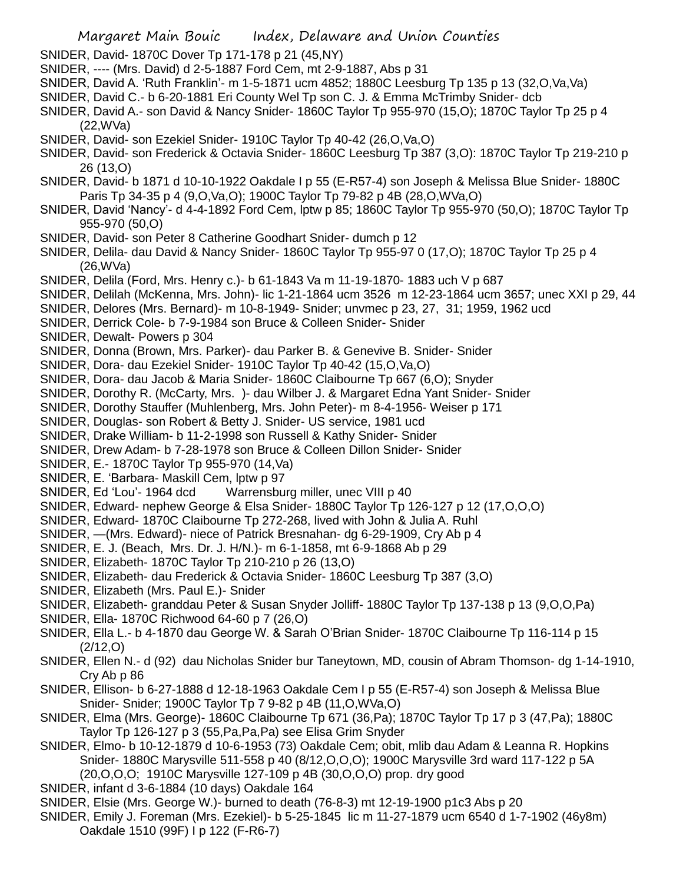SNIDER, David- 1870C Dover Tp 171-178 p 21 (45,NY)

SNIDER, ---- (Mrs. David) d 2-5-1887 Ford Cem, mt 2-9-1887, Abs p 31

SNIDER, David A. 'Ruth Franklin'- m 1-5-1871 ucm 4852; 1880C Leesburg Tp 135 p 13 (32,O,Va,Va)

SNIDER, David C.- b 6-20-1881 Eri County Wel Tp son C. J. & Emma McTrimby Snider- dcb

SNIDER, David A.- son David & Nancy Snider- 1860C Taylor Tp 955-970 (15,O); 1870C Taylor Tp 25 p 4 (22,WVa)

SNIDER, David- son Ezekiel Snider- 1910C Taylor Tp 40-42 (26,O,Va,O)

SNIDER, David- son Frederick & Octavia Snider- 1860C Leesburg Tp 387 (3,O): 1870C Taylor Tp 219-210 p 26 (13,O)

SNIDER, David- b 1871 d 10-10-1922 Oakdale I p 55 (E-R57-4) son Joseph & Melissa Blue Snider- 1880C Paris Tp 34-35 p 4 (9,O,Va,O); 1900C Taylor Tp 79-82 p 4B (28,O,WVa,O)

SNIDER, David 'Nancy'- d 4-4-1892 Ford Cem, lptw p 85; 1860C Taylor Tp 955-970 (50,O); 1870C Taylor Tp 955-970 (50,O)

SNIDER, David- son Peter 8 Catherine Goodhart Snider- dumch p 12

SNIDER, Delila- dau David & Nancy Snider- 1860C Taylor Tp 955-97 0 (17,O); 1870C Taylor Tp 25 p 4 (26,WVa)

SNIDER, Delila (Ford, Mrs. Henry c.)- b 61-1843 Va m 11-19-1870- 1883 uch V p 687

SNIDER, Delilah (McKenna, Mrs. John)- lic 1-21-1864 ucm 3526 m 12-23-1864 ucm 3657; unec XXI p 29, 44

SNIDER, Delores (Mrs. Bernard)- m 10-8-1949- Snider; unvmec p 23, 27, 31; 1959, 1962 ucd

SNIDER, Derrick Cole- b 7-9-1984 son Bruce & Colleen Snider- Snider

SNIDER, Dewalt- Powers p 304

SNIDER, Donna (Brown, Mrs. Parker)- dau Parker B. & Genevive B. Snider- Snider

SNIDER, Dora- dau Ezekiel Snider- 1910C Taylor Tp 40-42 (15,O,Va,O)

SNIDER, Dora- dau Jacob & Maria Snider- 1860C Claibourne Tp 667 (6,O); Snyder

SNIDER, Dorothy R. (McCarty, Mrs. )- dau Wilber J. & Margaret Edna Yant Snider- Snider

SNIDER, Dorothy Stauffer (Muhlenberg, Mrs. John Peter)- m 8-4-1956- Weiser p 171

SNIDER, Douglas- son Robert & Betty J. Snider- US service, 1981 ucd

SNIDER, Drake William- b 11-2-1998 son Russell & Kathy Snider- Snider

SNIDER, Drew Adam- b 7-28-1978 son Bruce & Colleen Dillon Snider- Snider

SNIDER, E.- 1870C Taylor Tp 955-970 (14,Va)

SNIDER, E. 'Barbara- Maskill Cem, lptw p 97

SNIDER, Ed 'Lou'- 1964 dcd Warrensburg miller, unec VIII p 40

SNIDER, Edward- nephew George & Elsa Snider- 1880C Taylor Tp 126-127 p 12 (17,O,O,O)

SNIDER, Edward- 1870C Claibourne Tp 272-268, lived with John & Julia A. Ruhl

SNIDER, —(Mrs. Edward)- niece of Patrick Bresnahan- dg 6-29-1909, Cry Ab p 4

SNIDER, E. J. (Beach, Mrs. Dr. J. H/N.)- m 6-1-1858, mt 6-9-1868 Ab p 29

SNIDER, Elizabeth- 1870C Taylor Tp 210-210 p 26 (13,O)

SNIDER, Elizabeth- dau Frederick & Octavia Snider- 1860C Leesburg Tp 387 (3,O)

SNIDER, Elizabeth (Mrs. Paul E.)- Snider

SNIDER, Elizabeth- granddau Peter & Susan Snyder Jolliff- 1880C Taylor Tp 137-138 p 13 (9,O,O,Pa)

SNIDER, Ella- 1870C Richwood 64-60 p 7 (26,O)

SNIDER, Ella L.- b 4-1870 dau George W. & Sarah O'Brian Snider- 1870C Claibourne Tp 116-114 p 15 (2/12,O)

SNIDER, Ellen N.- d (92) dau Nicholas Snider bur Taneytown, MD, cousin of Abram Thomson- dg 1-14-1910, Cry Ab p 86

SNIDER, Ellison- b 6-27-1888 d 12-18-1963 Oakdale Cem I p 55 (E-R57-4) son Joseph & Melissa Blue Snider- Snider; 1900C Taylor Tp 7 9-82 p 4B (11,O,WVa,O)

SNIDER, Elma (Mrs. George)- 1860C Claibourne Tp 671 (36,Pa); 1870C Taylor Tp 17 p 3 (47,Pa); 1880C Taylor Tp 126-127 p 3 (55,Pa,Pa,Pa) see Elisa Grim Snyder

SNIDER, Elmo- b 10-12-1879 d 10-6-1953 (73) Oakdale Cem; obit, mlib dau Adam & Leanna R. Hopkins Snider- 1880C Marysville 511-558 p 40 (8/12,O,O,O); 1900C Marysville 3rd ward 117-122 p 5A (20,O,O,O; 1910C Marysville 127-109 p 4B (30,O,O,O) prop. dry good

SNIDER, infant d 3-6-1884 (10 days) Oakdale 164

SNIDER, Elsie (Mrs. George W.)- burned to death (76-8-3) mt 12-19-1900 p1c3 Abs p 20

SNIDER, Emily J. Foreman (Mrs. Ezekiel)- b 5-25-1845 lic m 11-27-1879 ucm 6540 d 1-7-1902 (46y8m) Oakdale 1510 (99F) I p 122 (F-R6-7)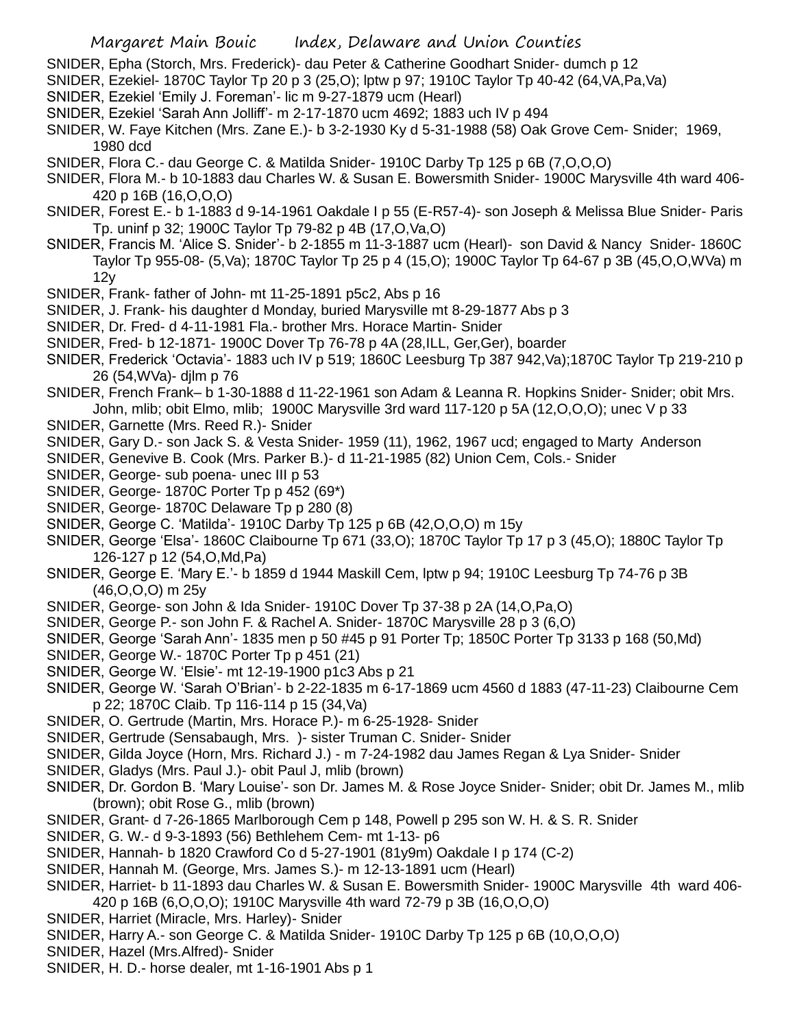SNIDER, Epha (Storch, Mrs. Frederick)- dau Peter & Catherine Goodhart Snider- dumch p 12

SNIDER, Ezekiel- 1870C Taylor Tp 20 p 3 (25,O); lptw p 97; 1910C Taylor Tp 40-42 (64,VA,Pa,Va)

SNIDER, Ezekiel 'Emily J. Foreman'- lic m 9-27-1879 ucm (Hearl)

SNIDER, Ezekiel 'Sarah Ann Jolliff'- m 2-17-1870 ucm 4692; 1883 uch IV p 494

SNIDER, W. Faye Kitchen (Mrs. Zane E.)- b 3-2-1930 Ky d 5-31-1988 (58) Oak Grove Cem- Snider; 1969, 1980 dcd

SNIDER, Flora C.- dau George C. & Matilda Snider- 1910C Darby Tp 125 p 6B (7,O,O,O)

SNIDER, Flora M.- b 10-1883 dau Charles W. & Susan E. Bowersmith Snider- 1900C Marysville 4th ward 406-420 p 16B (16,O,O,O)

SNIDER, Forest E.- b 1-1883 d 9-14-1961 Oakdale I p 55 (E-R57-4)- son Joseph & Melissa Blue Snider- Paris Tp. uninf p 32; 1900C Taylor Tp 79-82 p 4B (17,O,Va,O)

SNIDER, Francis M. 'Alice S. Snider'- b 2-1855 m 11-3-1887 ucm (Hearl)- son David & Nancy Snider- 1860C Taylor Tp 955-08- (5,Va); 1870C Taylor Tp 25 p 4 (15,O); 1900C Taylor Tp 64-67 p 3B (45,O,O,WVa) m 12y

SNIDER, Frank- father of John- mt 11-25-1891 p5c2, Abs p 16

SNIDER, J. Frank- his daughter d Monday, buried Marysville mt 8-29-1877 Abs p 3

SNIDER, Dr. Fred- d 4-11-1981 Fla.- brother Mrs. Horace Martin- Snider

SNIDER, Fred- b 12-1871- 1900C Dover Tp 76-78 p 4A (28,ILL, Ger,Ger), boarder

SNIDER, Frederick 'Octavia'- 1883 uch IV p 519; 1860C Leesburg Tp 387 942,Va);1870C Taylor Tp 219-210 p 26 (54,WVa)- djlm p 76

SNIDER, French Frank– b 1-30-1888 d 11-22-1961 son Adam & Leanna R. Hopkins Snider- Snider; obit Mrs. John, mlib; obit Elmo, mlib; 1900C Marysville 3rd ward 117-120 p 5A (12,O,O,O); unec V p 33

SNIDER, Garnette (Mrs. Reed R.)- Snider

SNIDER, Gary D.- son Jack S. & Vesta Snider- 1959 (11), 1962, 1967 ucd; engaged to Marty Anderson

SNIDER, Genevive B. Cook (Mrs. Parker B.)- d 11-21-1985 (82) Union Cem, Cols.- Snider

SNIDER, George- sub poena- unec III p 53

SNIDER, George- 1870C Porter Tp p 452 (69*)

SNIDER, George- 1870C Delaware Tp p 280 (8)

SNIDER, George C. 'Matilda'- 1910C Darby Tp 125 p 6B (42,O,O,O) m 15y

SNIDER, George 'Elsa'- 1860C Claibourne Tp 671 (33,O); 1870C Taylor Tp 17 p 3 (45,O); 1880C Taylor Tp 126-127 p 12 (54,O,Md,Pa)

SNIDER, George E. 'Mary E.'- b 1859 d 1944 Maskill Cem, lptw p 94; 1910C Leesburg Tp 74-76 p 3B (46,O,O,O) m 25y

SNIDER, George- son John & Ida Snider- 1910C Dover Tp 37-38 p 2A (14,O,Pa,O)

SNIDER, George P.- son John F. & Rachel A. Snider- 1870C Marysville 28 p 3 (6,O)

SNIDER, George 'Sarah Ann'- 1835 men p 50 #45 p 91 Porter Tp; 1850C Porter Tp 3133 p 168 (50,Md)

SNIDER, George W.- 1870C Porter Tp p 451 (21)

SNIDER, George W. 'Elsie'- mt 12-19-1900 p1c3 Abs p 21

SNIDER, George W. 'Sarah O'Brian'- b 2-22-1835 m 6-17-1869 ucm 4560 d 1883 (47-11-23) Claibourne Cem p 22; 1870C Claib. Tp 116-114 p 15 (34,Va)

SNIDER, O. Gertrude (Martin, Mrs. Horace P.)- m 6-25-1928- Snider

SNIDER, Gertrude (Sensabaugh, Mrs. )- sister Truman C. Snider- Snider

SNIDER, Gilda Joyce (Horn, Mrs. Richard J.) - m 7-24-1982 dau James Regan & Lya Snider- Snider

SNIDER, Gladys (Mrs. Paul J.)- obit Paul J, mlib (brown)

SNIDER, Dr. Gordon B. 'Mary Louise'- son Dr. James M. & Rose Joyce Snider- Snider; obit Dr. James M., mlib (brown); obit Rose G., mlib (brown)

SNIDER, Grant- d 7-26-1865 Marlborough Cem p 148, Powell p 295 son W. H. & S. R. Snider

SNIDER, G. W.- d 9-3-1893 (56) Bethlehem Cem- mt 1-13- p6

SNIDER, Hannah- b 1820 Crawford Co d 5-27-1901 (81y9m) Oakdale I p 174 (C-2)

SNIDER, Hannah M. (George, Mrs. James S.)- m 12-13-1891 ucm (Hearl)

SNIDER, Harriet- b 11-1893 dau Charles W. & Susan E. Bowersmith Snider- 1900C Marysville 4th ward 406-420 p 16B (6,O,O,O); 1910C Marysville 4th ward 72-79 p 3B (16,O,O,O)

SNIDER, Harriet (Miracle, Mrs. Harley)- Snider

SNIDER, Harry A.- son George C. & Matilda Snider- 1910C Darby Tp 125 p 6B (10,O,O,O)

SNIDER, Hazel (Mrs.Alfred)- Snider

SNIDER, H. D.- horse dealer, mt 1-16-1901 Abs p 1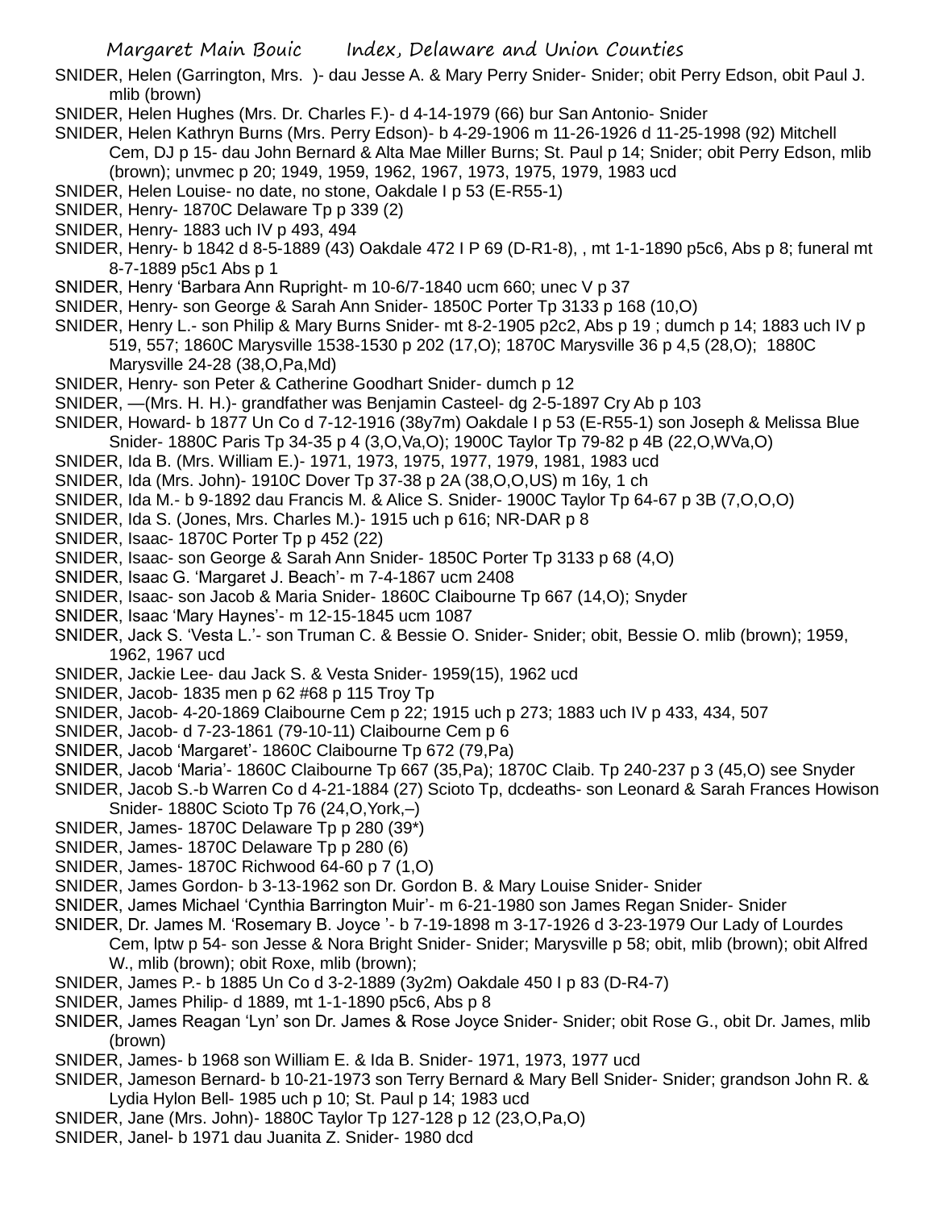SNIDER, Helen (Garrington, Mrs. )- dau Jesse A. & Mary Perry Snider- Snider; obit Perry Edson, obit Paul J. mlib (brown)

SNIDER, Helen Hughes (Mrs. Dr. Charles F.)- d 4-14-1979 (66) bur San Antonio- Snider

SNIDER, Helen Kathryn Burns (Mrs. Perry Edson)- b 4-29-1906 m 11-26-1926 d 11-25-1998 (92) Mitchell Cem, DJ p 15- dau John Bernard & Alta Mae Miller Burns; St. Paul p 14; Snider; obit Perry Edson, mlib (brown); unvmec p 20; 1949, 1959, 1962, 1967, 1973, 1975, 1979, 1983 ucd

SNIDER, Helen Louise- no date, no stone, Oakdale I p 53 (E-R55-1)

SNIDER, Henry- 1870C Delaware Tp p 339 (2)

SNIDER, Henry- 1883 uch IV p 493, 494

SNIDER, Henry- b 1842 d 8-5-1889 (43) Oakdale 472 I P 69 (D-R1-8), , mt 1-1-1890 p5c6, Abs p 8; funeral mt 8-7-1889 p5c1 Abs p 1

SNIDER, Henry 'Barbara Ann Rupright- m 10-6/7-1840 ucm 660; unec V p 37

SNIDER, Henry- son George & Sarah Ann Snider- 1850C Porter Tp 3133 p 168 (10,O)

SNIDER, Henry L.- son Philip & Mary Burns Snider- mt 8-2-1905 p2c2, Abs p 19 ; dumch p 14; 1883 uch IV p 519, 557; 1860C Marysville 1538-1530 p 202 (17,O); 1870C Marysville 36 p 4,5 (28,O); 1880C Marysville 24-28 (38,O,Pa,Md)

SNIDER, Henry- son Peter & Catherine Goodhart Snider- dumch p 12

SNIDER, —(Mrs. H. H.)- grandfather was Benjamin Casteel- dg 2-5-1897 Cry Ab p 103

SNIDER, Howard- b 1877 Un Co d 7-12-1916 (38y7m) Oakdale I p 53 (E-R55-1) son Joseph & Melissa Blue Snider- 1880C Paris Tp 34-35 p 4 (3,O,Va,O); 1900C Taylor Tp 79-82 p 4B (22,O,WVa,O)

SNIDER, Ida B. (Mrs. William E.)- 1971, 1973, 1975, 1977, 1979, 1981, 1983 ucd

SNIDER, Ida (Mrs. John)- 1910C Dover Tp 37-38 p 2A (38,O,O,US) m 16y, 1 ch

SNIDER, Ida M.- b 9-1892 dau Francis M. & Alice S. Snider- 1900C Taylor Tp 64-67 p 3B (7,O,O,O)

SNIDER, Ida S. (Jones, Mrs. Charles M.)- 1915 uch p 616; NR-DAR p 8

SNIDER, Isaac- 1870C Porter Tp p 452 (22)

SNIDER, Isaac- son George & Sarah Ann Snider- 1850C Porter Tp 3133 p 68 (4,O)

SNIDER, Isaac G. 'Margaret J. Beach'- m 7-4-1867 ucm 2408

SNIDER, Isaac- son Jacob & Maria Snider- 1860C Claibourne Tp 667 (14,O); Snyder

SNIDER, Isaac 'Mary Haynes'- m 12-15-1845 ucm 1087

SNIDER, Jack S. 'Vesta L.'- son Truman C. & Bessie O. Snider- Snider; obit, Bessie O. mlib (brown); 1959, 1962, 1967 ucd

SNIDER, Jackie Lee- dau Jack S. & Vesta Snider- 1959(15), 1962 ucd

SNIDER, Jacob- 1835 men p 62 #68 p 115 Troy Tp

SNIDER, Jacob- 4-20-1869 Claibourne Cem p 22; 1915 uch p 273; 1883 uch IV p 433, 434, 507

SNIDER, Jacob- d 7-23-1861 (79-10-11) Claibourne Cem p 6

SNIDER, Jacob 'Margaret'- 1860C Claibourne Tp 672 (79,Pa)

SNIDER, Jacob 'Maria'- 1860C Claibourne Tp 667 (35,Pa); 1870C Claib. Tp 240-237 p 3 (45,O) see Snyder

SNIDER, Jacob S.-b Warren Co d 4-21-1884 (27) Scioto Tp, dcdeaths- son Leonard & Sarah Frances Howison Snider- 1880C Scioto Tp 76 (24,O,York,–)

SNIDER, James- 1870C Delaware Tp p 280 (39*)

SNIDER, James- 1870C Delaware Tp p 280 (6)

SNIDER, James- 1870C Richwood 64-60 p 7 (1,O)

SNIDER, James Gordon- b 3-13-1962 son Dr. Gordon B. & Mary Louise Snider- Snider

SNIDER, James Michael 'Cynthia Barrington Muir'- m 6-21-1980 son James Regan Snider- Snider

SNIDER, Dr. James M. 'Rosemary B. Joyce '- b 7-19-1898 m 3-17-1926 d 3-23-1979 Our Lady of Lourdes Cem, lptw p 54- son Jesse & Nora Bright Snider- Snider; Marysville p 58; obit, mlib (brown); obit Alfred W., mlib (brown); obit Roxe, mlib (brown);

SNIDER, James P.- b 1885 Un Co d 3-2-1889 (3y2m) Oakdale 450 I p 83 (D-R4-7)

SNIDER, James Philip- d 1889, mt 1-1-1890 p5c6, Abs p 8

SNIDER, James Reagan 'Lyn' son Dr. James & Rose Joyce Snider- Snider; obit Rose G., obit Dr. James, mlib (brown)

SNIDER, James- b 1968 son William E. & Ida B. Snider- 1971, 1973, 1977 ucd

SNIDER, Jameson Bernard- b 10-21-1973 son Terry Bernard & Mary Bell Snider- Snider; grandson John R. & Lydia Hylon Bell- 1985 uch p 10; St. Paul p 14; 1983 ucd

SNIDER, Jane (Mrs. John)- 1880C Taylor Tp 127-128 p 12 (23,O,Pa,O)

SNIDER, Janel- b 1971 dau Juanita Z. Snider- 1980 dcd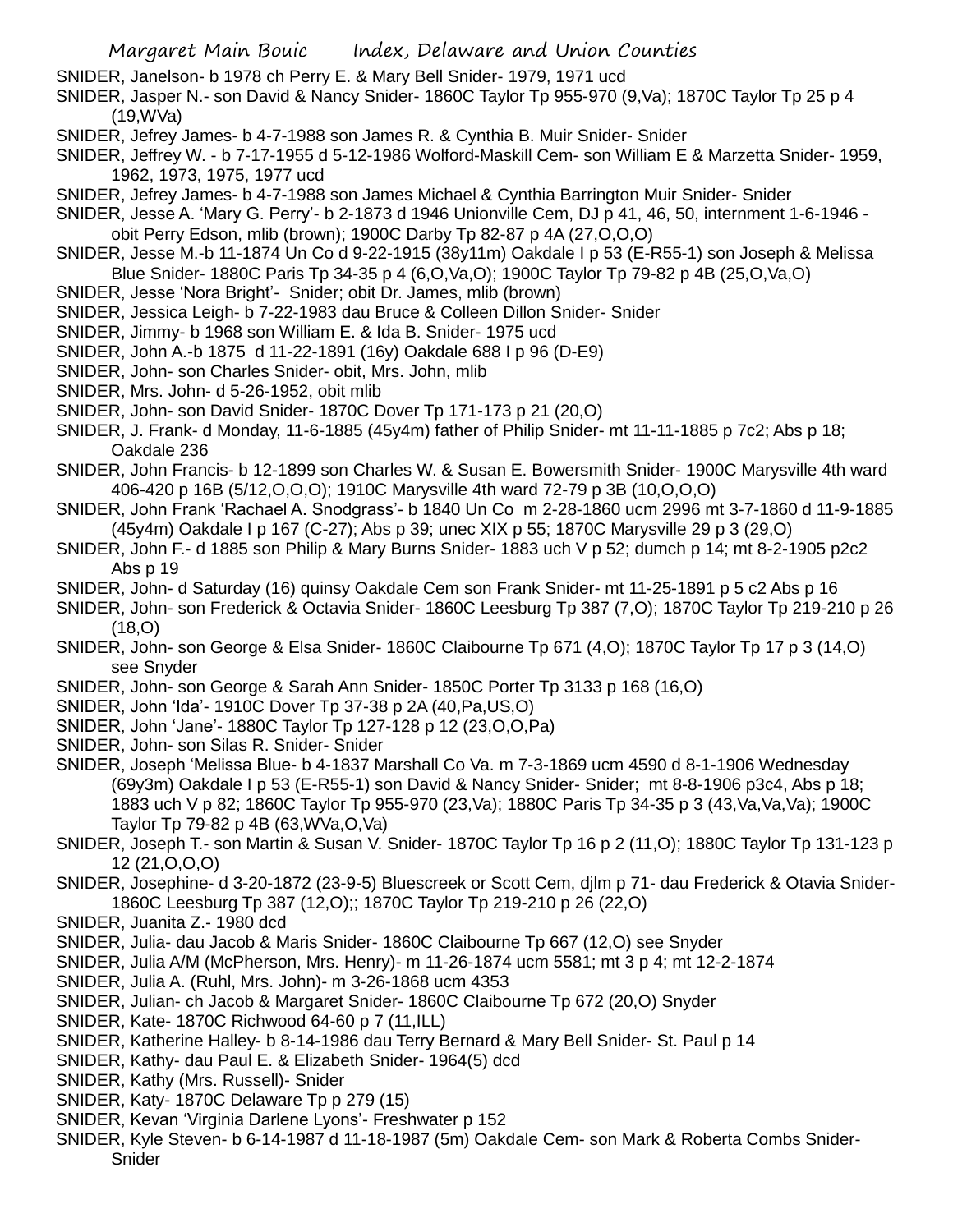SNIDER, Janelson- b 1978 ch Perry E. & Mary Bell Snider- 1979, 1971 ucd

SNIDER, Jasper N.- son David & Nancy Snider- 1860C Taylor Tp 955-970 (9,Va); 1870C Taylor Tp 25 p 4 (19,WVa)

SNIDER, Jefrey James- b 4-7-1988 son James R. & Cynthia B. Muir Snider- Snider

SNIDER, Jeffrey W. - b 7-17-1955 d 5-12-1986 Wolford-Maskill Cem- son William E & Marzetta Snider- 1959, 1962, 1973, 1975, 1977 ucd

SNIDER, Jefrey James- b 4-7-1988 son James Michael & Cynthia Barrington Muir Snider- Snider

SNIDER, Jesse A. 'Mary G. Perry'- b 2-1873 d 1946 Unionville Cem, DJ p 41, 46, 50, internment 1-6-1946 - obit Perry Edson, mlib (brown); 1900C Darby Tp 82-87 p 4A (27,O,O,O)

SNIDER, Jesse M.-b 11-1874 Un Co d 9-22-1915 (38y11m) Oakdale I p 53 (E-R55-1) son Joseph & Melissa Blue Snider- 1880C Paris Tp 34-35 p 4 (6,O,Va,O); 1900C Taylor Tp 79-82 p 4B (25,O,Va,O)

SNIDER, Jesse 'Nora Bright'- Snider; obit Dr. James, mlib (brown)

SNIDER, Jessica Leigh- b 7-22-1983 dau Bruce & Colleen Dillon Snider- Snider

SNIDER, Jimmy- b 1968 son William E. & Ida B. Snider- 1975 ucd

SNIDER, John A.-b 1875 d 11-22-1891 (16y) Oakdale 688 I p 96 (D-E9)

SNIDER, John- son Charles Snider- obit, Mrs. John, mlib

SNIDER, Mrs. John- d 5-26-1952, obit mlib

SNIDER, John- son David Snider- 1870C Dover Tp 171-173 p 21 (20,O)

SNIDER, J. Frank- d Monday, 11-6-1885 (45y4m) father of Philip Snider- mt 11-11-1885 p 7c2; Abs p 18; Oakdale 236

SNIDER, John Francis- b 12-1899 son Charles W. & Susan E. Bowersmith Snider- 1900C Marysville 4th ward 406-420 p 16B (5/12,O,O,O); 1910C Marysville 4th ward 72-79 p 3B (10,O,O,O)

SNIDER, John Frank 'Rachael A. Snodgrass'- b 1840 Un Co m 2-28-1860 ucm 2996 mt 3-7-1860 d 11-9-1885 (45y4m) Oakdale I p 167 (C-27); Abs p 39; unec XIX p 55; 1870C Marysville 29 p 3 (29,O)

SNIDER, John F.- d 1885 son Philip & Mary Burns Snider- 1883 uch V p 52; dumch p 14; mt 8-2-1905 p2c2 Abs p 19

SNIDER, John- d Saturday (16) quinsy Oakdale Cem son Frank Snider- mt 11-25-1891 p 5 c2 Abs p 16

SNIDER, John- son Frederick & Octavia Snider- 1860C Leesburg Tp 387 (7,O); 1870C Taylor Tp 219-210 p 26 (18,O)

SNIDER, John- son George & Elsa Snider- 1860C Claibourne Tp 671 (4,O); 1870C Taylor Tp 17 p 3 (14,O) see Snyder

SNIDER, John- son George & Sarah Ann Snider- 1850C Porter Tp 3133 p 168 (16,O)

SNIDER, John 'Ida'- 1910C Dover Tp 37-38 p 2A (40,Pa,US,O)

SNIDER, John 'Jane'- 1880C Taylor Tp 127-128 p 12 (23,O,O,Pa)

SNIDER, John- son Silas R. Snider- Snider

SNIDER, Joseph 'Melissa Blue- b 4-1837 Marshall Co Va. m 7-3-1869 ucm 4590 d 8-1-1906 Wednesday (69y3m) Oakdale I p 53 (E-R55-1) son David & Nancy Snider- Snider; mt 8-8-1906 p3c4, Abs p 18; 1883 uch V p 82; 1860C Taylor Tp 955-970 (23,Va); 1880C Paris Tp 34-35 p 3 (43,Va,Va,Va); 1900C Taylor Tp 79-82 p 4B (63,WVa,O,Va)

SNIDER, Joseph T.- son Martin & Susan V. Snider- 1870C Taylor Tp 16 p 2 (11,O); 1880C Taylor Tp 131-123 p 12 (21,O,O,O)

SNIDER, Josephine- d 3-20-1872 (23-9-5) Bluescreek or Scott Cem, djlm p 71- dau Frederick & Otavia Snider- 1860C Leesburg Tp 387 (12,O);; 1870C Taylor Tp 219-210 p 26 (22,O)

SNIDER, Juanita Z.- 1980 dcd

SNIDER, Julia- dau Jacob & Maris Snider- 1860C Claibourne Tp 667 (12,O) see Snyder

SNIDER, Julia A/M (McPherson, Mrs. Henry)- m 11-26-1874 ucm 5581; mt 3 p 4; mt 12-2-1874

SNIDER, Julia A. (Ruhl, Mrs. John)- m 3-26-1868 ucm 4353

SNIDER, Julian- ch Jacob & Margaret Snider- 1860C Claibourne Tp 672 (20,O) Snyder

SNIDER, Kate- 1870C Richwood 64-60 p 7 (11,ILL)

SNIDER, Katherine Halley- b 8-14-1986 dau Terry Bernard & Mary Bell Snider- St. Paul p 14

SNIDER, Kathy- dau Paul E. & Elizabeth Snider- 1964(5) dcd

SNIDER, Kathy (Mrs. Russell)- Snider

SNIDER, Katy- 1870C Delaware Tp p 279 (15)

SNIDER, Kevan 'Virginia Darlene Lyons'- Freshwater p 152

SNIDER, Kyle Steven- b 6-14-1987 d 11-18-1987 (5m) Oakdale Cem- son Mark & Roberta Combs Snider- Snider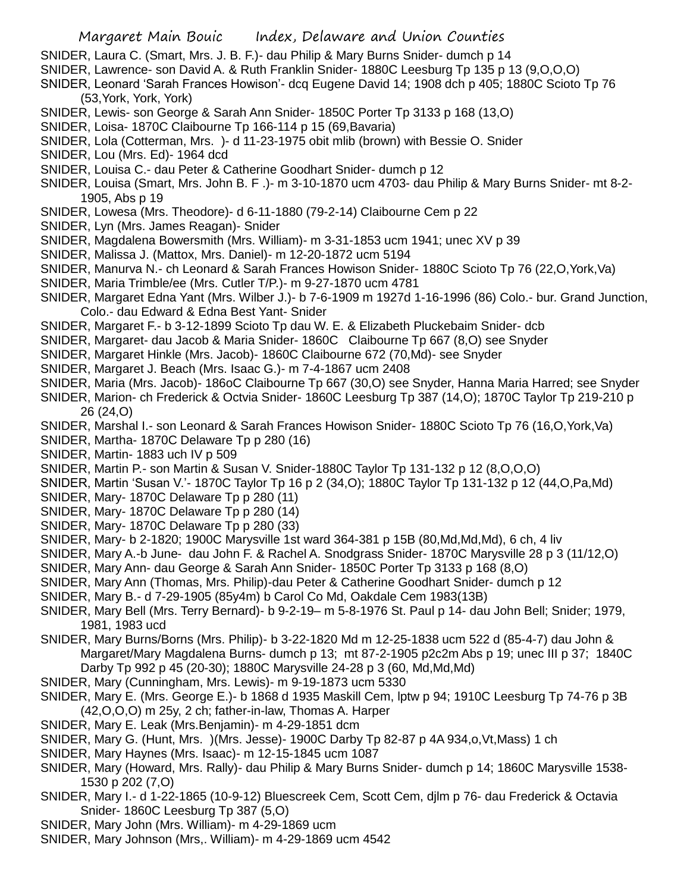SNIDER, Laura C. (Smart, Mrs. J. B. F.)- dau Philip & Mary Burns Snider- dumch p 14

SNIDER, Lawrence- son David A. & Ruth Franklin Snider- 1880C Leesburg Tp 135 p 13 (9,O,O,O)

SNIDER, Leonard 'Sarah Frances Howison'- dcq Eugene David 14; 1908 dch p 405; 1880C Scioto Tp 76 (53,York, York, York)

SNIDER, Lewis- son George & Sarah Ann Snider- 1850C Porter Tp 3133 p 168 (13,O)

SNIDER, Loisa- 1870C Claibourne Tp 166-114 p 15 (69,Bavaria)

SNIDER, Lola (Cotterman, Mrs. )- d 11-23-1975 obit mlib (brown) with Bessie O. Snider

SNIDER, Lou (Mrs. Ed)- 1964 dcd

SNIDER, Louisa C.- dau Peter & Catherine Goodhart Snider- dumch p 12

SNIDER, Louisa (Smart, Mrs. John B. F .)- m 3-10-1870 ucm 4703- dau Philip & Mary Burns Snider- mt 8-2-1905, Abs p 19

SNIDER, Lowesa (Mrs. Theodore)- d 6-11-1880 (79-2-14) Claibourne Cem p 22

SNIDER, Lyn (Mrs. James Reagan)- Snider

SNIDER, Magdalena Bowersmith (Mrs. William)- m 3-31-1853 ucm 1941; unec XV p 39

SNIDER, Malissa J. (Mattox, Mrs. Daniel)- m 12-20-1872 ucm 5194

SNIDER, Manurva N.- ch Leonard & Sarah Frances Howison Snider- 1880C Scioto Tp 76 (22,O,York,Va)

SNIDER, Maria Trimble/ee (Mrs. Cutler T/P.)- m 9-27-1870 ucm 4781

SNIDER, Margaret Edna Yant (Mrs. Wilber J.)- b 7-6-1909 m 1927d 1-16-1996 (86) Colo.- bur. Grand Junction, Colo.- dau Edward & Edna Best Yant- Snider

SNIDER, Margaret F.- b 3-12-1899 Scioto Tp dau W. E. & Elizabeth Pluckebaim Snider- dcb

SNIDER, Margaret- dau Jacob & Maria Snider- 1860C Claibourne Tp 667 (8,O) see Snyder

SNIDER, Margaret Hinkle (Mrs. Jacob)- 1860C Claibourne 672 (70,Md)- see Snyder

SNIDER, Margaret J. Beach (Mrs. Isaac G.)- m 7-4-1867 ucm 2408

SNIDER, Maria (Mrs. Jacob)- 186oC Claibourne Tp 667 (30,O) see Snyder, Hanna Maria Harred; see Snyder

SNIDER, Marion- ch Frederick & Octvia Snider- 1860C Leesburg Tp 387 (14,O); 1870C Taylor Tp 219-210 p 26 (24,O)

SNIDER, Marshal I.- son Leonard & Sarah Frances Howison Snider- 1880C Scioto Tp 76 (16,O,York,Va)

SNIDER, Martha- 1870C Delaware Tp p 280 (16)

SNIDER, Martin- 1883 uch IV p 509

SNIDER, Martin P.- son Martin & Susan V. Snider-1880C Taylor Tp 131-132 p 12 (8,O,O,O)

SNIDER, Martin 'Susan V.'- 1870C Taylor Tp 16 p 2 (34,O); 1880C Taylor Tp 131-132 p 12 (44,O,Pa,Md)

SNIDER, Mary- 1870C Delaware Tp p 280 (11)

SNIDER, Mary- 1870C Delaware Tp p 280 (14)

SNIDER, Mary- 1870C Delaware Tp p 280 (33)

SNIDER, Mary- b 2-1820; 1900C Marysville 1st ward 364-381 p 15B (80,Md,Md,Md), 6 ch, 4 liv

SNIDER, Mary A.-b June- dau John F. & Rachel A. Snodgrass Snider- 1870C Marysville 28 p 3 (11/12,O)

SNIDER, Mary Ann- dau George & Sarah Ann Snider- 1850C Porter Tp 3133 p 168 (8,O)

SNIDER, Mary Ann (Thomas, Mrs. Philip)-dau Peter & Catherine Goodhart Snider- dumch p 12

SNIDER, Mary B.- d 7-29-1905 (85y4m) b Carol Co Md, Oakdale Cem 1983(13B)

SNIDER, Mary Bell (Mrs. Terry Bernard)- b 9-2-19– m 5-8-1976 St. Paul p 14- dau John Bell; Snider; 1979, 1981, 1983 ucd

SNIDER, Mary Burns/Borns (Mrs. Philip)- b 3-22-1820 Md m 12-25-1838 ucm 522 d (85-4-7) dau John & Margaret/Mary Magdalena Burns- dumch p 13; mt 87-2-1905 p2c2m Abs p 19; unec III p 37; 1840C Darby Tp 992 p 45 (20-30); 1880C Marysville 24-28 p 3 (60, Md,Md,Md)

SNIDER, Mary (Cunningham, Mrs. Lewis)- m 9-19-1873 ucm 5330

SNIDER, Mary E. (Mrs. George E.)- b 1868 d 1935 Maskill Cem, lptw p 94; 1910C Leesburg Tp 74-76 p 3B (42,O,O,O) m 25y, 2 ch; father-in-law, Thomas A. Harper

SNIDER, Mary E. Leak (Mrs.Benjamin)- m 4-29-1851 dcm

SNIDER, Mary G. (Hunt, Mrs. )(Mrs. Jesse)- 1900C Darby Tp 82-87 p 4A 934,o,Vt,Mass) 1 ch

SNIDER, Mary Haynes (Mrs. Isaac)- m 12-15-1845 ucm 1087

SNIDER, Mary (Howard, Mrs. Rally)- dau Philip & Mary Burns Snider- dumch p 14; 1860C Marysville 1538-1530 p 202 (7,O)

SNIDER, Mary I.- d 1-22-1865 (10-9-12) Bluescreek Cem, Scott Cem, djlm p 76- dau Frederick & Octavia Snider- 1860C Leesburg Tp 387 (5,O)

SNIDER, Mary John (Mrs. William)- m 4-29-1869 ucm

SNIDER, Mary Johnson (Mrs,. William)- m 4-29-1869 ucm 4542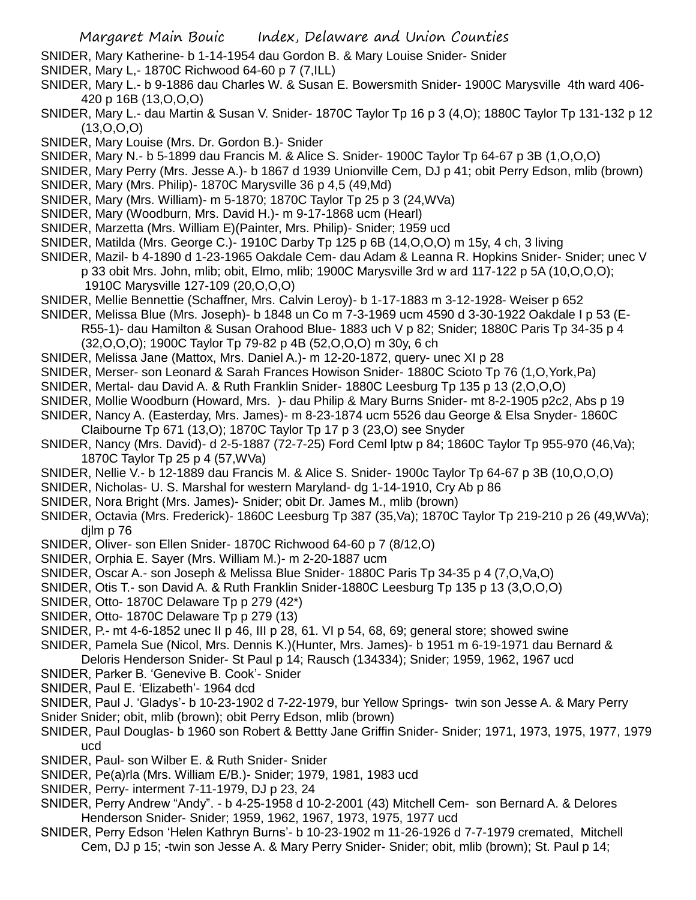SNIDER, Mary Katherine- b 1-14-1954 dau Gordon B. & Mary Louise Snider- Snider

SNIDER, Mary L,- 1870C Richwood 64-60 p 7 (7,ILL)

SNIDER, Mary L.- b 9-1886 dau Charles W. & Susan E. Bowersmith Snider- 1900C Marysville 4th ward 406-420 p 16B (13,O,O,O)

SNIDER, Mary L.- dau Martin & Susan V. Snider- 1870C Taylor Tp 16 p 3 (4,O); 1880C Taylor Tp 131-132 p 12 (13,O,O,O)

SNIDER, Mary Louise (Mrs. Dr. Gordon B.)- Snider

SNIDER, Mary N.- b 5-1899 dau Francis M. & Alice S. Snider- 1900C Taylor Tp 64-67 p 3B (1,O,O,O)

SNIDER, Mary Perry (Mrs. Jesse A.)- b 1867 d 1939 Unionville Cem, DJ p 41; obit Perry Edson, mlib (brown)

SNIDER, Mary (Mrs. Philip)- 1870C Marysville 36 p 4,5 (49,Md)

SNIDER, Mary (Mrs. William)- m 5-1870; 1870C Taylor Tp 25 p 3 (24,WVa)

SNIDER, Mary (Woodburn, Mrs. David H.)- m 9-17-1868 ucm (Hearl)

SNIDER, Marzetta (Mrs. William E)(Painter, Mrs. Philip)- Snider; 1959 ucd

SNIDER, Matilda (Mrs. George C.)- 1910C Darby Tp 125 p 6B (14,O,O,O) m 15y, 4 ch, 3 living

SNIDER, Mazil- b 4-1890 d 1-23-1965 Oakdale Cem- dau Adam & Leanna R. Hopkins Snider- Snider; unec V p 33 obit Mrs. John, mlib; obit, Elmo, mlib; 1900C Marysville 3rd w ard 117-122 p 5A (10,O,O,O); 1910C Marysville 127-109 (20,O,O,O)

SNIDER, Mellie Bennettie (Schaffner, Mrs. Calvin Leroy)- b 1-17-1883 m 3-12-1928- Weiser p 652

SNIDER, Melissa Blue (Mrs. Joseph)- b 1848 un Co m 7-3-1969 ucm 4590 d 3-30-1922 Oakdale I p 53 (E-R55-1)- dau Hamilton & Susan Orahood Blue- 1883 uch V p 82; Snider; 1880C Paris Tp 34-35 p 4 (32,O,O,O); 1900C Taylor Tp 79-82 p 4B (52,O,O,O) m 30y, 6 ch

SNIDER, Melissa Jane (Mattox, Mrs. Daniel A.)- m 12-20-1872, query- unec XI p 28

SNIDER, Merser- son Leonard & Sarah Frances Howison Snider- 1880C Scioto Tp 76 (1,O,York,Pa)

SNIDER, Mertal- dau David A. & Ruth Franklin Snider- 1880C Leesburg Tp 135 p 13 (2,O,O,O)

SNIDER, Mollie Woodburn (Howard, Mrs. )- dau Philip & Mary Burns Snider- mt 8-2-1905 p2c2, Abs p 19

SNIDER, Nancy A. (Easterday, Mrs. James)- m 8-23-1874 ucm 5526 dau George & Elsa Snyder- 1860C Claibourne Tp 671 (13,O); 1870C Taylor Tp 17 p 3 (23,O) see Snyder

SNIDER, Nancy (Mrs. David)- d 2-5-1887 (72-7-25) Ford Ceml lptw p 84; 1860C Taylor Tp 955-970 (46,Va); 1870C Taylor Tp 25 p 4 (57,WVa)

SNIDER, Nellie V.- b 12-1889 dau Francis M. & Alice S. Snider- 1900c Taylor Tp 64-67 p 3B (10,O,O,O)

SNIDER, Nicholas- U. S. Marshal for western Maryland- dg 1-14-1910, Cry Ab p 86

SNIDER, Nora Bright (Mrs. James)- Snider; obit Dr. James M., mlib (brown)

SNIDER, Octavia (Mrs. Frederick)- 1860C Leesburg Tp 387 (35,Va); 1870C Taylor Tp 219-210 p 26 (49,WVa); djlm p 76

SNIDER, Oliver- son Ellen Snider- 1870C Richwood 64-60 p 7 (8/12,O)

SNIDER, Orphia E. Sayer (Mrs. William M.)- m 2-20-1887 ucm

SNIDER, Oscar A.- son Joseph & Melissa Blue Snider- 1880C Paris Tp 34-35 p 4 (7,O,Va,O)

SNIDER, Otis T.- son David A. & Ruth Franklin Snider-1880C Leesburg Tp 135 p 13 (3,O,O,O)

SNIDER, Otto- 1870C Delaware Tp p 279 (42*)

SNIDER, Otto- 1870C Delaware Tp p 279 (13)

SNIDER, P.- mt 4-6-1852 unec II p 46, III p 28, 61. VI p 54, 68, 69; general store; showed swine

SNIDER, Pamela Sue (Nicol, Mrs. Dennis K.)(Hunter, Mrs. James)- b 1951 m 6-19-1971 dau Bernard & Deloris Henderson Snider- St Paul p 14; Rausch (134334); Snider; 1959, 1962, 1967 ucd

SNIDER, Parker B. 'Genevive B. Cook'- Snider

SNIDER, Paul E. 'Elizabeth'- 1964 dcd

SNIDER, Paul J. 'Gladys'- b 10-23-1902 d 7-22-1979, bur Yellow Springs- twin son Jesse A. & Mary Perry Snider Snider; obit, mlib (brown); obit Perry Edson, mlib (brown)

SNIDER, Paul Douglas- b 1960 son Robert & Bettty Jane Griffin Snider- Snider; 1971, 1973, 1975, 1977, 1979 ucd

SNIDER, Paul- son Wilber E. & Ruth Snider- Snider

SNIDER, Pe(a)rla (Mrs. William E/B.)- Snider; 1979, 1981, 1983 ucd

SNIDER, Perry- interment 7-11-1979, DJ p 23, 24

SNIDER, Perry Andrew "Andy". - b 4-25-1958 d 10-2-2001 (43) Mitchell Cem- son Bernard A. & Delores Henderson Snider- Snider; 1959, 1962, 1967, 1973, 1975, 1977 ucd

SNIDER, Perry Edson 'Helen Kathryn Burns'- b 10-23-1902 m 11-26-1926 d 7-7-1979 cremated, Mitchell Cem, DJ p 15; -twin son Jesse A. & Mary Perry Snider- Snider; obit, mlib (brown); St. Paul p 14;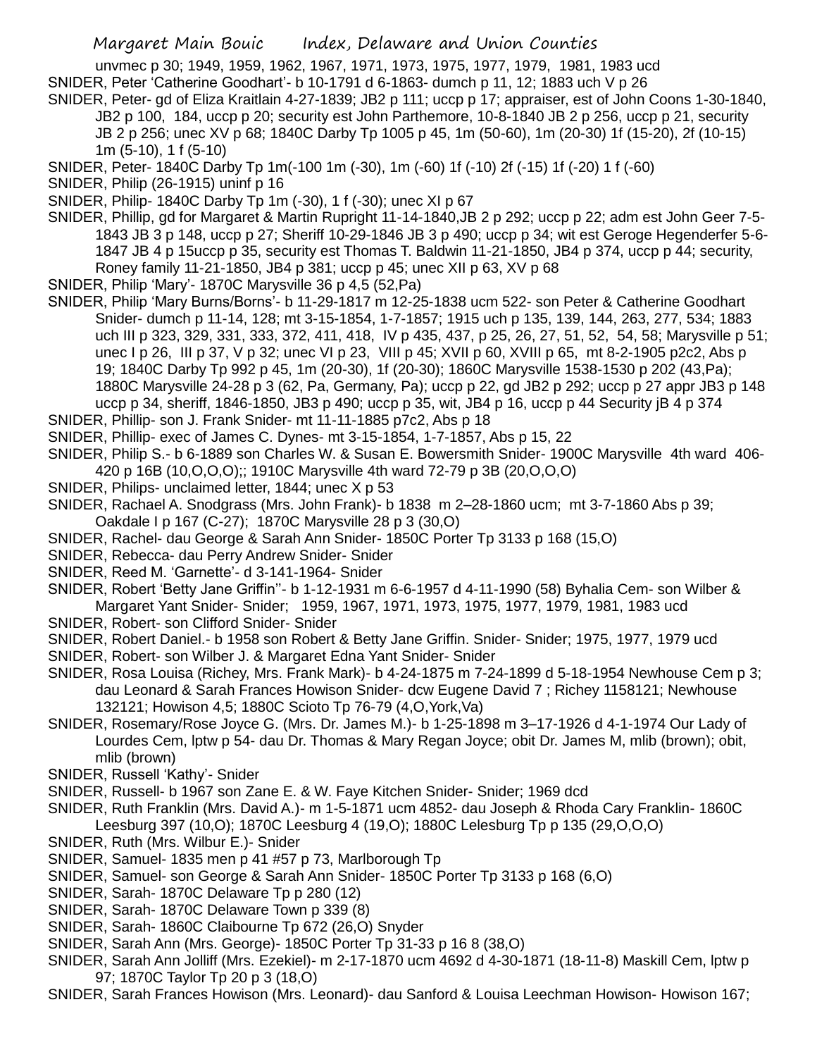unvmec p 30; 1949, 1959, 1962, 1967, 1971, 1973, 1975, 1977, 1979, 1981, 1983 ucd

SNIDER, Peter 'Catherine Goodhart'- b 10-1791 d 6-1863- dumch p 11, 12; 1883 uch V p 26

SNIDER, Peter- gd of Eliza Kraitlain 4-27-1839; JB2 p 111; uccp p 17; appraiser, est of John Coons 1-30-1840, JB2 p 100, 184, uccp p 20; security est John Parthemore, 10-8-1840 JB 2 p 256, uccp p 21, security JB 2 p 256; unec XV p 68; 1840C Darby Tp 1005 p 45, 1m (50-60), 1m (20-30) 1f (15-20), 2f (10-15) 1m (5-10), 1 f (5-10)

SNIDER, Peter- 1840C Darby Tp 1m(-100 1m (-30), 1m (-60) 1f (-10) 2f (-15) 1f (-20) 1 f (-60)

SNIDER, Philip (26-1915) uninf p 16

SNIDER, Philip- 1840C Darby Tp 1m (-30), 1 f (-30); unec XI p 67

SNIDER, Phillip, gd for Margaret & Martin Rupright 11-14-1840,JB 2 p 292; uccp p 22; adm est John Geer 7-5-1843 JB 3 p 148, uccp p 27; Sheriff 10-29-1846 JB 3 p 490; uccp p 34; wit est Geroge Hegenderfer 5-6-1847 JB 4 p 15uccp p 35, security est Thomas T. Baldwin 11-21-1850, JB4 p 374, uccp p 44; security, Roney family 11-21-1850, JB4 p 381; uccp p 45; unec XII p 63, XV p 68

SNIDER, Philip 'Mary'- 1870C Marysville 36 p 4,5 (52,Pa)

SNIDER, Philip 'Mary Burns/Borns'- b 11-29-1817 m 12-25-1838 ucm 522- son Peter & Catherine Goodhart Snider- dumch p 11-14, 128; mt 3-15-1854, 1-7-1857; 1915 uch p 135, 139, 144, 263, 277, 534; 1883 uch III p 323, 329, 331, 333, 372, 411, 418, IV p 435, 437, p 25, 26, 27, 51, 52, 54, 58; Marysville p 51; unec I p 26, III p 37, V p 32; unec VI p 23, VIII p 45; XVII p 60, XVIII p 65, mt 8-2-1905 p2c2, Abs p 19; 1840C Darby Tp 992 p 45, 1m (20-30), 1f (20-30); 1860C Marysville 1538-1530 p 202 (43,Pa); 1880C Marysville 24-28 p 3 (62, Pa, Germany, Pa); uccp p 22, gd JB2 p 292; uccp p 27 appr JB3 p 148 uccp p 34, sheriff, 1846-1850, JB3 p 490; uccp p 35, wit, JB4 p 16, uccp p 44 Security jB 4 p 374

SNIDER, Phillip- son J. Frank Snider- mt 11-11-1885 p7c2, Abs p 18

SNIDER, Phillip- exec of James C. Dynes- mt 3-15-1854, 1-7-1857, Abs p 15, 22

SNIDER, Philip S.- b 6-1889 son Charles W. & Susan E. Bowersmith Snider- 1900C Marysville 4th ward 406-420 p 16B (10,O,O,O);; 1910C Marysville 4th ward 72-79 p 3B (20,O,O,O)

SNIDER, Philips- unclaimed letter, 1844; unec X p 53

SNIDER, Rachael A. Snodgrass (Mrs. John Frank)- b 1838 m 2–28-1860 ucm; mt 3-7-1860 Abs p 39; Oakdale I p 167 (C-27); 1870C Marysville 28 p 3 (30,O)

SNIDER, Rachel- dau George & Sarah Ann Snider- 1850C Porter Tp 3133 p 168 (15,O)

SNIDER, Rebecca- dau Perry Andrew Snider- Snider

SNIDER, Reed M. 'Garnette'- d 3-141-1964- Snider

SNIDER, Robert 'Betty Jane Griffin''- b 1-12-1931 m 6-6-1957 d 4-11-1990 (58) Byhalia Cem- son Wilber & Margaret Yant Snider- Snider; 1959, 1967, 1971, 1973, 1975, 1977, 1979, 1981, 1983 ucd

SNIDER, Robert- son Clifford Snider- Snider

SNIDER, Robert Daniel.- b 1958 son Robert & Betty Jane Griffin. Snider- Snider; 1975, 1977, 1979 ucd

SNIDER, Robert- son Wilber J. & Margaret Edna Yant Snider- Snider

SNIDER, Rosa Louisa (Richey, Mrs. Frank Mark)- b 4-24-1875 m 7-24-1899 d 5-18-1954 Newhouse Cem p 3; dau Leonard & Sarah Frances Howison Snider- dcw Eugene David 7 ; Richey 1158121; Newhouse 132121; Howison 4,5; 1880C Scioto Tp 76-79 (4,O,York,Va)

SNIDER, Rosemary/Rose Joyce G. (Mrs. Dr. James M.)- b 1-25-1898 m 3–17-1926 d 4-1-1974 Our Lady of Lourdes Cem, lptw p 54- dau Dr. Thomas & Mary Regan Joyce; obit Dr. James M, mlib (brown); obit, mlib (brown)

SNIDER, Russell 'Kathy'- Snider

SNIDER, Russell- b 1967 son Zane E. & W. Faye Kitchen Snider- Snider; 1969 dcd

SNIDER, Ruth Franklin (Mrs. David A.)- m 1-5-1871 ucm 4852- dau Joseph & Rhoda Cary Franklin- 1860C Leesburg 397 (10,O); 1870C Leesburg 4 (19,O); 1880C Lelesburg Tp p 135 (29,O,O,O)

SNIDER, Ruth (Mrs. Wilbur E.)- Snider

SNIDER, Samuel- 1835 men p 41 #57 p 73, Marlborough Tp

SNIDER, Samuel- son George & Sarah Ann Snider- 1850C Porter Tp 3133 p 168 (6,O)

SNIDER, Sarah- 1870C Delaware Tp p 280 (12)

SNIDER, Sarah- 1870C Delaware Town p 339 (8)

SNIDER, Sarah- 1860C Claibourne Tp 672 (26,O) Snyder

SNIDER, Sarah Ann (Mrs. George)- 1850C Porter Tp 31-33 p 16 8 (38,O)

SNIDER, Sarah Ann Jolliff (Mrs. Ezekiel)- m 2-17-1870 ucm 4692 d 4-30-1871 (18-11-8) Maskill Cem, lptw p 97; 1870C Taylor Tp 20 p 3 (18,O)

SNIDER, Sarah Frances Howison (Mrs. Leonard)- dau Sanford & Louisa Leechman Howison- Howison 167;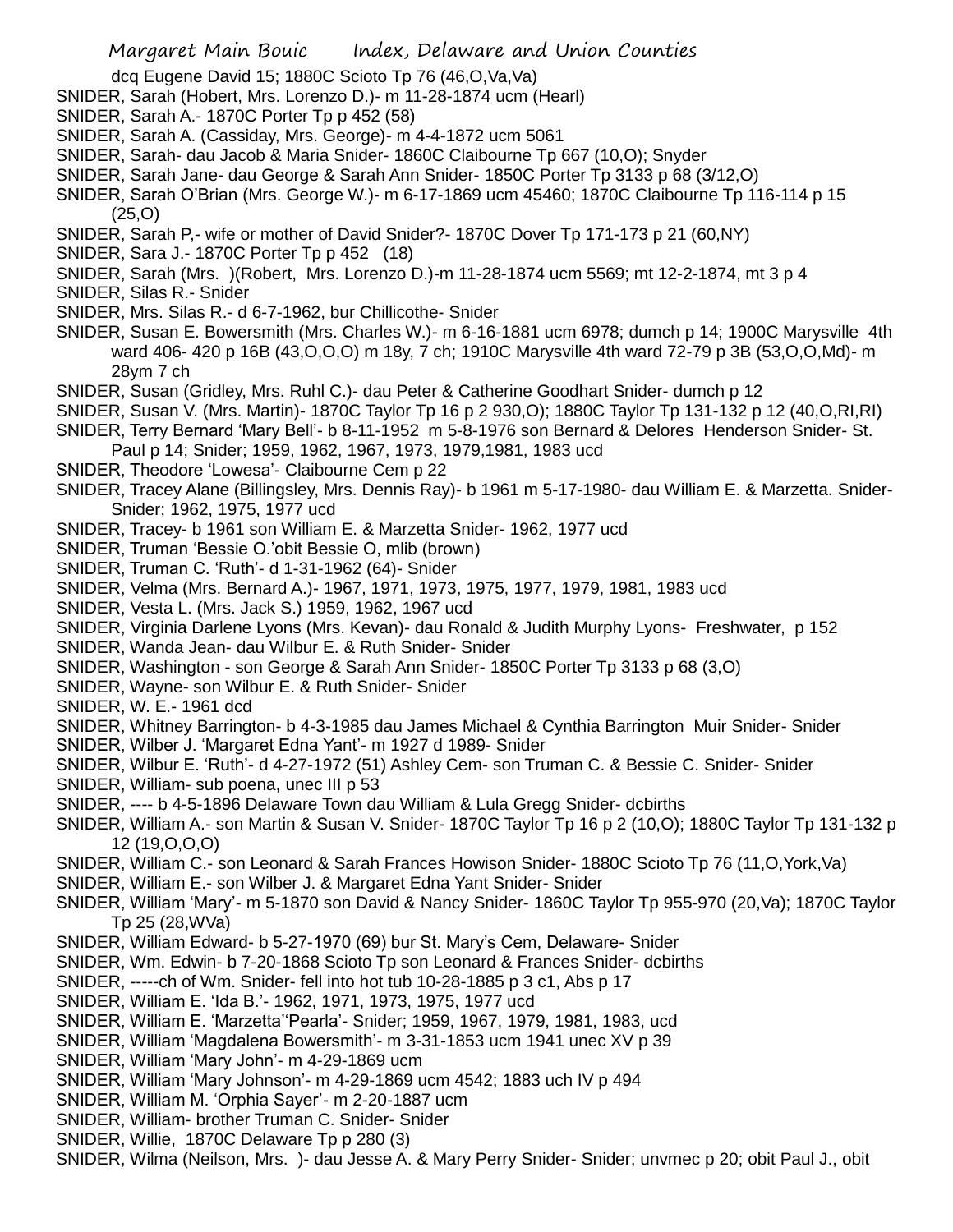dcq Eugene David 15; 1880C Scioto Tp 76 (46,O,Va,Va)

SNIDER, Sarah (Hobert, Mrs. Lorenzo D.)- m 11-28-1874 ucm (Hearl)

SNIDER, Sarah A.- 1870C Porter Tp p 452 (58)

SNIDER, Sarah A. (Cassiday, Mrs. George)- m 4-4-1872 ucm 5061

SNIDER, Sarah- dau Jacob & Maria Snider- 1860C Claibourne Tp 667 (10,O); Snyder

SNIDER, Sarah Jane- dau George & Sarah Ann Snider- 1850C Porter Tp 3133 p 68 (3/12,O)

SNIDER, Sarah O'Brian (Mrs. George W.)- m 6-17-1869 ucm 45460; 1870C Claibourne Tp 116-114 p 15 (25,O)

SNIDER, Sarah P,- wife or mother of David Snider?- 1870C Dover Tp 171-173 p 21 (60,NY)

SNIDER, Sara J.- 1870C Porter Tp p 452 (18)

SNIDER, Sarah (Mrs. )(Robert, Mrs. Lorenzo D.)-m 11-28-1874 ucm 5569; mt 12-2-1874, mt 3 p 4

SNIDER, Silas R.- Snider

SNIDER, Mrs. Silas R.- d 6-7-1962, bur Chillicothe- Snider

SNIDER, Susan E. Bowersmith (Mrs. Charles W.)- m 6-16-1881 ucm 6978; dumch p 14; 1900C Marysville 4th ward 406- 420 p 16B (43,O,O,O) m 18y, 7 ch; 1910C Marysville 4th ward 72-79 p 3B (53,O,O,Md)- m 28ym 7 ch

SNIDER, Susan (Gridley, Mrs. Ruhl C.)- dau Peter & Catherine Goodhart Snider- dumch p 12

SNIDER, Susan V. (Mrs. Martin)- 1870C Taylor Tp 16 p 2 930,O); 1880C Taylor Tp 131-132 p 12 (40,O,RI,RI)

SNIDER, Terry Bernard 'Mary Bell'- b 8-11-1952 m 5-8-1976 son Bernard & Delores Henderson Snider- St. Paul p 14; Snider; 1959, 1962, 1967, 1973, 1979,1981, 1983 ucd

SNIDER, Theodore 'Lowesa'- Claibourne Cem p 22

SNIDER, Tracey Alane (Billingsley, Mrs. Dennis Ray)- b 1961 m 5-17-1980- dau William E. & Marzetta. Snider- Snider; 1962, 1975, 1977 ucd

SNIDER, Tracey- b 1961 son William E. & Marzetta Snider- 1962, 1977 ucd

SNIDER, Truman 'Bessie O.'obit Bessie O, mlib (brown)

SNIDER, Truman C. 'Ruth'- d 1-31-1962 (64)- Snider

SNIDER, Velma (Mrs. Bernard A.)- 1967, 1971, 1973, 1975, 1977, 1979, 1981, 1983 ucd

SNIDER, Vesta L. (Mrs. Jack S.) 1959, 1962, 1967 ucd

SNIDER, Virginia Darlene Lyons (Mrs. Kevan)- dau Ronald & Judith Murphy Lyons- Freshwater, p 152

SNIDER, Wanda Jean- dau Wilbur E. & Ruth Snider- Snider

SNIDER, Washington - son George & Sarah Ann Snider- 1850C Porter Tp 3133 p 68 (3,O)

SNIDER, Wayne- son Wilbur E. & Ruth Snider- Snider

SNIDER, W. E.- 1961 dcd

SNIDER, Whitney Barrington- b 4-3-1985 dau James Michael & Cynthia Barrington Muir Snider- Snider

SNIDER, Wilber J. 'Margaret Edna Yant'- m 1927 d 1989- Snider

SNIDER, Wilbur E. 'Ruth'- d 4-27-1972 (51) Ashley Cem- son Truman C. & Bessie C. Snider- Snider

SNIDER, William- sub poena, unec III p 53

SNIDER, ---- b 4-5-1896 Delaware Town dau William & Lula Gregg Snider- dcbirths

SNIDER, William A.- son Martin & Susan V. Snider- 1870C Taylor Tp 16 p 2 (10,O); 1880C Taylor Tp 131-132 p 12 (19,O,O,O)

SNIDER, William C.- son Leonard & Sarah Frances Howison Snider- 1880C Scioto Tp 76 (11,O,York,Va)

SNIDER, William E.- son Wilber J. & Margaret Edna Yant Snider- Snider

SNIDER, William 'Mary'- m 5-1870 son David & Nancy Snider- 1860C Taylor Tp 955-970 (20,Va); 1870C Taylor Tp 25 (28,WVa)

SNIDER, William Edward- b 5-27-1970 (69) bur St. Mary's Cem, Delaware- Snider

SNIDER, Wm. Edwin- b 7-20-1868 Scioto Tp son Leonard & Frances Snider- dcbirths

SNIDER, -----ch of Wm. Snider- fell into hot tub 10-28-1885 p 3 c1, Abs p 17

SNIDER, William E. 'Ida B.'- 1962, 1971, 1973, 1975, 1977 ucd

SNIDER, William E. 'Marzetta''Pearla'- Snider; 1959, 1967, 1979, 1981, 1983, ucd

SNIDER, William 'Magdalena Bowersmith'- m 3-31-1853 ucm 1941 unec XV p 39

SNIDER, William 'Mary John'- m 4-29-1869 ucm

SNIDER, William 'Mary Johnson'- m 4-29-1869 ucm 4542; 1883 uch IV p 494

SNIDER, William M. 'Orphia Sayer'- m 2-20-1887 ucm

SNIDER, William- brother Truman C. Snider- Snider

SNIDER, Willie, 1870C Delaware Tp p 280 (3)

SNIDER, Wilma (Neilson, Mrs. )- dau Jesse A. & Mary Perry Snider- Snider; unvmec p 20; obit Paul J., obit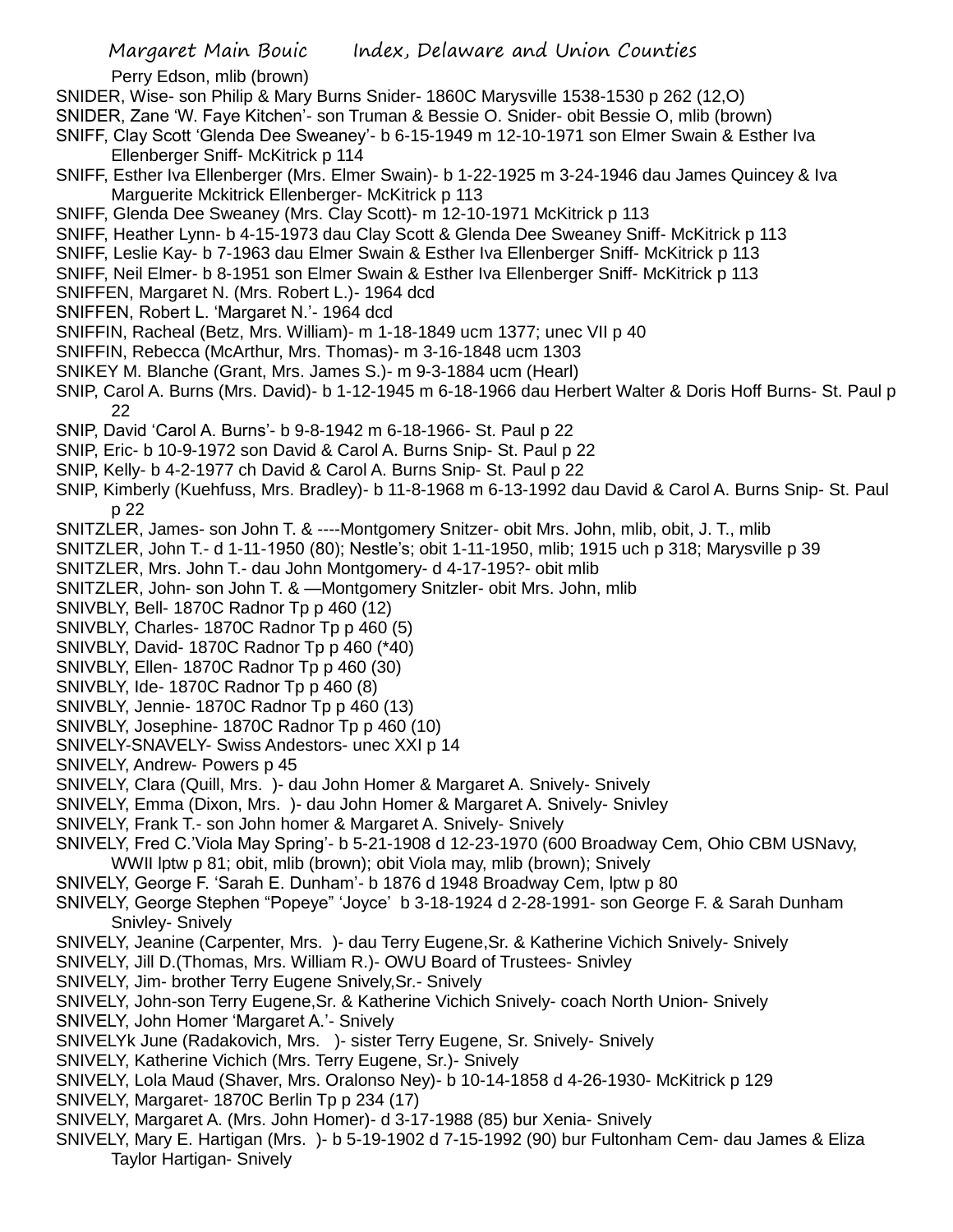Perry Edson, mlib (brown)

SNIDER, Wise- son Philip & Mary Burns Snider- 1860C Marysville 1538-1530 p 262 (12,O)

SNIDER, Zane 'W. Faye Kitchen'- son Truman & Bessie O. Snider- obit Bessie O, mlib (brown)

SNIFF, Clay Scott 'Glenda Dee Sweaney'- b 6-15-1949 m 12-10-1971 son Elmer Swain & Esther Iva Ellenberger Sniff- McKitrick p 114

SNIFF, Esther Iva Ellenberger (Mrs. Elmer Swain)- b 1-22-1925 m 3-24-1946 dau James Quincey & Iva Marguerite Mckitrick Ellenberger- McKitrick p 113

SNIFF, Glenda Dee Sweaney (Mrs. Clay Scott)- m 12-10-1971 McKitrick p 113

SNIFF, Heather Lynn- b 4-15-1973 dau Clay Scott & Glenda Dee Sweaney Sniff- McKitrick p 113

SNIFF, Leslie Kay- b 7-1963 dau Elmer Swain & Esther Iva Ellenberger Sniff- McKitrick p 113

SNIFF, Neil Elmer- b 8-1951 son Elmer Swain & Esther Iva Ellenberger Sniff- McKitrick p 113

SNIFFEN, Margaret N. (Mrs. Robert L.)- 1964 dcd

SNIFFEN, Robert L. 'Margaret N.'- 1964 dcd

SNIFFIN, Racheal (Betz, Mrs. William)- m 1-18-1849 ucm 1377; unec VII p 40

SNIFFIN, Rebecca (McArthur, Mrs. Thomas)- m 3-16-1848 ucm 1303

SNIKEY M. Blanche (Grant, Mrs. James S.)- m 9-3-1884 ucm (Hearl)

SNIP, Carol A. Burns (Mrs. David)- b 1-12-1945 m 6-18-1966 dau Herbert Walter & Doris Hoff Burns- St. Paul p 22

SNIP, David 'Carol A. Burns'- b 9-8-1942 m 6-18-1966- St. Paul p 22

SNIP, Eric- b 10-9-1972 son David & Carol A. Burns Snip- St. Paul p 22

SNIP, Kelly- b 4-2-1977 ch David & Carol A. Burns Snip- St. Paul p 22

SNIP, Kimberly (Kuehfuss, Mrs. Bradley)- b 11-8-1968 m 6-13-1992 dau David & Carol A. Burns Snip- St. Paul p 22

SNITZLER, James- son John T. & ----Montgomery Snitzer- obit Mrs. John, mlib, obit, J. T., mlib

SNITZLER, John T.- d 1-11-1950 (80); Nestle's; obit 1-11-1950, mlib; 1915 uch p 318; Marysville p 39

SNITZLER, Mrs. John T.- dau John Montgomery- d 4-17-195?- obit mlib

SNITZLER, John- son John T. & —Montgomery Snitzler- obit Mrs. John, mlib

SNIVBLY, Bell- 1870C Radnor Tp p 460 (12)

SNIVBLY, Charles- 1870C Radnor Tp p 460 (5)

SNIVBLY, David- 1870C Radnor Tp p 460 (*40)

SNIVBLY, Ellen- 1870C Radnor Tp p 460 (30)

SNIVBLY, Ide- 1870C Radnor Tp p 460 (8)

SNIVBLY, Jennie- 1870C Radnor Tp p 460 (13)

SNIVBLY, Josephine- 1870C Radnor Tp p 460 (10)

SNIVELY-SNAVELY- Swiss Andestors- unec XXI p 14

SNIVELY, Andrew- Powers p 45

SNIVELY, Clara (Quill, Mrs. )- dau John Homer & Margaret A. Snively- Snively

SNIVELY, Emma (Dixon, Mrs. )- dau John Homer & Margaret A. Snively- Snivley

SNIVELY, Frank T.- son John homer & Margaret A. Snively- Snively

SNIVELY, Fred C.'Viola May Spring'- b 5-21-1908 d 12-23-1970 (600 Broadway Cem, Ohio CBM USNavy, WWII lptw p 81; obit, mlib (brown); obit Viola may, mlib (brown); Snively

SNIVELY, George F. 'Sarah E. Dunham'- b 1876 d 1948 Broadway Cem, lptw p 80

SNIVELY, George Stephen "Popeye" 'Joyce' b 3-18-1924 d 2-28-1991- son George F. & Sarah Dunham Snivley- Snively

SNIVELY, Jeanine (Carpenter, Mrs. )- dau Terry Eugene,Sr. & Katherine Vichich Snively- Snively

SNIVELY, Jill D.(Thomas, Mrs. William R.)- OWU Board of Trustees- Snivley

SNIVELY, Jim- brother Terry Eugene Snively,Sr.- Snively

SNIVELY, John-son Terry Eugene,Sr. & Katherine Vichich Snively- coach North Union- Snively

SNIVELY, John Homer 'Margaret A.'- Snively

SNIVELYk June (Radakovich, Mrs. )- sister Terry Eugene, Sr. Snively- Snively

SNIVELY, Katherine Vichich (Mrs. Terry Eugene, Sr.)- Snively

SNIVELY, Lola Maud (Shaver, Mrs. Oralonso Ney)- b 10-14-1858 d 4-26-1930- McKitrick p 129

SNIVELY, Margaret- 1870C Berlin Tp p 234 (17)

SNIVELY, Margaret A. (Mrs. John Homer)- d 3-17-1988 (85) bur Xenia- Snively

SNIVELY, Mary E. Hartigan (Mrs. )- b 5-19-1902 d 7-15-1992 (90) bur Fultonham Cem- dau James & Eliza Taylor Hartigan- Snively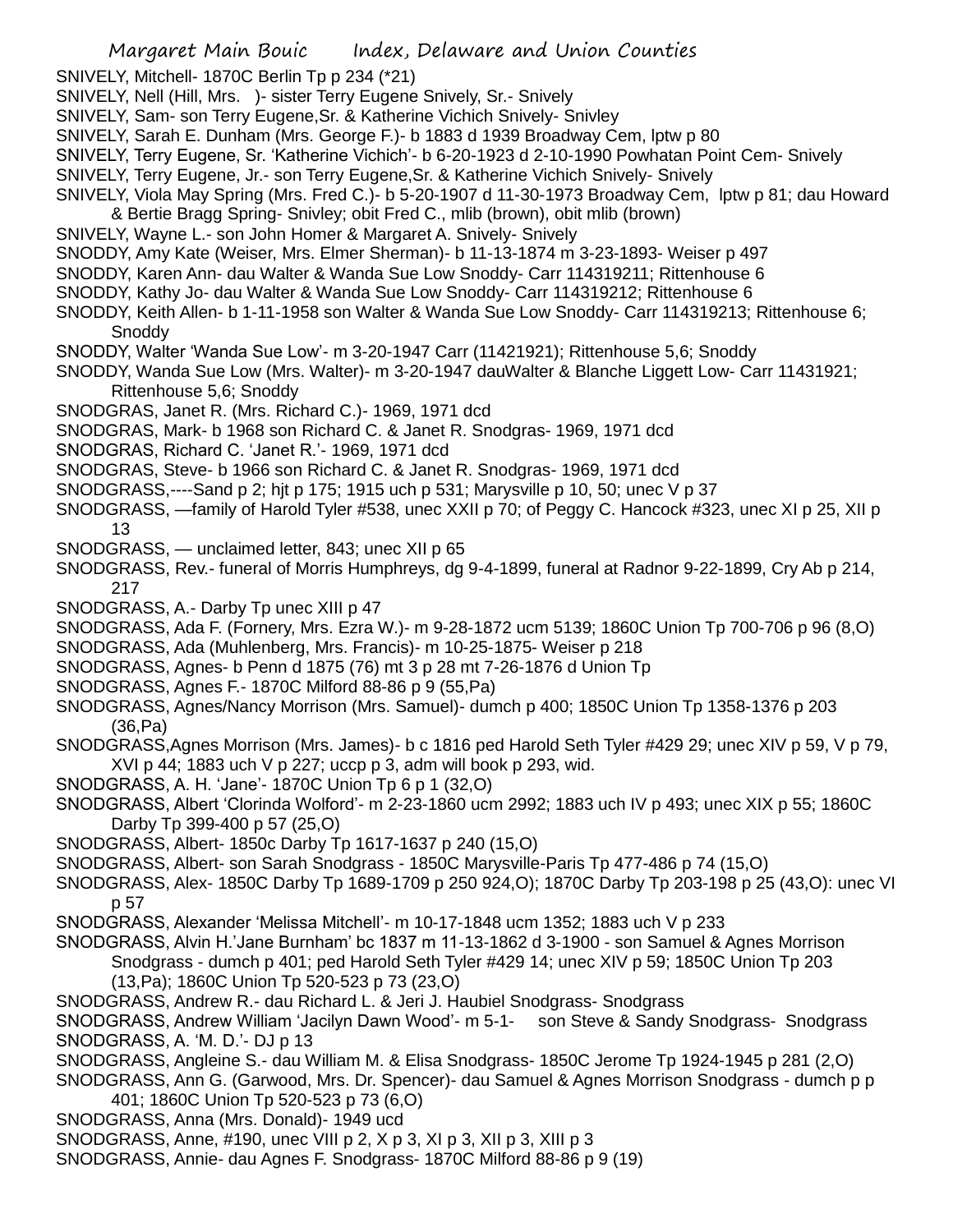SNIVELY, Mitchell- 1870C Berlin Tp p 234 (*21)
SNIVELY, Nell (Hill, Mrs. )- sister Terry Eugene Snively, Sr.- Snively
SNIVELY, Sam- son Terry Eugene,Sr. & Katherine Vichich Snively- Snivley
SNIVELY, Sarah E. Dunham (Mrs. George F.)- b 1883 d 1939 Broadway Cem, lptw p 80
SNIVELY, Terry Eugene, Sr. 'Katherine Vichich'- b 6-20-1923 d 2-10-1990 Powhatan Point Cem- Snively
SNIVELY, Terry Eugene, Jr.- son Terry Eugene,Sr. & Katherine Vichich Snively- Snively
SNIVELY, Viola May Spring (Mrs. Fred C.)- b 5-20-1907 d 11-30-1973 Broadway Cem, lptw p 81; dau Howard & Bertie Bragg Spring- Snivley; obit Fred C., mlib (brown), obit mlib (brown)
SNIVELY, Wayne L.- son John Homer & Margaret A. Snively- Snively
SNODDY, Amy Kate (Weiser, Mrs. Elmer Sherman)- b 11-13-1874 m 3-23-1893- Weiser p 497
SNODDY, Karen Ann- dau Walter & Wanda Sue Low Snoddy- Carr 114319211; Rittenhouse 6
SNODDY, Kathy Jo- dau Walter & Wanda Sue Low Snoddy- Carr 114319212; Rittenhouse 6
SNODDY, Keith Allen- b 1-11-1958 son Walter & Wanda Sue Low Snoddy- Carr 114319213; Rittenhouse 6; Snoddy
SNODDY, Walter 'Wanda Sue Low'- m 3-20-1947 Carr (11421921); Rittenhouse 5,6; Snoddy
SNODDY, Wanda Sue Low (Mrs. Walter)- m 3-20-1947 dauWalter & Blanche Liggett Low- Carr 11431921; Rittenhouse 5,6; Snoddy
SNODGRAS, Janet R. (Mrs. Richard C.)- 1969, 1971 dcd
SNODGRAS, Mark- b 1968 son Richard C. & Janet R. Snodgras- 1969, 1971 dcd
SNODGRAS, Richard C. 'Janet R.'- 1969, 1971 dcd
SNODGRAS, Steve- b 1966 son Richard C. & Janet R. Snodgras- 1969, 1971 dcd
SNODGRASS,----Sand p 2; hjt p 175; 1915 uch p 531; Marysville p 10, 50; unec V p 37
SNODGRASS, —family of Harold Tyler #538, unec XXII p 70; of Peggy C. Hancock #323, unec XI p 25, XII p 13
SNODGRASS, — unclaimed letter, 843; unec XII p 65
SNODGRASS, Rev.- funeral of Morris Humphreys, dg 9-4-1899, funeral at Radnor 9-22-1899, Cry Ab p 214, 217
SNODGRASS, A.- Darby Tp unec XIII p 47
SNODGRASS, Ada F. (Fornery, Mrs. Ezra W.)- m 9-28-1872 ucm 5139; 1860C Union Tp 700-706 p 96 (8,O)
SNODGRASS, Ada (Muhlenberg, Mrs. Francis)- m 10-25-1875- Weiser p 218
SNODGRASS, Agnes- b Penn d 1875 (76) mt 3 p 28 mt 7-26-1876 d Union Tp
SNODGRASS, Agnes F.- 1870C Milford 88-86 p 9 (55,Pa)
SNODGRASS, Agnes/Nancy Morrison (Mrs. Samuel)- dumch p 400; 1850C Union Tp 1358-1376 p 203 (36,Pa)
SNODGRASS,Agnes Morrison (Mrs. James)- b c 1816 ped Harold Seth Tyler #429 29; unec XIV p 59, V p 79, XVI p 44; 1883 uch V p 227; uccp p 3, adm will book p 293, wid.
SNODGRASS, A. H. 'Jane'- 1870C Union Tp 6 p 1 (32,O)
SNODGRASS, Albert 'Clorinda Wolford'- m 2-23-1860 ucm 2992; 1883 uch IV p 493; unec XIX p 55; 1860C Darby Tp 399-400 p 57 (25,O)
SNODGRASS, Albert- 1850c Darby Tp 1617-1637 p 240 (15,O)
SNODGRASS, Albert- son Sarah Snodgrass - 1850C Marysville-Paris Tp 477-486 p 74 (15,O)
SNODGRASS, Alex- 1850C Darby Tp 1689-1709 p 250 924,O); 1870C Darby Tp 203-198 p 25 (43,O): unec VI p 57
SNODGRASS, Alexander 'Melissa Mitchell'- m 10-17-1848 ucm 1352; 1883 uch V p 233
SNODGRASS, Alvin H.'Jane Burnham' bc 1837 m 11-13-1862 d 3-1900 - son Samuel & Agnes Morrison Snodgrass - dumch p 401; ped Harold Seth Tyler #429 14; unec XIV p 59; 1850C Union Tp 203 (13,Pa); 1860C Union Tp 520-523 p 73 (23,O)
SNODGRASS, Andrew R.- dau Richard L. & Jeri J. Haubiel Snodgrass- Snodgrass
SNODGRASS, Andrew William 'Jacilyn Dawn Wood'- m 5-1- son Steve & Sandy Snodgrass- Snodgrass
SNODGRASS, A. 'M. D.'- DJ p 13
SNODGRASS, Angleine S.- dau William M. & Elisa Snodgrass- 1850C Jerome Tp 1924-1945 p 281 (2,O)
SNODGRASS, Ann G. (Garwood, Mrs. Dr. Spencer)- dau Samuel & Agnes Morrison Snodgrass - dumch p p 401; 1860C Union Tp 520-523 p 73 (6,O)
SNODGRASS, Anna (Mrs. Donald)- 1949 ucd
SNODGRASS, Anne, #190, unec VIII p 2, X p 3, XI p 3, XII p 3, XIII p 3
SNODGRASS, Annie- dau Agnes F. Snodgrass- 1870C Milford 88-86 p 9 (19)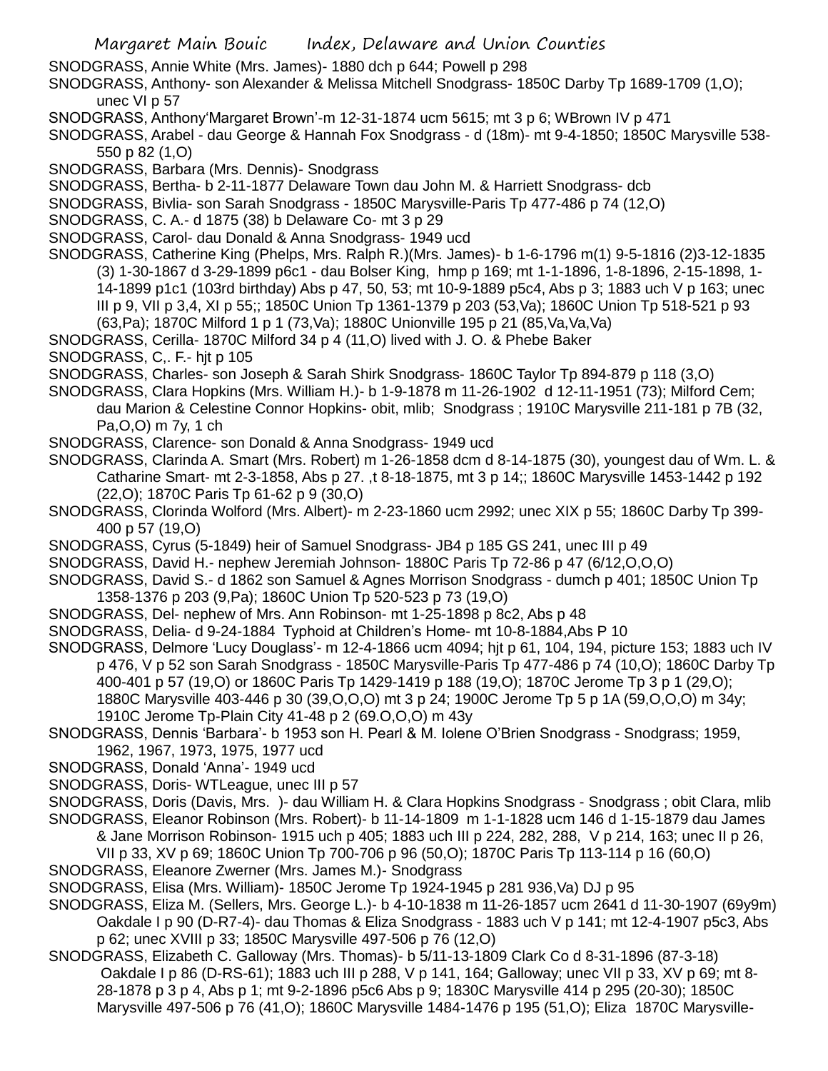SNODGRASS, Annie White (Mrs. James)- 1880 dch p 644; Powell p 298

SNODGRASS, Anthony- son Alexander & Melissa Mitchell Snodgrass- 1850C Darby Tp 1689-1709 (1,O); unec VI p 57

SNODGRASS, Anthony'Margaret Brown'-m 12-31-1874 ucm 5615; mt 3 p 6; WBrown IV p 471

SNODGRASS, Arabel - dau George & Hannah Fox Snodgrass - d (18m)- mt 9-4-1850; 1850C Marysville 538-550 p 82 (1,O)

SNODGRASS, Barbara (Mrs. Dennis)- Snodgrass

SNODGRASS, Bertha- b 2-11-1877 Delaware Town dau John M. & Harriett Snodgrass- dcb

SNODGRASS, Bivlia- son Sarah Snodgrass - 1850C Marysville-Paris Tp 477-486 p 74 (12,O)

SNODGRASS, C. A.- d 1875 (38) b Delaware Co- mt 3 p 29

SNODGRASS, Carol- dau Donald & Anna Snodgrass- 1949 ucd

SNODGRASS, Catherine King (Phelps, Mrs. Ralph R.)(Mrs. James)- b 1-6-1796 m(1) 9-5-1816 (2)3-12-1835 (3) 1-30-1867 d 3-29-1899 p6c1 - dau Bolser King, hmp p 169; mt 1-1-1896, 1-8-1896, 2-15-1898, 1-14-1899 p1c1 (103rd birthday) Abs p 47, 50, 53; mt 10-9-1889 p5c4, Abs p 3; 1883 uch V p 163; unec III p 9, VII p 3,4, XI p 55;; 1850C Union Tp 1361-1379 p 203 (53,Va); 1860C Union Tp 518-521 p 93 (63,Pa); 1870C Milford 1 p 1 (73,Va); 1880C Unionville 195 p 21 (85,Va,Va,Va)

SNODGRASS, Cerilla- 1870C Milford 34 p 4 (11,O) lived with J. O. & Phebe Baker

SNODGRASS, C,. F.- hjt p 105

SNODGRASS, Charles- son Joseph & Sarah Shirk Snodgrass- 1860C Taylor Tp 894-879 p 118 (3,O)

SNODGRASS, Clara Hopkins (Mrs. William H.)- b 1-9-1878 m 11-26-1902 d 12-11-1951 (73); Milford Cem; dau Marion & Celestine Connor Hopkins- obit, mlib; Snodgrass ; 1910C Marysville 211-181 p 7B (32, Pa,O,O) m 7y, 1 ch

SNODGRASS, Clarence- son Donald & Anna Snodgrass- 1949 ucd

SNODGRASS, Clarinda A. Smart (Mrs. Robert) m 1-26-1858 dcm d 8-14-1875 (30), youngest dau of Wm. L. & Catharine Smart- mt 2-3-1858, Abs p 27. ,t 8-18-1875, mt 3 p 14;; 1860C Marysville 1453-1442 p 192 (22,O); 1870C Paris Tp 61-62 p 9 (30,O)

SNODGRASS, Clorinda Wolford (Mrs. Albert)- m 2-23-1860 ucm 2992; unec XIX p 55; 1860C Darby Tp 399-400 p 57 (19,O)

SNODGRASS, Cyrus (5-1849) heir of Samuel Snodgrass- JB4 p 185 GS 241, unec III p 49

SNODGRASS, David H.- nephew Jeremiah Johnson- 1880C Paris Tp 72-86 p 47 (6/12,O,O,O)

SNODGRASS, David S.- d 1862 son Samuel & Agnes Morrison Snodgrass - dumch p 401; 1850C Union Tp 1358-1376 p 203 (9,Pa); 1860C Union Tp 520-523 p 73 (19,O)

SNODGRASS, Del- nephew of Mrs. Ann Robinson- mt 1-25-1898 p 8c2, Abs p 48

SNODGRASS, Delia- d 9-24-1884 Typhoid at Children's Home- mt 10-8-1884,Abs P 10

SNODGRASS, Delmore 'Lucy Douglass'- m 12-4-1866 ucm 4094; hjt p 61, 104, 194, picture 153; 1883 uch IV p 476, V p 52 son Sarah Snodgrass - 1850C Marysville-Paris Tp 477-486 p 74 (10,O); 1860C Darby Tp 400-401 p 57 (19,O) or 1860C Paris Tp 1429-1419 p 188 (19,O); 1870C Jerome Tp 3 p 1 (29,O); 1880C Marysville 403-446 p 30 (39,O,O,O) mt 3 p 24; 1900C Jerome Tp 5 p 1A (59,O,O,O) m 34y; 1910C Jerome Tp-Plain City 41-48 p 2 (69.O,O,O) m 43y

SNODGRASS, Dennis 'Barbara'- b 1953 son H. Pearl & M. Iolene O'Brien Snodgrass - Snodgrass; 1959, 1962, 1967, 1973, 1975, 1977 ucd

SNODGRASS, Donald 'Anna'- 1949 ucd

SNODGRASS, Doris- WTLeague, unec III p 57

SNODGRASS, Doris (Davis, Mrs. )- dau William H. & Clara Hopkins Snodgrass - Snodgrass ; obit Clara, mlib

SNODGRASS, Eleanor Robinson (Mrs. Robert)- b 11-14-1809 m 1-1-1828 ucm 146 d 1-15-1879 dau James & Jane Morrison Robinson- 1915 uch p 405; 1883 uch III p 224, 282, 288, V p 214, 163; unec II p 26, VII p 33, XV p 69; 1860C Union Tp 700-706 p 96 (50,O); 1870C Paris Tp 113-114 p 16 (60,O)

SNODGRASS, Eleanore Zwerner (Mrs. James M.)- Snodgrass

SNODGRASS, Elisa (Mrs. William)- 1850C Jerome Tp 1924-1945 p 281 936,Va) DJ p 95

SNODGRASS, Eliza M. (Sellers, Mrs. George L.)- b 4-10-1838 m 11-26-1857 ucm 2641 d 11-30-1907 (69y9m) Oakdale I p 90 (D-R7-4)- dau Thomas & Eliza Snodgrass - 1883 uch V p 141; mt 12-4-1907 p5c3, Abs p 62; unec XVIII p 33; 1850C Marysville 497-506 p 76 (12,O)

SNODGRASS, Elizabeth C. Galloway (Mrs. Thomas)- b 5/11-13-1809 Clark Co d 8-31-1896 (87-3-18) Oakdale I p 86 (D-RS-61); 1883 uch III p 288, V p 141, 164; Galloway; unec VII p 33, XV p 69; mt 8-28-1878 p 3 p 4, Abs p 1; mt 9-2-1896 p5c6 Abs p 9; 1830C Marysville 414 p 295 (20-30); 1850C Marysville 497-506 p 76 (41,O); 1860C Marysville 1484-1476 p 195 (51,O); Eliza 1870C Marysville-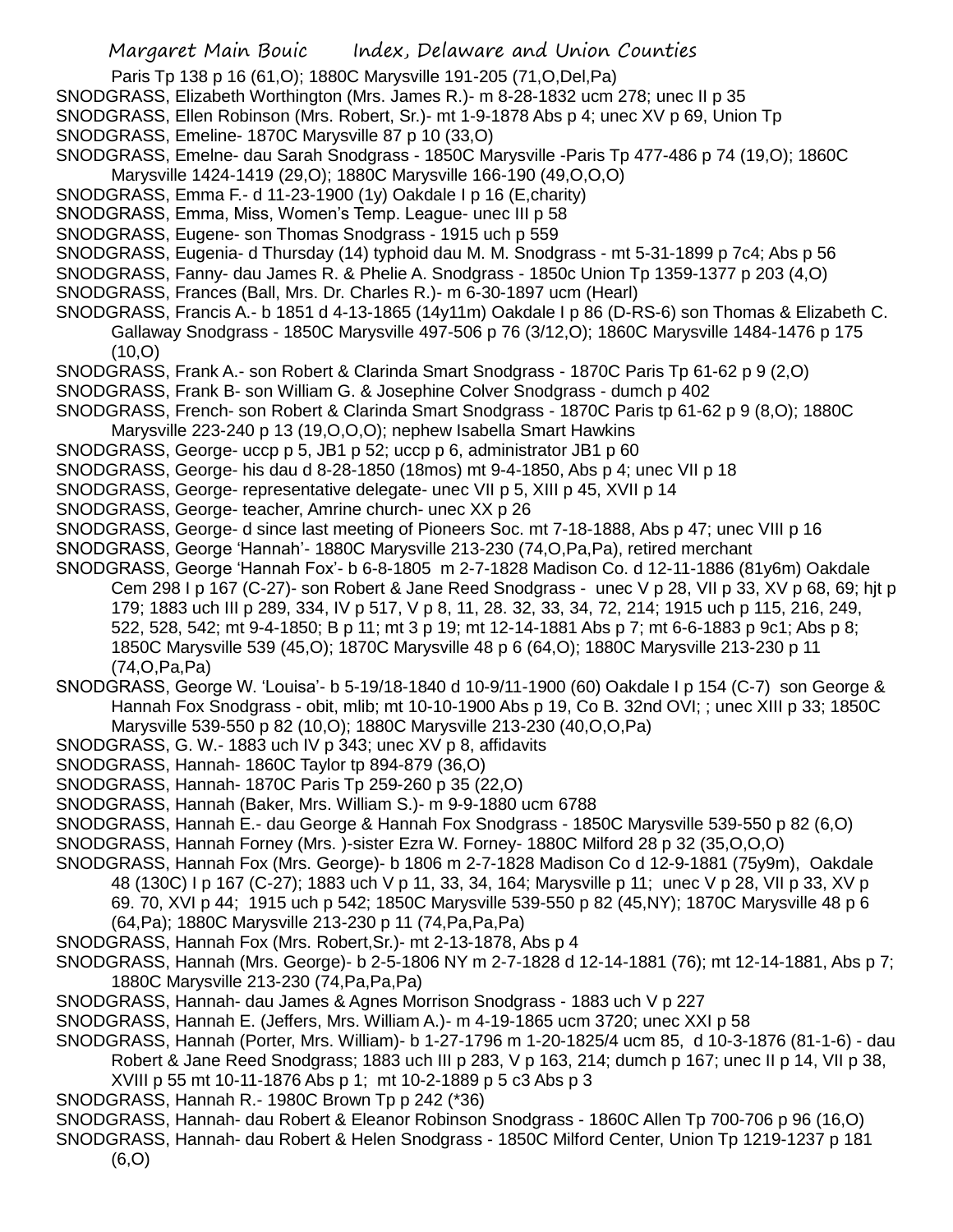Paris Tp 138 p 16 (61,O); 1880C Marysville 191-205 (71,O,Del,Pa)

SNODGRASS, Elizabeth Worthington (Mrs. James R.)- m 8-28-1832 ucm 278; unec II p 35

SNODGRASS, Ellen Robinson (Mrs. Robert, Sr.)- mt 1-9-1878 Abs p 4; unec XV p 69, Union Tp

SNODGRASS, Emeline- 1870C Marysville 87 p 10 (33,O)

SNODGRASS, Emelne- dau Sarah Snodgrass - 1850C Marysville -Paris Tp 477-486 p 74 (19,O); 1860C Marysville 1424-1419 (29,O); 1880C Marysville 166-190 (49,O,O,O)

SNODGRASS, Emma F.- d 11-23-1900 (1y) Oakdale I p 16 (E,charity)

SNODGRASS, Emma, Miss, Women's Temp. League- unec III p 58

SNODGRASS, Eugene- son Thomas Snodgrass - 1915 uch p 559

SNODGRASS, Eugenia- d Thursday (14) typhoid dau M. M. Snodgrass - mt 5-31-1899 p 7c4; Abs p 56

SNODGRASS, Fanny- dau James R. & Phelie A. Snodgrass - 1850c Union Tp 1359-1377 p 203 (4,O)

SNODGRASS, Frances (Ball, Mrs. Dr. Charles R.)- m 6-30-1897 ucm (Hearl)

SNODGRASS, Francis A.- b 1851 d 4-13-1865 (14y11m) Oakdale I p 86 (D-RS-6) son Thomas & Elizabeth C. Gallaway Snodgrass - 1850C Marysville 497-506 p 76 (3/12,O); 1860C Marysville 1484-1476 p 175 (10,O)

SNODGRASS, Frank A.- son Robert & Clarinda Smart Snodgrass - 1870C Paris Tp 61-62 p 9 (2,O)

SNODGRASS, Frank B- son William G. & Josephine Colver Snodgrass - dumch p 402

SNODGRASS, French- son Robert & Clarinda Smart Snodgrass - 1870C Paris tp 61-62 p 9 (8,O); 1880C Marysville 223-240 p 13 (19,O,O,O); nephew Isabella Smart Hawkins

SNODGRASS, George- uccp p 5, JB1 p 52; uccp p 6, administrator JB1 p 60

SNODGRASS, George- his dau d 8-28-1850 (18mos) mt 9-4-1850, Abs p 4; unec VII p 18

SNODGRASS, George- representative delegate- unec VII p 5, XIII p 45, XVII p 14

SNODGRASS, George- teacher, Amrine church- unec XX p 26

SNODGRASS, George- d since last meeting of Pioneers Soc. mt 7-18-1888, Abs p 47; unec VIII p 16

SNODGRASS, George 'Hannah'- 1880C Marysville 213-230 (74,O,Pa,Pa), retired merchant

SNODGRASS, George 'Hannah Fox'- b 6-8-1805 m 2-7-1828 Madison Co. d 12-11-1886 (81y6m) Oakdale Cem 298 I p 167 (C-27)- son Robert & Jane Reed Snodgrass - unec V p 28, VII p 33, XV p 68, 69; hjt p 179; 1883 uch III p 289, 334, IV p 517, V p 8, 11, 28. 32, 33, 34, 72, 214; 1915 uch p 115, 216, 249, 522, 528, 542; mt 9-4-1850; B p 11; mt 3 p 19; mt 12-14-1881 Abs p 7; mt 6-6-1883 p 9c1; Abs p 8; 1850C Marysville 539 (45,O); 1870C Marysville 48 p 6 (64,O); 1880C Marysville 213-230 p 11 (74,O,Pa,Pa)

SNODGRASS, George W. 'Louisa'- b 5-19/18-1840 d 10-9/11-1900 (60) Oakdale I p 154 (C-7) son George & Hannah Fox Snodgrass - obit, mlib; mt 10-10-1900 Abs p 19, Co B. 32nd OVI; ; unec XIII p 33; 1850C Marysville 539-550 p 82 (10,O); 1880C Marysville 213-230 (40,O,O,Pa)

SNODGRASS, G. W.- 1883 uch IV p 343; unec XV p 8, affidavits

SNODGRASS, Hannah- 1860C Taylor tp 894-879 (36,O)

SNODGRASS, Hannah- 1870C Paris Tp 259-260 p 35 (22,O)

SNODGRASS, Hannah (Baker, Mrs. William S.)- m 9-9-1880 ucm 6788

SNODGRASS, Hannah E.- dau George & Hannah Fox Snodgrass - 1850C Marysville 539-550 p 82 (6,O)

SNODGRASS, Hannah Forney (Mrs. )-sister Ezra W. Forney- 1880C Milford 28 p 32 (35,O,O,O)

SNODGRASS, Hannah Fox (Mrs. George)- b 1806 m 2-7-1828 Madison Co d 12-9-1881 (75y9m), Oakdale 48 (130C) I p 167 (C-27); 1883 uch V p 11, 33, 34, 164; Marysville p 11; unec V p 28, VII p 33, XV p 69. 70, XVI p 44; 1915 uch p 542; 1850C Marysville 539-550 p 82 (45,NY); 1870C Marysville 48 p 6 (64,Pa); 1880C Marysville 213-230 p 11 (74,Pa,Pa,Pa)

SNODGRASS, Hannah Fox (Mrs. Robert,Sr.)- mt 2-13-1878, Abs p 4

SNODGRASS, Hannah (Mrs. George)- b 2-5-1806 NY m 2-7-1828 d 12-14-1881 (76); mt 12-14-1881, Abs p 7; 1880C Marysville 213-230 (74,Pa,Pa,Pa)

SNODGRASS, Hannah- dau James & Agnes Morrison Snodgrass - 1883 uch V p 227

SNODGRASS, Hannah E. (Jeffers, Mrs. William A.)- m 4-19-1865 ucm 3720; unec XXI p 58

SNODGRASS, Hannah (Porter, Mrs. William)- b 1-27-1796 m 1-20-1825/4 ucm 85, d 10-3-1876 (81-1-6) - dau Robert & Jane Reed Snodgrass; 1883 uch III p 283, V p 163, 214; dumch p 167; unec II p 14, VII p 38, XVIII p 55 mt 10-11-1876 Abs p 1; mt 10-2-1889 p 5 c3 Abs p 3

SNODGRASS, Hannah R.- 1980C Brown Tp p 242 (*36)

SNODGRASS, Hannah- dau Robert & Eleanor Robinson Snodgrass - 1860C Allen Tp 700-706 p 96 (16,O)

SNODGRASS, Hannah- dau Robert & Helen Snodgrass - 1850C Milford Center, Union Tp 1219-1237 p 181 (6,O)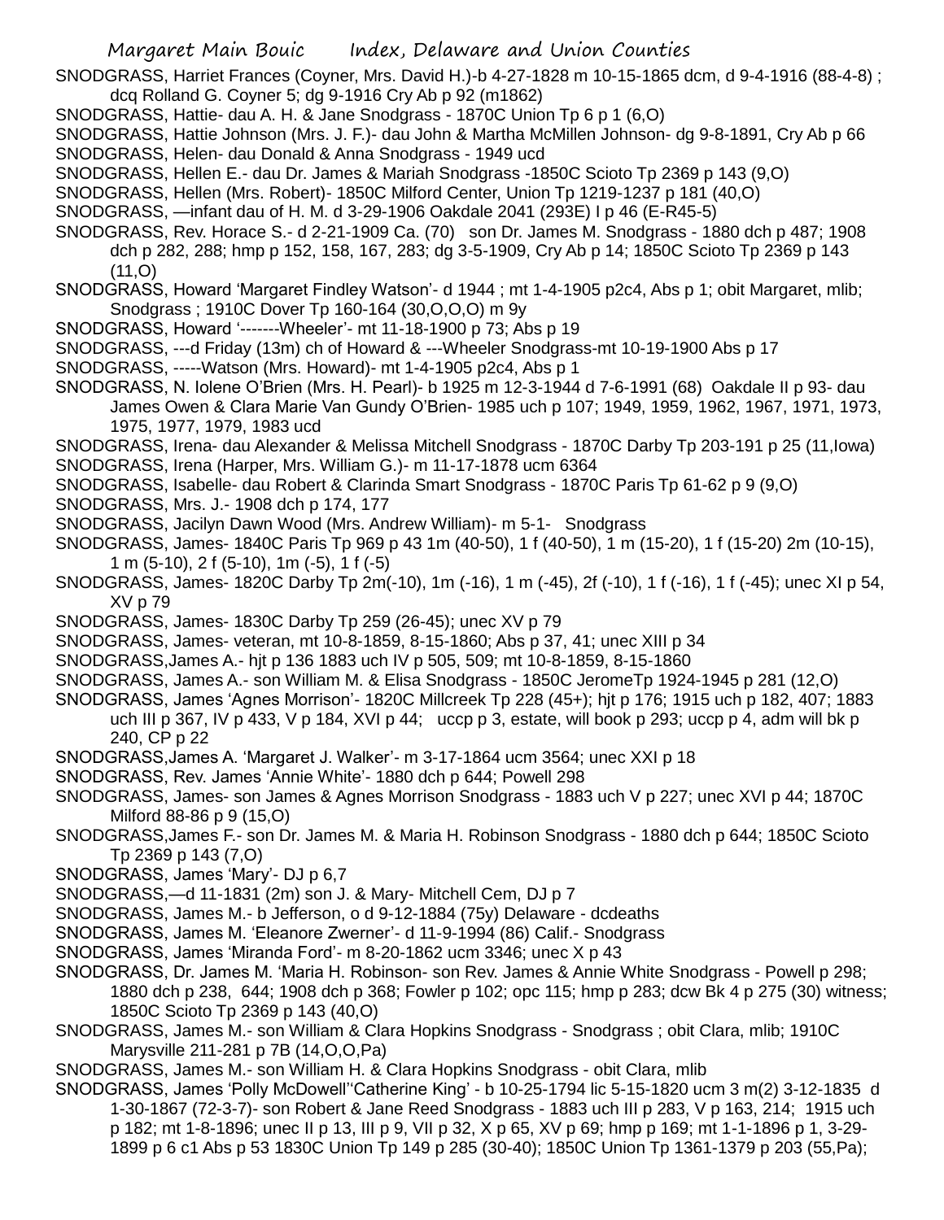SNODGRASS, Harriet Frances (Coyner, Mrs. David H.)-b 4-27-1828 m 10-15-1865 dcm, d 9-4-1916 (88-4-8) ; dcq Rolland G. Coyner 5; dg 9-1916 Cry Ab p 92 (m1862)

SNODGRASS, Hattie- dau A. H. & Jane Snodgrass - 1870C Union Tp 6 p 1 (6,O)

SNODGRASS, Hattie Johnson (Mrs. J. F.)- dau John & Martha McMillen Johnson- dg 9-8-1891, Cry Ab p 66

SNODGRASS, Helen- dau Donald & Anna Snodgrass - 1949 ucd

SNODGRASS, Hellen E.- dau Dr. James & Mariah Snodgrass -1850C Scioto Tp 2369 p 143 (9,O)

SNODGRASS, Hellen (Mrs. Robert)- 1850C Milford Center, Union Tp 1219-1237 p 181 (40,O)

SNODGRASS, —infant dau of H. M. d 3-29-1906 Oakdale 2041 (293E) I p 46 (E-R45-5)

SNODGRASS, Rev. Horace S.- d 2-21-1909 Ca. (70) son Dr. James M. Snodgrass - 1880 dch p 487; 1908 dch p 282, 288; hmp p 152, 158, 167, 283; dg 3-5-1909, Cry Ab p 14; 1850C Scioto Tp 2369 p 143 (11,O)

SNODGRASS, Howard 'Margaret Findley Watson'- d 1944 ; mt 1-4-1905 p2c4, Abs p 1; obit Margaret, mlib; Snodgrass ; 1910C Dover Tp 160-164 (30,O,O,O) m 9y

SNODGRASS, Howard '-------Wheeler'- mt 11-18-1900 p 73; Abs p 19

SNODGRASS, ---d Friday (13m) ch of Howard & ---Wheeler Snodgrass-mt 10-19-1900 Abs p 17

SNODGRASS, -----Watson (Mrs. Howard)- mt 1-4-1905 p2c4, Abs p 1

SNODGRASS, N. Iolene O'Brien (Mrs. H. Pearl)- b 1925 m 12-3-1944 d 7-6-1991 (68) Oakdale II p 93- dau James Owen & Clara Marie Van Gundy O'Brien- 1985 uch p 107; 1949, 1959, 1962, 1967, 1971, 1973, 1975, 1977, 1979, 1983 ucd

SNODGRASS, Irena- dau Alexander & Melissa Mitchell Snodgrass - 1870C Darby Tp 203-191 p 25 (11,Iowa)

SNODGRASS, Irena (Harper, Mrs. William G.)- m 11-17-1878 ucm 6364

SNODGRASS, Isabelle- dau Robert & Clarinda Smart Snodgrass - 1870C Paris Tp 61-62 p 9 (9,O)

SNODGRASS, Mrs. J.- 1908 dch p 174, 177

SNODGRASS, Jacilyn Dawn Wood (Mrs. Andrew William)- m 5-1- Snodgrass

SNODGRASS, James- 1840C Paris Tp 969 p 43 1m (40-50), 1 f (40-50), 1 m (15-20), 1 f (15-20) 2m (10-15), 1 m (5-10), 2 f (5-10), 1m (-5), 1 f (-5)

SNODGRASS, James- 1820C Darby Tp 2m(-10), 1m (-16), 1 m (-45), 2f (-10), 1 f (-16), 1 f (-45); unec XI p 54, XV p 79

SNODGRASS, James- 1830C Darby Tp 259 (26-45); unec XV p 79

SNODGRASS, James- veteran, mt 10-8-1859, 8-15-1860; Abs p 37, 41; unec XIII p 34

SNODGRASS,James A.- hjt p 136 1883 uch IV p 505, 509; mt 10-8-1859, 8-15-1860

SNODGRASS, James A.- son William M. & Elisa Snodgrass - 1850C JeromeTp 1924-1945 p 281 (12,O)

SNODGRASS, James 'Agnes Morrison'- 1820C Millcreek Tp 228 (45+); hjt p 176; 1915 uch p 182, 407; 1883 uch III p 367, IV p 433, V p 184, XVI p 44; uccp p 3, estate, will book p 293; uccp p 4, adm will bk p 240, CP p 22

SNODGRASS,James A. 'Margaret J. Walker'- m 3-17-1864 ucm 3564; unec XXI p 18

SNODGRASS, Rev. James 'Annie White'- 1880 dch p 644; Powell 298

SNODGRASS, James- son James & Agnes Morrison Snodgrass - 1883 uch V p 227; unec XVI p 44; 1870C Milford 88-86 p 9 (15,O)

SNODGRASS,James F.- son Dr. James M. & Maria H. Robinson Snodgrass - 1880 dch p 644; 1850C Scioto Tp 2369 p 143 (7,O)

SNODGRASS, James 'Mary'- DJ p 6,7

SNODGRASS,—d 11-1831 (2m) son J. & Mary- Mitchell Cem, DJ p 7

SNODGRASS, James M.- b Jefferson, o d 9-12-1884 (75y) Delaware - dcdeaths

SNODGRASS, James M. 'Eleanore Zwerner'- d 11-9-1994 (86) Calif.- Snodgrass

SNODGRASS, James 'Miranda Ford'- m 8-20-1862 ucm 3346; unec X p 43

SNODGRASS, Dr. James M. 'Maria H. Robinson- son Rev. James & Annie White Snodgrass - Powell p 298; 1880 dch p 238, 644; 1908 dch p 368; Fowler p 102; opc 115; hmp p 283; dcw Bk 4 p 275 (30) witness; 1850C Scioto Tp 2369 p 143 (40,O)

SNODGRASS, James M.- son William & Clara Hopkins Snodgrass - Snodgrass ; obit Clara, mlib; 1910C Marysville 211-281 p 7B (14,O,O,Pa)

SNODGRASS, James M.- son William H. & Clara Hopkins Snodgrass - obit Clara, mlib

SNODGRASS, James 'Polly McDowell''Catherine King' - b 10-25-1794 lic 5-15-1820 ucm 3 m(2) 3-12-1835 d 1-30-1867 (72-3-7)- son Robert & Jane Reed Snodgrass - 1883 uch III p 283, V p 163, 214; 1915 uch p 182; mt 1-8-1896; unec II p 13, III p 9, VII p 32, X p 65, XV p 69; hmp p 169; mt 1-1-1896 p 1, 3-29-1899 p 6 c1 Abs p 53 1830C Union Tp 149 p 285 (30-40); 1850C Union Tp 1361-1379 p 203 (55,Pa);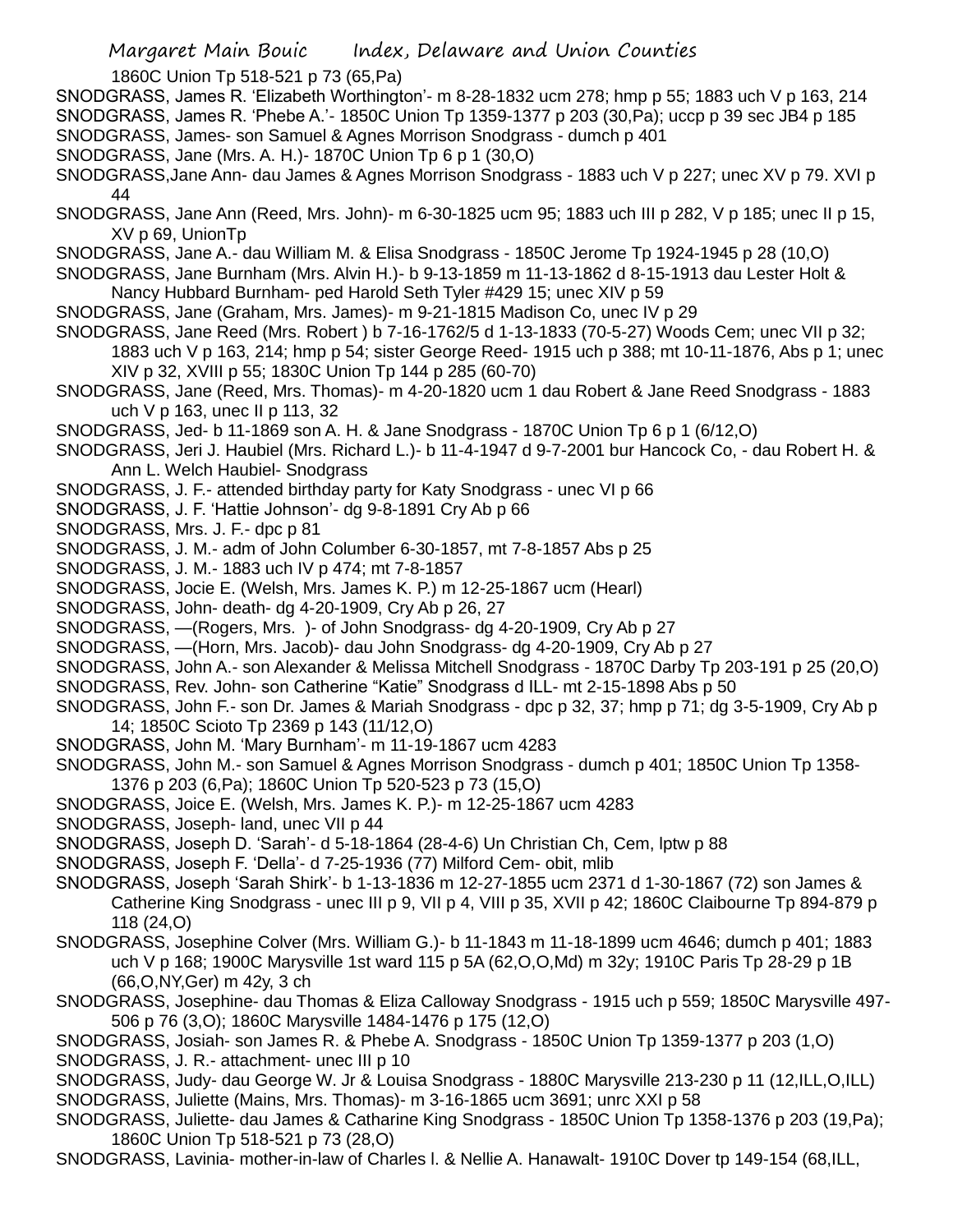1860C Union Tp 518-521 p 73 (65,Pa)

SNODGRASS, James R. 'Elizabeth Worthington'- m 8-28-1832 ucm 278; hmp p 55; 1883 uch V p 163, 214

SNODGRASS, James R. 'Phebe A.'- 1850C Union Tp 1359-1377 p 203 (30,Pa); uccp p 39 sec JB4 p 185

SNODGRASS, James- son Samuel & Agnes Morrison Snodgrass - dumch p 401

SNODGRASS, Jane (Mrs. A. H.)- 1870C Union Tp 6 p 1 (30,O)

SNODGRASS,Jane Ann- dau James & Agnes Morrison Snodgrass - 1883 uch V p 227; unec XV p 79. XVI p 44

SNODGRASS, Jane Ann (Reed, Mrs. John)- m 6-30-1825 ucm 95; 1883 uch III p 282, V p 185; unec II p 15, XV p 69, UnionTp

SNODGRASS, Jane A.- dau William M. & Elisa Snodgrass - 1850C Jerome Tp 1924-1945 p 28 (10,O)

SNODGRASS, Jane Burnham (Mrs. Alvin H.)- b 9-13-1859 m 11-13-1862 d 8-15-1913 dau Lester Holt & Nancy Hubbard Burnham- ped Harold Seth Tyler #429 15; unec XIV p 59

SNODGRASS, Jane (Graham, Mrs. James)- m 9-21-1815 Madison Co, unec IV p 29

SNODGRASS, Jane Reed (Mrs. Robert ) b 7-16-1762/5 d 1-13-1833 (70-5-27) Woods Cem; unec VII p 32; 1883 uch V p 163, 214; hmp p 54; sister George Reed- 1915 uch p 388; mt 10-11-1876, Abs p 1; unec XIV p 32, XVIII p 55; 1830C Union Tp 144 p 285 (60-70)

SNODGRASS, Jane (Reed, Mrs. Thomas)- m 4-20-1820 ucm 1 dau Robert & Jane Reed Snodgrass - 1883 uch V p 163, unec II p 113, 32

SNODGRASS, Jed- b 11-1869 son A. H. & Jane Snodgrass - 1870C Union Tp 6 p 1 (6/12,O)

SNODGRASS, Jeri J. Haubiel (Mrs. Richard L.)- b 11-4-1947 d 9-7-2001 bur Hancock Co, - dau Robert H. & Ann L. Welch Haubiel- Snodgrass

SNODGRASS, J. F.- attended birthday party for Katy Snodgrass - unec VI p 66

SNODGRASS, J. F. 'Hattie Johnson'- dg 9-8-1891 Cry Ab p 66

SNODGRASS, Mrs. J. F.- dpc p 81

SNODGRASS, J. M.- adm of John Columber 6-30-1857, mt 7-8-1857 Abs p 25

SNODGRASS, J. M.- 1883 uch IV p 474; mt 7-8-1857

SNODGRASS, Jocie E. (Welsh, Mrs. James K. P.) m 12-25-1867 ucm (Hearl)

SNODGRASS, John- death- dg 4-20-1909, Cry Ab p 26, 27

SNODGRASS, —(Rogers, Mrs. )- of John Snodgrass- dg 4-20-1909, Cry Ab p 27

SNODGRASS, —(Horn, Mrs. Jacob)- dau John Snodgrass- dg 4-20-1909, Cry Ab p 27

SNODGRASS, John A.- son Alexander & Melissa Mitchell Snodgrass - 1870C Darby Tp 203-191 p 25 (20,O)

SNODGRASS, Rev. John- son Catherine "Katie" Snodgrass d ILL- mt 2-15-1898 Abs p 50

SNODGRASS, John F.- son Dr. James & Mariah Snodgrass - dpc p 32, 37; hmp p 71; dg 3-5-1909, Cry Ab p 14; 1850C Scioto Tp 2369 p 143 (11/12,O)

SNODGRASS, John M. 'Mary Burnham'- m 11-19-1867 ucm 4283

SNODGRASS, John M.- son Samuel & Agnes Morrison Snodgrass - dumch p 401; 1850C Union Tp 1358-1376 p 203 (6,Pa); 1860C Union Tp 520-523 p 73 (15,O)

SNODGRASS, Joice E. (Welsh, Mrs. James K. P.)- m 12-25-1867 ucm 4283

SNODGRASS, Joseph- land, unec VII p 44

SNODGRASS, Joseph D. 'Sarah'- d 5-18-1864 (28-4-6) Un Christian Ch, Cem, lptw p 88

SNODGRASS, Joseph F. 'Della'- d 7-25-1936 (77) Milford Cem- obit, mlib

SNODGRASS, Joseph 'Sarah Shirk'- b 1-13-1836 m 12-27-1855 ucm 2371 d 1-30-1867 (72) son James & Catherine King Snodgrass - unec III p 9, VII p 4, VIII p 35, XVII p 42; 1860C Claibourne Tp 894-879 p 118 (24,O)

SNODGRASS, Josephine Colver (Mrs. William G.)- b 11-1843 m 11-18-1899 ucm 4646; dumch p 401; 1883 uch V p 168; 1900C Marysville 1st ward 115 p 5A (62,O,O,Md) m 32y; 1910C Paris Tp 28-29 p 1B (66,O,NY,Ger) m 42y, 3 ch

SNODGRASS, Josephine- dau Thomas & Eliza Calloway Snodgrass - 1915 uch p 559; 1850C Marysville 497-506 p 76 (3,O); 1860C Marysville 1484-1476 p 175 (12,O)

SNODGRASS, Josiah- son James R. & Phebe A. Snodgrass - 1850C Union Tp 1359-1377 p 203 (1,O)

SNODGRASS, J. R.- attachment- unec III p 10

SNODGRASS, Judy- dau George W. Jr & Louisa Snodgrass - 1880C Marysville 213-230 p 11 (12,ILL,O,ILL)

SNODGRASS, Juliette (Mains, Mrs. Thomas)- m 3-16-1865 ucm 3691; unrc XXI p 58

SNODGRASS, Juliette- dau James & Catharine King Snodgrass - 1850C Union Tp 1358-1376 p 203 (19,Pa); 1860C Union Tp 518-521 p 73 (28,O)

SNODGRASS, Lavinia- mother-in-law of Charles l. & Nellie A. Hanawalt- 1910C Dover tp 149-154 (68,ILL,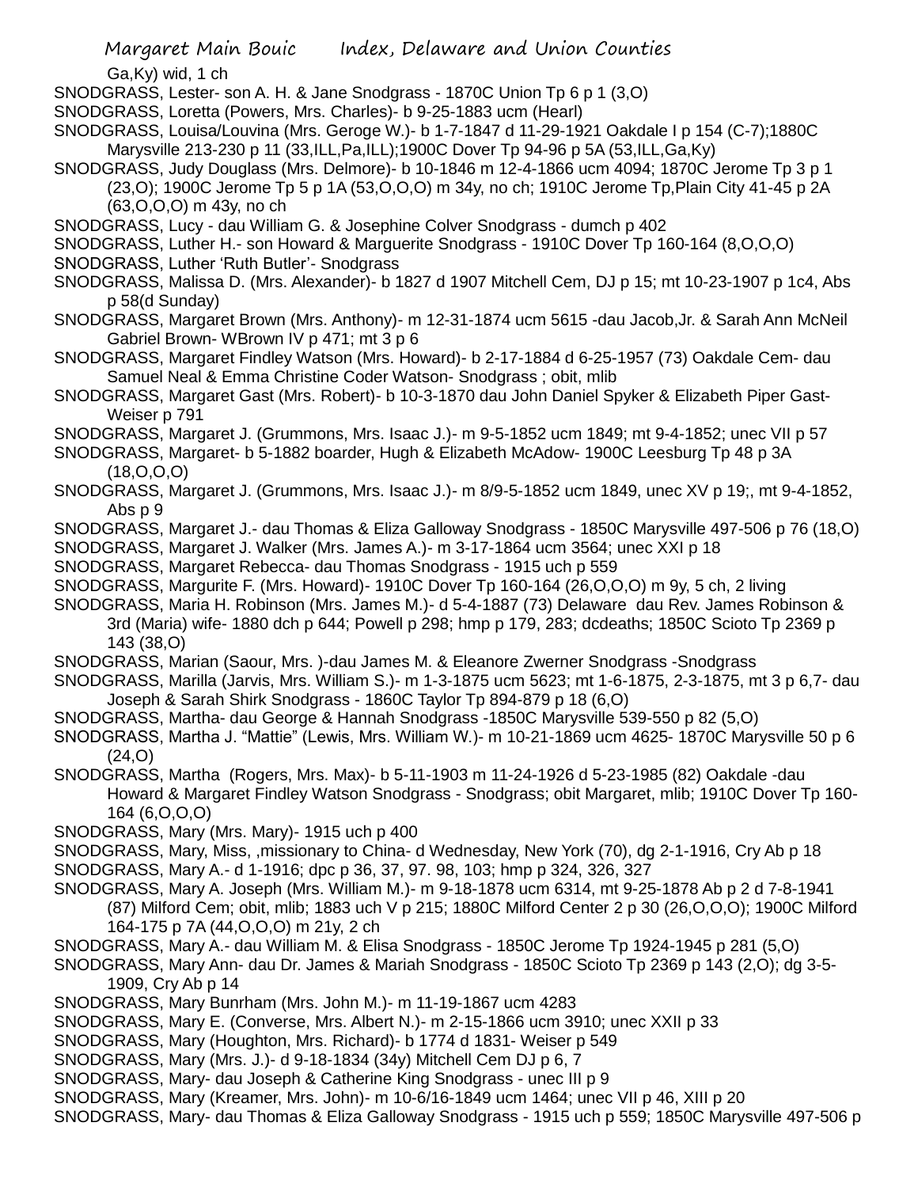Ga,Ky) wid, 1 ch

SNODGRASS, Lester- son A. H. & Jane Snodgrass - 1870C Union Tp 6 p 1 (3,O)

SNODGRASS, Loretta (Powers, Mrs. Charles)- b 9-25-1883 ucm (Hearl)

SNODGRASS, Louisa/Louvina (Mrs. Geroge W.)- b 1-7-1847 d 11-29-1921 Oakdale I p 154 (C-7);1880C Marysville 213-230 p 11 (33,ILL,Pa,ILL);1900C Dover Tp 94-96 p 5A (53,ILL,Ga,Ky)

SNODGRASS, Judy Douglass (Mrs. Delmore)- b 10-1846 m 12-4-1866 ucm 4094; 1870C Jerome Tp 3 p 1 (23,O); 1900C Jerome Tp 5 p 1A (53,O,O,O) m 34y, no ch; 1910C Jerome Tp,Plain City 41-45 p 2A (63,O,O,O) m 43y, no ch

SNODGRASS, Lucy - dau William G. & Josephine Colver Snodgrass - dumch p 402

SNODGRASS, Luther H.- son Howard & Marguerite Snodgrass - 1910C Dover Tp 160-164 (8,O,O,O)

SNODGRASS, Luther 'Ruth Butler'- Snodgrass

SNODGRASS, Malissa D. (Mrs. Alexander)- b 1827 d 1907 Mitchell Cem, DJ p 15; mt 10-23-1907 p 1c4, Abs p 58(d Sunday)

SNODGRASS, Margaret Brown (Mrs. Anthony)- m 12-31-1874 ucm 5615 -dau Jacob,Jr. & Sarah Ann McNeil Gabriel Brown- WBrown IV p 471; mt 3 p 6

SNODGRASS, Margaret Findley Watson (Mrs. Howard)- b 2-17-1884 d 6-25-1957 (73) Oakdale Cem- dau Samuel Neal & Emma Christine Coder Watson- Snodgrass ; obit, mlib

SNODGRASS, Margaret Gast (Mrs. Robert)- b 10-3-1870 dau John Daniel Spyker & Elizabeth Piper Gast- Weiser p 791

SNODGRASS, Margaret J. (Grummons, Mrs. Isaac J.)- m 9-5-1852 ucm 1849; mt 9-4-1852; unec VII p 57

SNODGRASS, Margaret- b 5-1882 boarder, Hugh & Elizabeth McAdow- 1900C Leesburg Tp 48 p 3A (18,O,O,O)

SNODGRASS, Margaret J. (Grummons, Mrs. Isaac J.)- m 8/9-5-1852 ucm 1849, unec XV p 19;, mt 9-4-1852, Abs p 9

SNODGRASS, Margaret J.- dau Thomas & Eliza Galloway Snodgrass - 1850C Marysville 497-506 p 76 (18,O)

SNODGRASS, Margaret J. Walker (Mrs. James A.)- m 3-17-1864 ucm 3564; unec XXI p 18

SNODGRASS, Margaret Rebecca- dau Thomas Snodgrass - 1915 uch p 559

SNODGRASS, Margurite F. (Mrs. Howard)- 1910C Dover Tp 160-164 (26,O,O,O) m 9y, 5 ch, 2 living

SNODGRASS, Maria H. Robinson (Mrs. James M.)- d 5-4-1887 (73) Delaware dau Rev. James Robinson & 3rd (Maria) wife- 1880 dch p 644; Powell p 298; hmp p 179, 283; dcdeaths; 1850C Scioto Tp 2369 p 143 (38,O)

SNODGRASS, Marian (Saour, Mrs. )-dau James M. & Eleanore Zwerner Snodgrass -Snodgrass

SNODGRASS, Marilla (Jarvis, Mrs. William S.)- m 1-3-1875 ucm 5623; mt 1-6-1875, 2-3-1875, mt 3 p 6,7- dau Joseph & Sarah Shirk Snodgrass - 1860C Taylor Tp 894-879 p 18 (6,O)

SNODGRASS, Martha- dau George & Hannah Snodgrass -1850C Marysville 539-550 p 82 (5,O)

SNODGRASS, Martha J. "Mattie" (Lewis, Mrs. William W.)- m 10-21-1869 ucm 4625- 1870C Marysville 50 p 6 (24,O)

SNODGRASS, Martha (Rogers, Mrs. Max)- b 5-11-1903 m 11-24-1926 d 5-23-1985 (82) Oakdale -dau Howard & Margaret Findley Watson Snodgrass - Snodgrass; obit Margaret, mlib; 1910C Dover Tp 160-164 (6,O,O,O)

SNODGRASS, Mary (Mrs. Mary)- 1915 uch p 400

SNODGRASS, Mary, Miss, ,missionary to China- d Wednesday, New York (70), dg 2-1-1916, Cry Ab p 18

SNODGRASS, Mary A.- d 1-1916; dpc p 36, 37, 97. 98, 103; hmp p 324, 326, 327

SNODGRASS, Mary A. Joseph (Mrs. William M.)- m 9-18-1878 ucm 6314, mt 9-25-1878 Ab p 2 d 7-8-1941 (87) Milford Cem; obit, mlib; 1883 uch V p 215; 1880C Milford Center 2 p 30 (26,O,O,O); 1900C Milford 164-175 p 7A (44,O,O,O) m 21y, 2 ch

SNODGRASS, Mary A.- dau William M. & Elisa Snodgrass - 1850C Jerome Tp 1924-1945 p 281 (5,O)

SNODGRASS, Mary Ann- dau Dr. James & Mariah Snodgrass - 1850C Scioto Tp 2369 p 143 (2,O); dg 3-5-1909, Cry Ab p 14

SNODGRASS, Mary Bunrham (Mrs. John M.)- m 11-19-1867 ucm 4283

SNODGRASS, Mary E. (Converse, Mrs. Albert N.)- m 2-15-1866 ucm 3910; unec XXII p 33

SNODGRASS, Mary (Houghton, Mrs. Richard)- b 1774 d 1831- Weiser p 549

SNODGRASS, Mary (Mrs. J.)- d 9-18-1834 (34y) Mitchell Cem DJ p 6, 7

SNODGRASS, Mary- dau Joseph & Catherine King Snodgrass - unec III p 9

SNODGRASS, Mary (Kreamer, Mrs. John)- m 10-6/16-1849 ucm 1464; unec VII p 46, XIII p 20

SNODGRASS, Mary- dau Thomas & Eliza Galloway Snodgrass - 1915 uch p 559; 1850C Marysville 497-506 p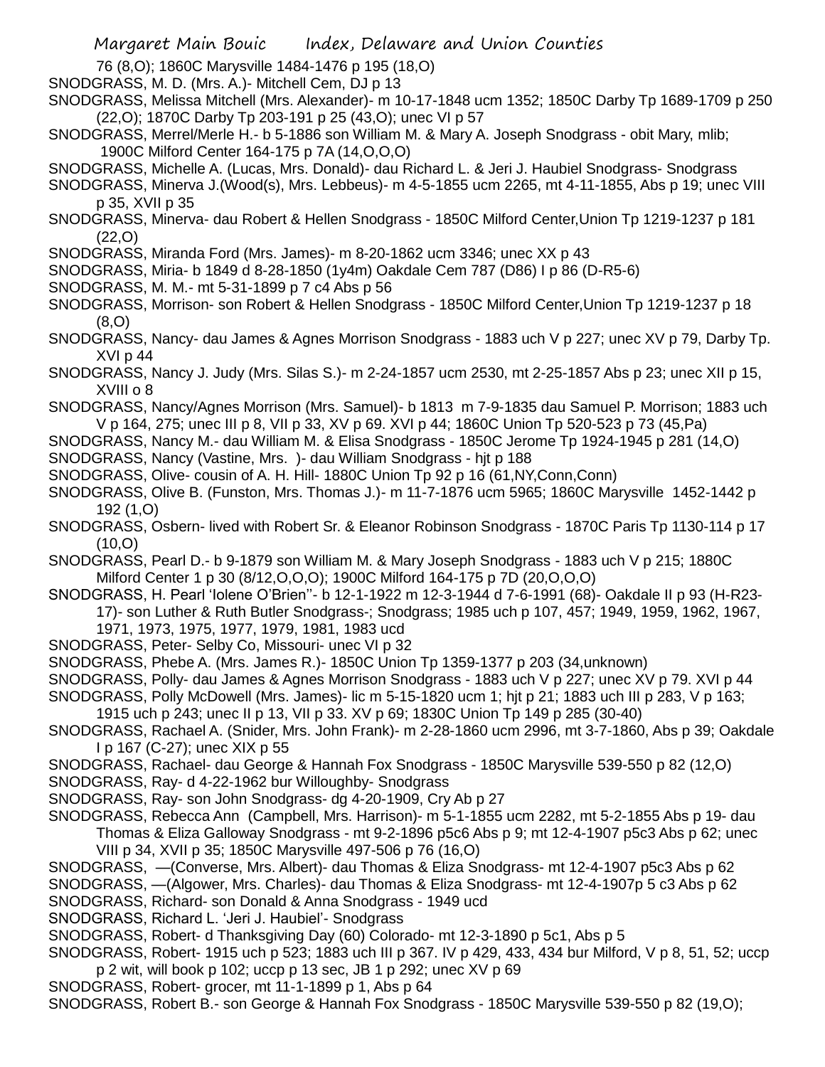76 (8,O); 1860C Marysville 1484-1476 p 195 (18,O)

SNODGRASS, M. D. (Mrs. A.)- Mitchell Cem, DJ p 13

SNODGRASS, Melissa Mitchell (Mrs. Alexander)- m 10-17-1848 ucm 1352; 1850C Darby Tp 1689-1709 p 250 (22,O); 1870C Darby Tp 203-191 p 25 (43,O); unec VI p 57

SNODGRASS, Merrel/Merle H.- b 5-1886 son William M. & Mary A. Joseph Snodgrass - obit Mary, mlib; 1900C Milford Center 164-175 p 7A (14,O,O,O)

SNODGRASS, Michelle A. (Lucas, Mrs. Donald)- dau Richard L. & Jeri J. Haubiel Snodgrass- Snodgrass

SNODGRASS, Minerva J.(Wood(s), Mrs. Lebbeus)- m 4-5-1855 ucm 2265, mt 4-11-1855, Abs p 19; unec VIII p 35, XVII p 35

SNODGRASS, Minerva- dau Robert & Hellen Snodgrass - 1850C Milford Center,Union Tp 1219-1237 p 181 (22,O)

SNODGRASS, Miranda Ford (Mrs. James)- m 8-20-1862 ucm 3346; unec XX p 43

SNODGRASS, Miria- b 1849 d 8-28-1850 (1y4m) Oakdale Cem 787 (D86) I p 86 (D-R5-6)

SNODGRASS, M. M.- mt 5-31-1899 p 7 c4 Abs p 56

SNODGRASS, Morrison- son Robert & Hellen Snodgrass - 1850C Milford Center,Union Tp 1219-1237 p 18 (8,O)

SNODGRASS, Nancy- dau James & Agnes Morrison Snodgrass - 1883 uch V p 227; unec XV p 79, Darby Tp. XVI p 44

SNODGRASS, Nancy J. Judy (Mrs. Silas S.)- m 2-24-1857 ucm 2530, mt 2-25-1857 Abs p 23; unec XII p 15, XVIII o 8

SNODGRASS, Nancy/Agnes Morrison (Mrs. Samuel)- b 1813 m 7-9-1835 dau Samuel P. Morrison; 1883 uch V p 164, 275; unec III p 8, VII p 33, XV p 69. XVI p 44; 1860C Union Tp 520-523 p 73 (45,Pa)

SNODGRASS, Nancy M.- dau William M. & Elisa Snodgrass - 1850C Jerome Tp 1924-1945 p 281 (14,O)

SNODGRASS, Nancy (Vastine, Mrs. )- dau William Snodgrass - hjt p 188

SNODGRASS, Olive- cousin of A. H. Hill- 1880C Union Tp 92 p 16 (61,NY,Conn,Conn)

SNODGRASS, Olive B. (Funston, Mrs. Thomas J.)- m 11-7-1876 ucm 5965; 1860C Marysville 1452-1442 p 192 (1,O)

SNODGRASS, Osbern- lived with Robert Sr. & Eleanor Robinson Snodgrass - 1870C Paris Tp 1130-114 p 17 (10,O)

SNODGRASS, Pearl D.- b 9-1879 son William M. & Mary Joseph Snodgrass - 1883 uch V p 215; 1880C Milford Center 1 p 30 (8/12,O,O,O); 1900C Milford 164-175 p 7D (20,O,O,O)

SNODGRASS, H. Pearl 'Iolene O'Brien''- b 12-1-1922 m 12-3-1944 d 7-6-1991 (68)- Oakdale II p 93 (H-R23-17)- son Luther & Ruth Butler Snodgrass-; Snodgrass; 1985 uch p 107, 457; 1949, 1959, 1962, 1967, 1971, 1973, 1975, 1977, 1979, 1981, 1983 ucd

SNODGRASS, Peter- Selby Co, Missouri- unec VI p 32

SNODGRASS, Phebe A. (Mrs. James R.)- 1850C Union Tp 1359-1377 p 203 (34,unknown)

SNODGRASS, Polly- dau James & Agnes Morrison Snodgrass - 1883 uch V p 227; unec XV p 79. XVI p 44

SNODGRASS, Polly McDowell (Mrs. James)- lic m 5-15-1820 ucm 1; hjt p 21; 1883 uch III p 283, V p 163; 1915 uch p 243; unec II p 13, VII p 33. XV p 69; 1830C Union Tp 149 p 285 (30-40)

SNODGRASS, Rachael A. (Snider, Mrs. John Frank)- m 2-28-1860 ucm 2996, mt 3-7-1860, Abs p 39; Oakdale I p 167 (C-27); unec XIX p 55

SNODGRASS, Rachael- dau George & Hannah Fox Snodgrass - 1850C Marysville 539-550 p 82 (12,O)

SNODGRASS, Ray- d 4-22-1962 bur Willoughby- Snodgrass

SNODGRASS, Ray- son John Snodgrass- dg 4-20-1909, Cry Ab p 27

SNODGRASS, Rebecca Ann (Campbell, Mrs. Harrison)- m 5-1-1855 ucm 2282, mt 5-2-1855 Abs p 19- dau Thomas & Eliza Galloway Snodgrass - mt 9-2-1896 p5c6 Abs p 9; mt 12-4-1907 p5c3 Abs p 62; unec VIII p 34, XVII p 35; 1850C Marysville 497-506 p 76 (16,O)

SNODGRASS, —(Converse, Mrs. Albert)- dau Thomas & Eliza Snodgrass- mt 12-4-1907 p5c3 Abs p 62

SNODGRASS, —(Algower, Mrs. Charles)- dau Thomas & Eliza Snodgrass- mt 12-4-1907p 5 c3 Abs p 62

SNODGRASS, Richard- son Donald & Anna Snodgrass - 1949 ucd

SNODGRASS, Richard L. 'Jeri J. Haubiel'- Snodgrass

SNODGRASS, Robert- d Thanksgiving Day (60) Colorado- mt 12-3-1890 p 5c1, Abs p 5

SNODGRASS, Robert- 1915 uch p 523; 1883 uch III p 367. IV p 429, 433, 434 bur Milford, V p 8, 51, 52; uccp p 2 wit, will book p 102; uccp p 13 sec, JB 1 p 292; unec XV p 69

SNODGRASS, Robert- grocer, mt 11-1-1899 p 1, Abs p 64

SNODGRASS, Robert B.- son George & Hannah Fox Snodgrass - 1850C Marysville 539-550 p 82 (19,O);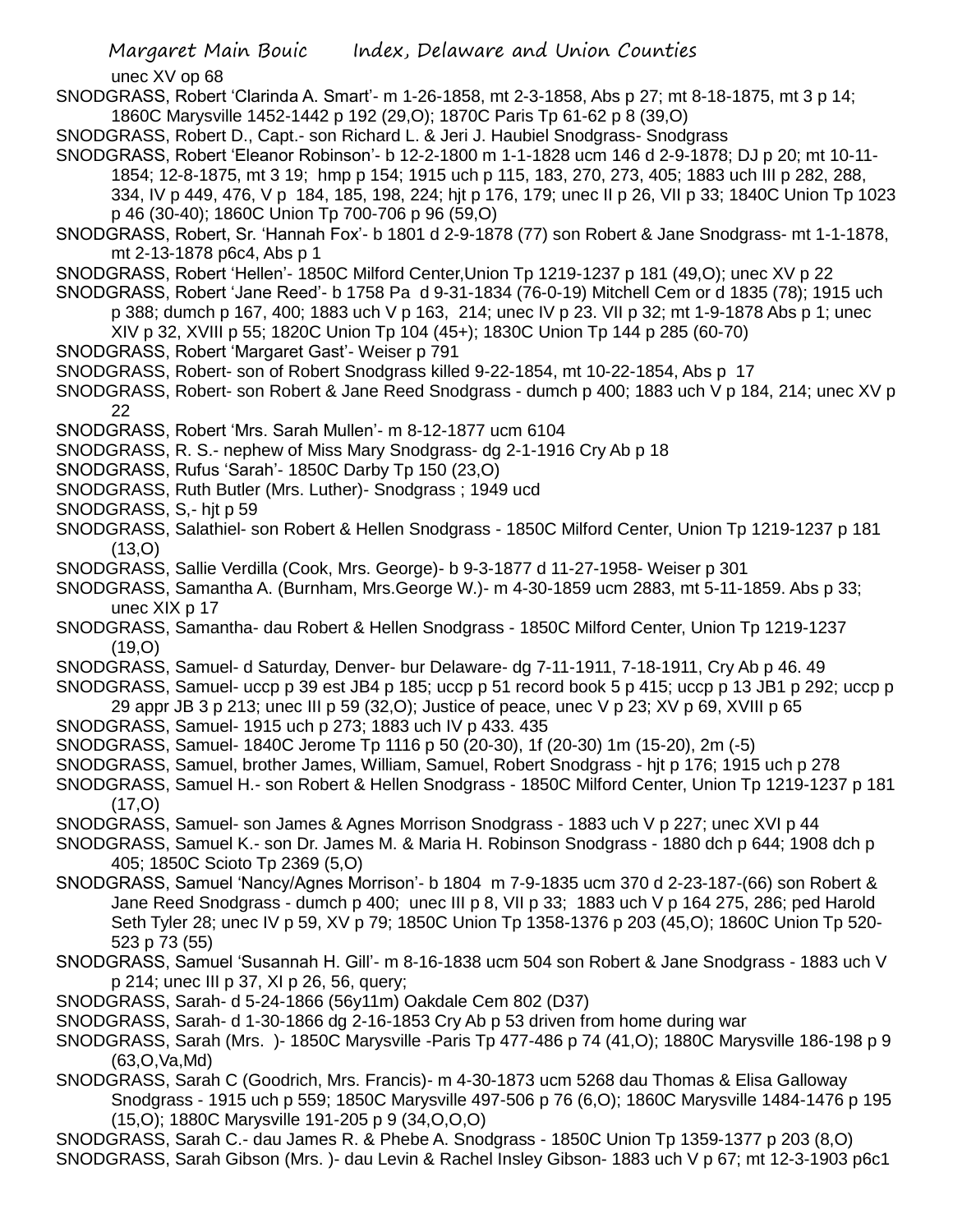unec XV op 68

SNODGRASS, Robert 'Clarinda A. Smart'- m 1-26-1858, mt 2-3-1858, Abs p 27; mt 8-18-1875, mt 3 p 14; 1860C Marysville 1452-1442 p 192 (29,O); 1870C Paris Tp 61-62 p 8 (39,O)

SNODGRASS, Robert D., Capt.- son Richard L. & Jeri J. Haubiel Snodgrass- Snodgrass

SNODGRASS, Robert 'Eleanor Robinson'- b 12-2-1800 m 1-1-1828 ucm 146 d 2-9-1878; DJ p 20; mt 10-11-1854; 12-8-1875, mt 3 19; hmp p 154; 1915 uch p 115, 183, 270, 273, 405; 1883 uch III p 282, 288, 334, IV p 449, 476, V p 184, 185, 198, 224; hjt p 176, 179; unec II p 26, VII p 33; 1840C Union Tp 1023 p 46 (30-40); 1860C Union Tp 700-706 p 96 (59,O)

SNODGRASS, Robert, Sr. 'Hannah Fox'- b 1801 d 2-9-1878 (77) son Robert & Jane Snodgrass- mt 1-1-1878, mt 2-13-1878 p6c4, Abs p 1

SNODGRASS, Robert 'Hellen'- 1850C Milford Center,Union Tp 1219-1237 p 181 (49,O); unec XV p 22

SNODGRASS, Robert 'Jane Reed'- b 1758 Pa d 9-31-1834 (76-0-19) Mitchell Cem or d 1835 (78); 1915 uch p 388; dumch p 167, 400; 1883 uch V p 163, 214; unec IV p 23. VII p 32; mt 1-9-1878 Abs p 1; unec XIV p 32, XVIII p 55; 1820C Union Tp 104 (45+); 1830C Union Tp 144 p 285 (60-70)

SNODGRASS, Robert 'Margaret Gast'- Weiser p 791

SNODGRASS, Robert- son of Robert Snodgrass killed 9-22-1854, mt 10-22-1854, Abs p 17

SNODGRASS, Robert- son Robert & Jane Reed Snodgrass - dumch p 400; 1883 uch V p 184, 214; unec XV p 22

SNODGRASS, Robert 'Mrs. Sarah Mullen'- m 8-12-1877 ucm 6104

SNODGRASS, R. S.- nephew of Miss Mary Snodgrass- dg 2-1-1916 Cry Ab p 18

SNODGRASS, Rufus 'Sarah'- 1850C Darby Tp 150 (23,O)

SNODGRASS, Ruth Butler (Mrs. Luther)- Snodgrass ; 1949 ucd

SNODGRASS, S,- hjt p 59

SNODGRASS, Salathiel- son Robert & Hellen Snodgrass - 1850C Milford Center, Union Tp 1219-1237 p 181 (13,O)

SNODGRASS, Sallie Verdilla (Cook, Mrs. George)- b 9-3-1877 d 11-27-1958- Weiser p 301

SNODGRASS, Samantha A. (Burnham, Mrs.George W.)- m 4-30-1859 ucm 2883, mt 5-11-1859. Abs p 33; unec XIX p 17

SNODGRASS, Samantha- dau Robert & Hellen Snodgrass - 1850C Milford Center, Union Tp 1219-1237 (19,O)

SNODGRASS, Samuel- d Saturday, Denver- bur Delaware- dg 7-11-1911, 7-18-1911, Cry Ab p 46. 49

SNODGRASS, Samuel- uccp p 39 est JB4 p 185; uccp p 51 record book 5 p 415; uccp p 13 JB1 p 292; uccp p 29 appr JB 3 p 213; unec III p 59 (32,O); Justice of peace, unec V p 23; XV p 69, XVIII p 65

SNODGRASS, Samuel- 1915 uch p 273; 1883 uch IV p 433. 435

SNODGRASS, Samuel- 1840C Jerome Tp 1116 p 50 (20-30), 1f (20-30) 1m (15-20), 2m (-5)

SNODGRASS, Samuel, brother James, William, Samuel, Robert Snodgrass - hjt p 176; 1915 uch p 278

SNODGRASS, Samuel H.- son Robert & Hellen Snodgrass - 1850C Milford Center, Union Tp 1219-1237 p 181 (17,O)

SNODGRASS, Samuel- son James & Agnes Morrison Snodgrass - 1883 uch V p 227; unec XVI p 44

SNODGRASS, Samuel K.- son Dr. James M. & Maria H. Robinson Snodgrass - 1880 dch p 644; 1908 dch p 405; 1850C Scioto Tp 2369 (5,O)

SNODGRASS, Samuel 'Nancy/Agnes Morrison'- b 1804 m 7-9-1835 ucm 370 d 2-23-187-(66) son Robert & Jane Reed Snodgrass - dumch p 400; unec III p 8, VII p 33; 1883 uch V p 164 275, 286; ped Harold Seth Tyler 28; unec IV p 59, XV p 79; 1850C Union Tp 1358-1376 p 203 (45,O); 1860C Union Tp 520-523 p 73 (55)

SNODGRASS, Samuel 'Susannah H. Gill'- m 8-16-1838 ucm 504 son Robert & Jane Snodgrass - 1883 uch V p 214; unec III p 37, XI p 26, 56, query;

SNODGRASS, Sarah- d 5-24-1866 (56y11m) Oakdale Cem 802 (D37)

SNODGRASS, Sarah- d 1-30-1866 dg 2-16-1853 Cry Ab p 53 driven from home during war

SNODGRASS, Sarah (Mrs. )- 1850C Marysville -Paris Tp 477-486 p 74 (41,O); 1880C Marysville 186-198 p 9 (63,O,Va,Md)

SNODGRASS, Sarah C (Goodrich, Mrs. Francis)- m 4-30-1873 ucm 5268 dau Thomas & Elisa Galloway Snodgrass - 1915 uch p 559; 1850C Marysville 497-506 p 76 (6,O); 1860C Marysville 1484-1476 p 195 (15,O); 1880C Marysville 191-205 p 9 (34,O,O,O)

SNODGRASS, Sarah C.- dau James R. & Phebe A. Snodgrass - 1850C Union Tp 1359-1377 p 203 (8,O)

SNODGRASS, Sarah Gibson (Mrs. )- dau Levin & Rachel Insley Gibson- 1883 uch V p 67; mt 12-3-1903 p6c1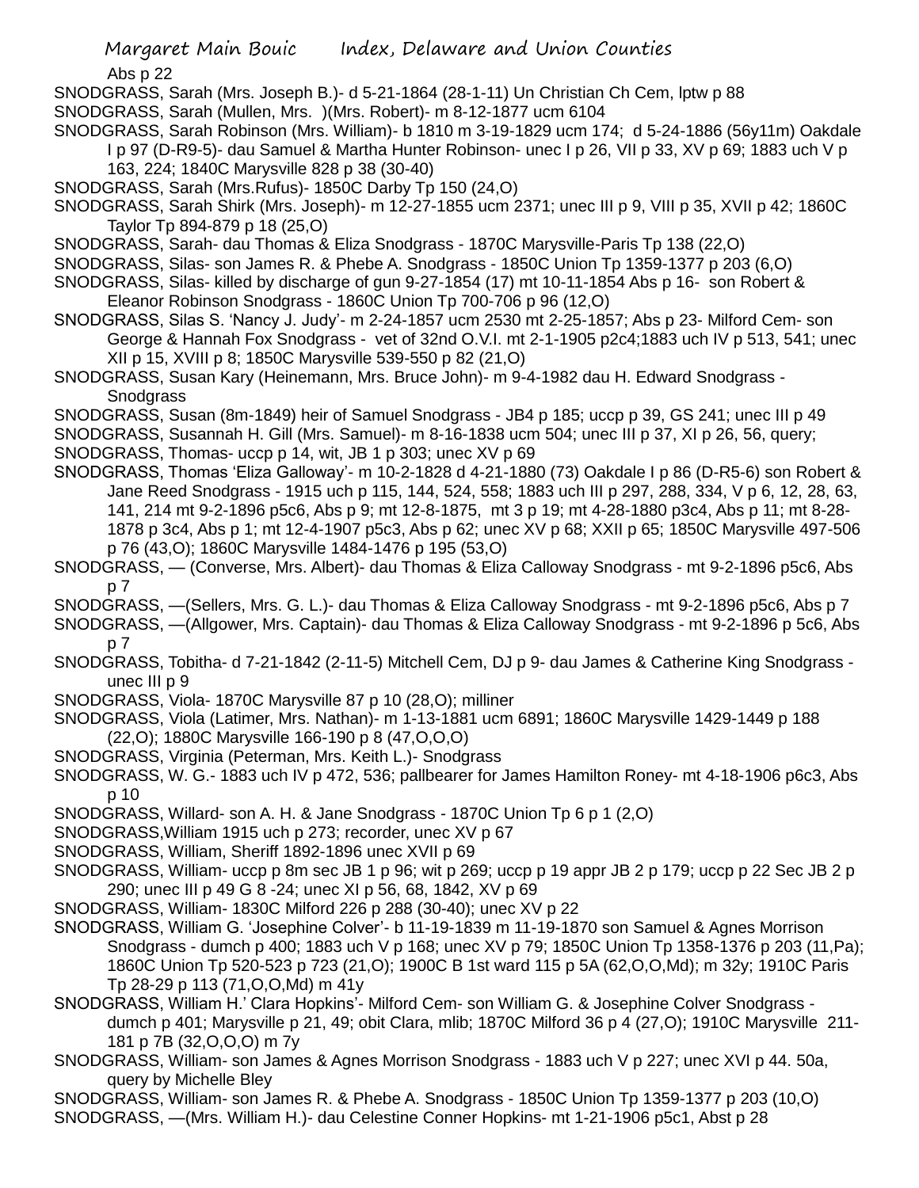Abs p 22

SNODGRASS, Sarah (Mrs. Joseph B.)- d 5-21-1864 (28-1-11) Un Christian Ch Cem, lptw p 88

SNODGRASS, Sarah (Mullen, Mrs. )(Mrs. Robert)- m 8-12-1877 ucm 6104

SNODGRASS, Sarah Robinson (Mrs. William)- b 1810 m 3-19-1829 ucm 174; d 5-24-1886 (56y11m) Oakdale I p 97 (D-R9-5)- dau Samuel & Martha Hunter Robinson- unec I p 26, VII p 33, XV p 69; 1883 uch V p 163, 224; 1840C Marysville 828 p 38 (30-40)

SNODGRASS, Sarah (Mrs.Rufus)- 1850C Darby Tp 150 (24,O)

SNODGRASS, Sarah Shirk (Mrs. Joseph)- m 12-27-1855 ucm 2371; unec III p 9, VIII p 35, XVII p 42; 1860C Taylor Tp 894-879 p 18 (25,O)

SNODGRASS, Sarah- dau Thomas & Eliza Snodgrass - 1870C Marysville-Paris Tp 138 (22,O)

SNODGRASS, Silas- son James R. & Phebe A. Snodgrass - 1850C Union Tp 1359-1377 p 203 (6,O)

SNODGRASS, Silas- killed by discharge of gun 9-27-1854 (17) mt 10-11-1854 Abs p 16- son Robert & Eleanor Robinson Snodgrass - 1860C Union Tp 700-706 p 96 (12,O)

SNODGRASS, Silas S. 'Nancy J. Judy'- m 2-24-1857 ucm 2530 mt 2-25-1857; Abs p 23- Milford Cem- son George & Hannah Fox Snodgrass - vet of 32nd O.V.I. mt 2-1-1905 p2c4;1883 uch IV p 513, 541; unec XII p 15, XVIII p 8; 1850C Marysville 539-550 p 82 (21,O)

SNODGRASS, Susan Kary (Heinemann, Mrs. Bruce John)- m 9-4-1982 dau H. Edward Snodgrass - Snodgrass

SNODGRASS, Susan (8m-1849) heir of Samuel Snodgrass - JB4 p 185; uccp p 39, GS 241; unec III p 49

SNODGRASS, Susannah H. Gill (Mrs. Samuel)- m 8-16-1838 ucm 504; unec III p 37, XI p 26, 56, query;

SNODGRASS, Thomas- uccp p 14, wit, JB 1 p 303; unec XV p 69

SNODGRASS, Thomas 'Eliza Galloway'- m 10-2-1828 d 4-21-1880 (73) Oakdale I p 86 (D-R5-6) son Robert & Jane Reed Snodgrass - 1915 uch p 115, 144, 524, 558; 1883 uch III p 297, 288, 334, V p 6, 12, 28, 63, 141, 214 mt 9-2-1896 p5c6, Abs p 9; mt 12-8-1875, mt 3 p 19; mt 4-28-1880 p3c4, Abs p 11; mt 8-28-1878 p 3c4, Abs p 1; mt 12-4-1907 p5c3, Abs p 62; unec XV p 68; XXII p 65; 1850C Marysville 497-506 p 76 (43,O); 1860C Marysville 1484-1476 p 195 (53,O)

SNODGRASS, — (Converse, Mrs. Albert)- dau Thomas & Eliza Calloway Snodgrass - mt 9-2-1896 p5c6, Abs p 7

SNODGRASS, —(Sellers, Mrs. G. L.)- dau Thomas & Eliza Calloway Snodgrass - mt 9-2-1896 p5c6, Abs p 7

SNODGRASS, —(Allgower, Mrs. Captain)- dau Thomas & Eliza Calloway Snodgrass - mt 9-2-1896 p 5c6, Abs p 7

SNODGRASS, Tobitha- d 7-21-1842 (2-11-5) Mitchell Cem, DJ p 9- dau James & Catherine King Snodgrass - unec III p 9

SNODGRASS, Viola- 1870C Marysville 87 p 10 (28,O); milliner

SNODGRASS, Viola (Latimer, Mrs. Nathan)- m 1-13-1881 ucm 6891; 1860C Marysville 1429-1449 p 188 (22,O); 1880C Marysville 166-190 p 8 (47,O,O,O)

SNODGRASS, Virginia (Peterman, Mrs. Keith L.)- Snodgrass

SNODGRASS, W. G.- 1883 uch IV p 472, 536; pallbearer for James Hamilton Roney- mt 4-18-1906 p6c3, Abs p 10

SNODGRASS, Willard- son A. H. & Jane Snodgrass - 1870C Union Tp 6 p 1 (2,O)

SNODGRASS,William 1915 uch p 273; recorder, unec XV p 67

SNODGRASS, William, Sheriff 1892-1896 unec XVII p 69

SNODGRASS, William- uccp p 8m sec JB 1 p 96; wit p 269; uccp p 19 appr JB 2 p 179; uccp p 22 Sec JB 2 p 290; unec III p 49 G 8 -24; unec XI p 56, 68, 1842, XV p 69

SNODGRASS, William- 1830C Milford 226 p 288 (30-40); unec XV p 22

SNODGRASS, William G. 'Josephine Colver'- b 11-19-1839 m 11-19-1870 son Samuel & Agnes Morrison Snodgrass - dumch p 400; 1883 uch V p 168; unec XV p 79; 1850C Union Tp 1358-1376 p 203 (11,Pa); 1860C Union Tp 520-523 p 723 (21,O); 1900C B 1st ward 115 p 5A (62,O,O,Md); m 32y; 1910C Paris Tp 28-29 p 113 (71,O,O,Md) m 41y

SNODGRASS, William H.' Clara Hopkins'- Milford Cem- son William G. & Josephine Colver Snodgrass - dumch p 401; Marysville p 21, 49; obit Clara, mlib; 1870C Milford 36 p 4 (27,O); 1910C Marysville 211-181 p 7B (32,O,O,O) m 7y

SNODGRASS, William- son James & Agnes Morrison Snodgrass - 1883 uch V p 227; unec XVI p 44. 50a, query by Michelle Bley

SNODGRASS, William- son James R. & Phebe A. Snodgrass - 1850C Union Tp 1359-1377 p 203 (10,O)

SNODGRASS, —(Mrs. William H.)- dau Celestine Conner Hopkins- mt 1-21-1906 p5c1, Abst p 28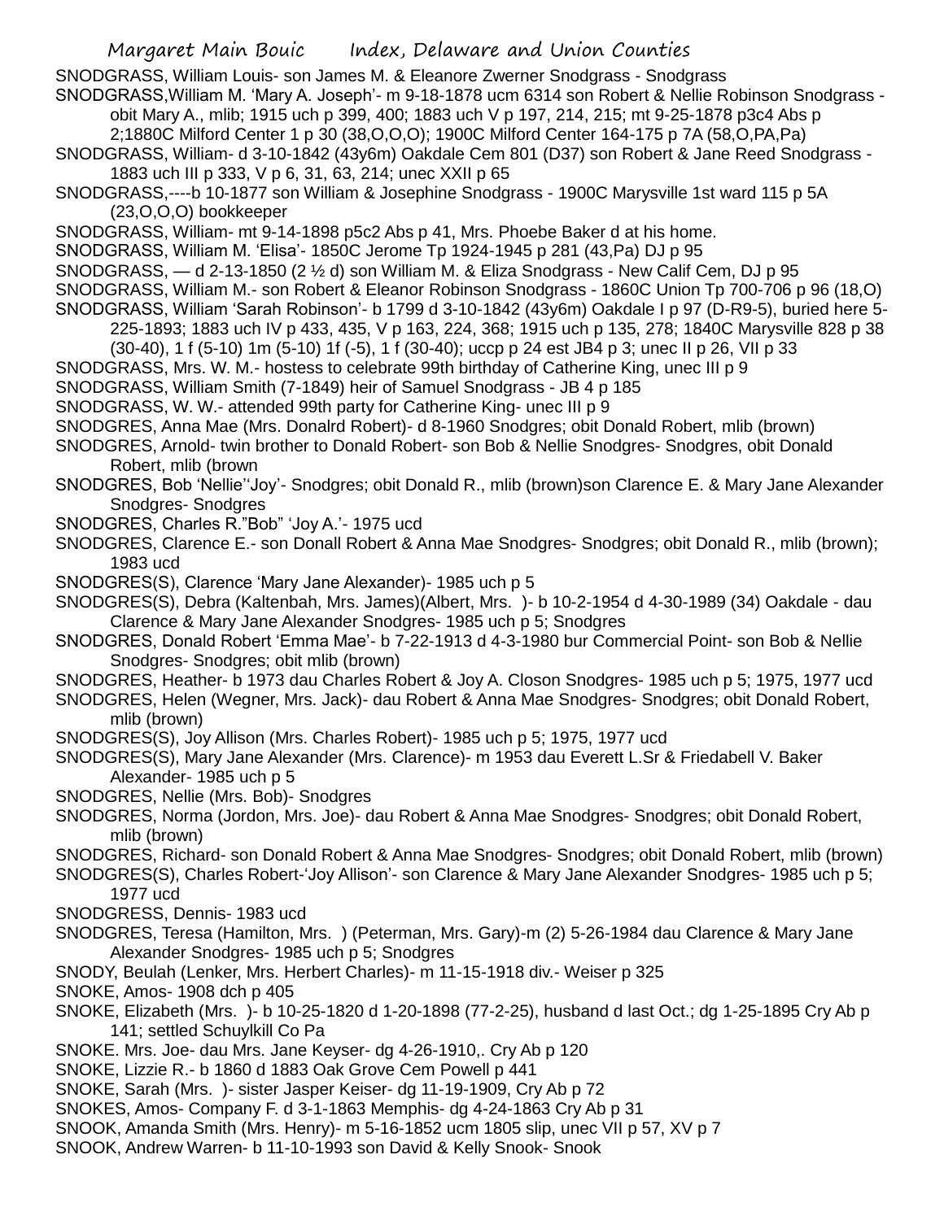SNODGRASS, William Louis- son James M. & Eleanore Zwerner Snodgrass - Snodgrass

SNODGRASS,William M. 'Mary A. Joseph'- m 9-18-1878 ucm 6314 son Robert & Nellie Robinson Snodgrass - obit Mary A., mlib; 1915 uch p 399, 400; 1883 uch V p 197, 214, 215; mt 9-25-1878 p3c4 Abs p 2;1880C Milford Center 1 p 30 (38,O,O,O); 1900C Milford Center 164-175 p 7A (58,O,PA,Pa)

SNODGRASS, William- d 3-10-1842 (43y6m) Oakdale Cem 801 (D37) son Robert & Jane Reed Snodgrass - 1883 uch III p 333, V p 6, 31, 63, 214; unec XXII p 65

SNODGRASS,----b 10-1877 son William & Josephine Snodgrass - 1900C Marysville 1st ward 115 p 5A (23,O,O,O) bookkeeper

SNODGRASS, William- mt 9-14-1898 p5c2 Abs p 41, Mrs. Phoebe Baker d at his home.

SNODGRASS, William M. 'Elisa'- 1850C Jerome Tp 1924-1945 p 281 (43,Pa) DJ p 95

SNODGRASS, — d 2-13-1850 (2 ½ d) son William M. & Eliza Snodgrass - New Calif Cem, DJ p 95

SNODGRASS, William M.- son Robert & Eleanor Robinson Snodgrass - 1860C Union Tp 700-706 p 96 (18,O)

SNODGRASS, William 'Sarah Robinson'- b 1799 d 3-10-1842 (43y6m) Oakdale I p 97 (D-R9-5), buried here 5-225-1893; 1883 uch IV p 433, 435, V p 163, 224, 368; 1915 uch p 135, 278; 1840C Marysville 828 p 38 (30-40), 1 f (5-10) 1m (5-10) 1f (-5), 1 f (30-40); uccp p 24 est JB4 p 3; unec II p 26, VII p 33

SNODGRASS, Mrs. W. M.- hostess to celebrate 99th birthday of Catherine King, unec III p 9

SNODGRASS, William Smith (7-1849) heir of Samuel Snodgrass - JB 4 p 185

SNODGRASS, W. W.- attended 99th party for Catherine King- unec III p 9

SNODGRES, Anna Mae (Mrs. Donalrd Robert)- d 8-1960 Snodgres; obit Donald Robert, mlib (brown)

SNODGRES, Arnold- twin brother to Donald Robert- son Bob & Nellie Snodgres- Snodgres, obit Donald Robert, mlib (brown

SNODGRES, Bob 'Nellie''Joy'- Snodgres; obit Donald R., mlib (brown)son Clarence E. & Mary Jane Alexander Snodgres- Snodgres

SNODGRES, Charles R."Bob" 'Joy A.'- 1975 ucd

SNODGRES, Clarence E.- son Donall Robert & Anna Mae Snodgres- Snodgres; obit Donald R., mlib (brown); 1983 ucd

SNODGRES(S), Clarence 'Mary Jane Alexander)- 1985 uch p 5

SNODGRES(S), Debra (Kaltenbah, Mrs. James)(Albert, Mrs. )- b 10-2-1954 d 4-30-1989 (34) Oakdale - dau Clarence & Mary Jane Alexander Snodgres- 1985 uch p 5; Snodgres

SNODGRES, Donald Robert 'Emma Mae'- b 7-22-1913 d 4-3-1980 bur Commercial Point- son Bob & Nellie Snodgres- Snodgres; obit mlib (brown)

SNODGRES, Heather- b 1973 dau Charles Robert & Joy A. Closon Snodgres- 1985 uch p 5; 1975, 1977 ucd

SNODGRES, Helen (Wegner, Mrs. Jack)- dau Robert & Anna Mae Snodgres- Snodgres; obit Donald Robert, mlib (brown)

SNODGRES(S), Joy Allison (Mrs. Charles Robert)- 1985 uch p 5; 1975, 1977 ucd

SNODGRES(S), Mary Jane Alexander (Mrs. Clarence)- m 1953 dau Everett L.Sr & Friedabell V. Baker Alexander- 1985 uch p 5

SNODGRES, Nellie (Mrs. Bob)- Snodgres

SNODGRES, Norma (Jordon, Mrs. Joe)- dau Robert & Anna Mae Snodgres- Snodgres; obit Donald Robert, mlib (brown)

SNODGRES, Richard- son Donald Robert & Anna Mae Snodgres- Snodgres; obit Donald Robert, mlib (brown)

SNODGRES(S), Charles Robert-'Joy Allison'- son Clarence & Mary Jane Alexander Snodgres- 1985 uch p 5; 1977 ucd

SNODGRESS, Dennis- 1983 ucd

SNODGRES, Teresa (Hamilton, Mrs. ) (Peterman, Mrs. Gary)-m (2) 5-26-1984 dau Clarence & Mary Jane Alexander Snodgres- 1985 uch p 5; Snodgres

SNODY, Beulah (Lenker, Mrs. Herbert Charles)- m 11-15-1918 div.- Weiser p 325

SNOKE, Amos- 1908 dch p 405

SNOKE, Elizabeth (Mrs. )- b 10-25-1820 d 1-20-1898 (77-2-25), husband d last Oct.; dg 1-25-1895 Cry Ab p 141; settled Schuylkill Co Pa

SNOKE. Mrs. Joe- dau Mrs. Jane Keyser- dg 4-26-1910,. Cry Ab p 120

SNOKE, Lizzie R.- b 1860 d 1883 Oak Grove Cem Powell p 441

SNOKE, Sarah (Mrs. )- sister Jasper Keiser- dg 11-19-1909, Cry Ab p 72

SNOKES, Amos- Company F. d 3-1-1863 Memphis- dg 4-24-1863 Cry Ab p 31

SNOOK, Amanda Smith (Mrs. Henry)- m 5-16-1852 ucm 1805 slip, unec VII p 57, XV p 7

SNOOK, Andrew Warren- b 11-10-1993 son David & Kelly Snook- Snook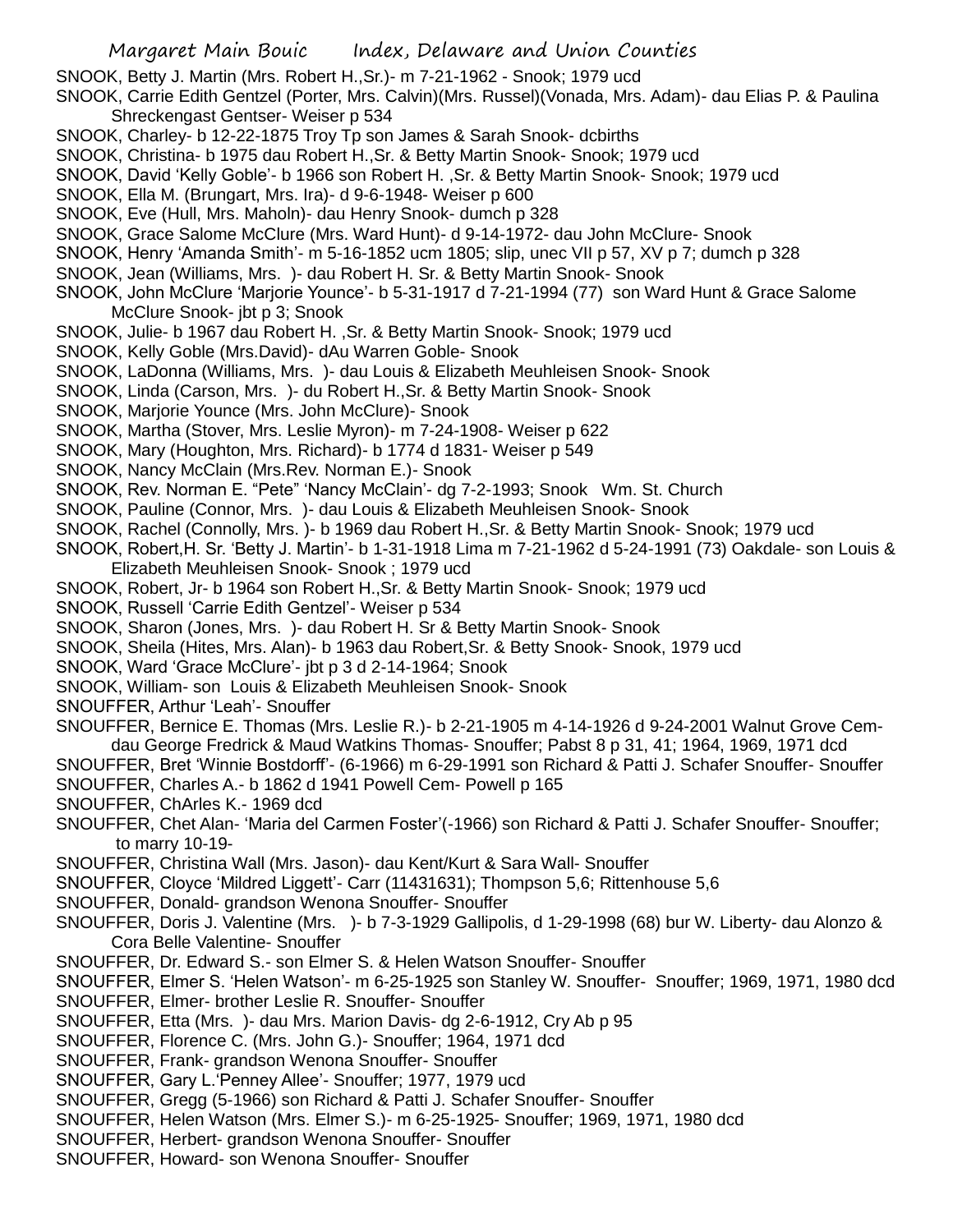SNOOK, Betty J. Martin (Mrs. Robert H.,Sr.)- m 7-21-1962 - Snook; 1979 ucd

SNOOK, Carrie Edith Gentzel (Porter, Mrs. Calvin)(Mrs. Russel)(Vonada, Mrs. Adam)- dau Elias P. & Paulina Shreckengast Gentser- Weiser p 534

SNOOK, Charley- b 12-22-1875 Troy Tp son James & Sarah Snook- dcbirths

SNOOK, Christina- b 1975 dau Robert H.,Sr. & Betty Martin Snook- Snook; 1979 ucd

SNOOK, David 'Kelly Goble'- b 1966 son Robert H. ,Sr. & Betty Martin Snook- Snook; 1979 ucd

SNOOK, Ella M. (Brungart, Mrs. Ira)- d 9-6-1948- Weiser p 600

SNOOK, Eve (Hull, Mrs. Maholn)- dau Henry Snook- dumch p 328

SNOOK, Grace Salome McClure (Mrs. Ward Hunt)- d 9-14-1972- dau John McClure- Snook

SNOOK, Henry 'Amanda Smith'- m 5-16-1852 ucm 1805; slip, unec VII p 57, XV p 7; dumch p 328

SNOOK, Jean (Williams, Mrs. )- dau Robert H. Sr. & Betty Martin Snook- Snook

SNOOK, John McClure 'Marjorie Younce'- b 5-31-1917 d 7-21-1994 (77) son Ward Hunt & Grace Salome McClure Snook- jbt p 3; Snook

SNOOK, Julie- b 1967 dau Robert H. ,Sr. & Betty Martin Snook- Snook; 1979 ucd

SNOOK, Kelly Goble (Mrs.David)- dAu Warren Goble- Snook

SNOOK, LaDonna (Williams, Mrs. )- dau Louis & Elizabeth Meuhleisen Snook- Snook

SNOOK, Linda (Carson, Mrs. )- du Robert H.,Sr. & Betty Martin Snook- Snook

SNOOK, Marjorie Younce (Mrs. John McClure)- Snook

SNOOK, Martha (Stover, Mrs. Leslie Myron)- m 7-24-1908- Weiser p 622

SNOOK, Mary (Houghton, Mrs. Richard)- b 1774 d 1831- Weiser p 549

SNOOK, Nancy McClain (Mrs.Rev. Norman E.)- Snook

SNOOK, Rev. Norman E. "Pete" 'Nancy McClain'- dg 7-2-1993; Snook Wm. St. Church

SNOOK, Pauline (Connor, Mrs. )- dau Louis & Elizabeth Meuhleisen Snook- Snook

SNOOK, Rachel (Connolly, Mrs. )- b 1969 dau Robert H.,Sr. & Betty Martin Snook- Snook; 1979 ucd

SNOOK, Robert,H. Sr. 'Betty J. Martin'- b 1-31-1918 Lima m 7-21-1962 d 5-24-1991 (73) Oakdale- son Louis & Elizabeth Meuhleisen Snook- Snook ; 1979 ucd

SNOOK, Robert, Jr- b 1964 son Robert H.,Sr. & Betty Martin Snook- Snook; 1979 ucd

SNOOK, Russell 'Carrie Edith Gentzel'- Weiser p 534

SNOOK, Sharon (Jones, Mrs. )- dau Robert H. Sr & Betty Martin Snook- Snook

SNOOK, Sheila (Hites, Mrs. Alan)- b 1963 dau Robert,Sr. & Betty Snook- Snook, 1979 ucd

SNOOK, Ward 'Grace McClure'- jbt p 3 d 2-14-1964; Snook

SNOOK, William- son Louis & Elizabeth Meuhleisen Snook- Snook

SNOUFFER, Arthur 'Leah'- Snouffer

SNOUFFER, Bernice E. Thomas (Mrs. Leslie R.)- b 2-21-1905 m 4-14-1926 d 9-24-2001 Walnut Grove Cem- dau George Fredrick & Maud Watkins Thomas- Snouffer; Pabst 8 p 31, 41; 1964, 1969, 1971 dcd

SNOUFFER, Bret 'Winnie Bostdorff'- (6-1966) m 6-29-1991 son Richard & Patti J. Schafer Snouffer- Snouffer

SNOUFFER, Charles A.- b 1862 d 1941 Powell Cem- Powell p 165

SNOUFFER, ChArles K.- 1969 dcd

SNOUFFER, Chet Alan- 'Maria del Carmen Foster'(-1966) son Richard & Patti J. Schafer Snouffer- Snouffer; to marry 10-19-

SNOUFFER, Christina Wall (Mrs. Jason)- dau Kent/Kurt & Sara Wall- Snouffer

SNOUFFER, Cloyce 'Mildred Liggett'- Carr (11431631); Thompson 5,6; Rittenhouse 5,6

SNOUFFER, Donald- grandson Wenona Snouffer- Snouffer

SNOUFFER, Doris J. Valentine (Mrs. )- b 7-3-1929 Gallipolis, d 1-29-1998 (68) bur W. Liberty- dau Alonzo & Cora Belle Valentine- Snouffer

SNOUFFER, Dr. Edward S.- son Elmer S. & Helen Watson Snouffer- Snouffer

SNOUFFER, Elmer S. 'Helen Watson'- m 6-25-1925 son Stanley W. Snouffer- Snouffer; 1969, 1971, 1980 dcd

SNOUFFER, Elmer- brother Leslie R. Snouffer- Snouffer

SNOUFFER, Etta (Mrs. )- dau Mrs. Marion Davis- dg 2-6-1912, Cry Ab p 95

SNOUFFER, Florence C. (Mrs. John G.)- Snouffer; 1964, 1971 dcd

SNOUFFER, Frank- grandson Wenona Snouffer- Snouffer

SNOUFFER, Gary L.'Penney Allee'- Snouffer; 1977, 1979 ucd

SNOUFFER, Gregg (5-1966) son Richard & Patti J. Schafer Snouffer- Snouffer

SNOUFFER, Helen Watson (Mrs. Elmer S.)- m 6-25-1925- Snouffer; 1969, 1971, 1980 dcd

SNOUFFER, Herbert- grandson Wenona Snouffer- Snouffer

SNOUFFER, Howard- son Wenona Snouffer- Snouffer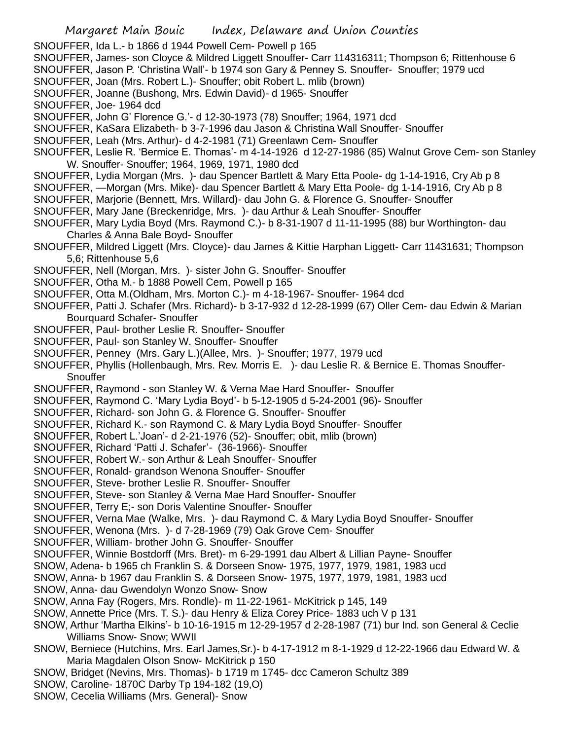SNOUFFER, Ida L.- b 1866 d 1944 Powell Cem- Powell p 165
SNOUFFER, James- son Cloyce & Mildred Liggett Snouffer- Carr 114316311; Thompson 6; Rittenhouse 6
SNOUFFER, Jason P. 'Christina Wall'- b 1974 son Gary & Penney S. Snouffer- Snouffer; 1979 ucd
SNOUFFER, Joan (Mrs. Robert L.)- Snouffer; obit Robert L. mlib (brown)
SNOUFFER, Joanne (Bushong, Mrs. Edwin David)- d 1965- Snouffer
SNOUFFER, Joe- 1964 dcd
SNOUFFER, John G' Florence G.'- d 12-30-1973 (78) Snouffer; 1964, 1971 dcd
SNOUFFER, KaSara Elizabeth- b 3-7-1996 dau Jason & Christina Wall Snouffer- Snouffer
SNOUFFER, Leah (Mrs. Arthur)- d 4-2-1981 (71) Greenlawn Cem- Snouffer
SNOUFFER, Leslie R. 'Bermice E. Thomas'- m 4-14-1926 d 12-27-1986 (85) Walnut Grove Cem- son Stanley W. Snouffer- Snouffer; 1964, 1969, 1971, 1980 dcd
SNOUFFER, Lydia Morgan (Mrs. )- dau Spencer Bartlett & Mary Etta Poole- dg 1-14-1916, Cry Ab p 8
SNOUFFER, —Morgan (Mrs. Mike)- dau Spencer Bartlett & Mary Etta Poole- dg 1-14-1916, Cry Ab p 8
SNOUFFER, Marjorie (Bennett, Mrs. Willard)- dau John G. & Florence G. Snouffer- Snouffer
SNOUFFER, Mary Jane (Breckenridge, Mrs. )- dau Arthur & Leah Snouffer- Snouffer
SNOUFFER, Mary Lydia Boyd (Mrs. Raymond C.)- b 8-31-1907 d 11-11-1995 (88) bur Worthington- dau Charles & Anna Bale Boyd- Snouffer
SNOUFFER, Mildred Liggett (Mrs. Cloyce)- dau James & Kittie Harphan Liggett- Carr 11431631; Thompson 5,6; Rittenhouse 5,6
SNOUFFER, Nell (Morgan, Mrs. )- sister John G. Snouffer- Snouffer
SNOUFFER, Otha M.- b 1888 Powell Cem, Powell p 165
SNOUFFER, Otta M.(Oldham, Mrs. Morton C.)- m 4-18-1967- Snouffer- 1964 dcd
SNOUFFER, Patti J. Schafer (Mrs. Richard)- b 3-17-932 d 12-28-1999 (67) Oller Cem- dau Edwin & Marian Bourquard Schafer- Snouffer
SNOUFFER, Paul- brother Leslie R. Snouffer- Snouffer
SNOUFFER, Paul- son Stanley W. Snouffer- Snouffer
SNOUFFER, Penney (Mrs. Gary L.)(Allee, Mrs. )- Snouffer; 1977, 1979 ucd
SNOUFFER, Phyllis (Hollenbaugh, Mrs. Rev. Morris E. )- dau Leslie R. & Bernice E. Thomas Snouffer- Snouffer
SNOUFFER, Raymond - son Stanley W. & Verna Mae Hard Snouffer- Snouffer
SNOUFFER, Raymond C. 'Mary Lydia Boyd'- b 5-12-1905 d 5-24-2001 (96)- Snouffer
SNOUFFER, Richard- son John G. & Florence G. Snouffer- Snouffer
SNOUFFER, Richard K.- son Raymond C. & Mary Lydia Boyd Snouffer- Snouffer
SNOUFFER, Robert L.'Joan'- d 2-21-1976 (52)- Snouffer; obit, mlib (brown)
SNOUFFER, Richard 'Patti J. Schafer'- (36-1966)- Snouffer
SNOUFFER, Robert W.- son Arthur & Leah Snouffer- Snouffer
SNOUFFER, Ronald- grandson Wenona Snouffer- Snouffer
SNOUFFER, Steve- brother Leslie R. Snouffer- Snouffer
SNOUFFER, Steve- son Stanley & Verna Mae Hard Snouffer- Snouffer
SNOUFFER, Terry E;- son Doris Valentine Snouffer- Snouffer
SNOUFFER, Verna Mae (Walke, Mrs. )- dau Raymond C. & Mary Lydia Boyd Snouffer- Snouffer
SNOUFFER, Wenona (Mrs. )- d 7-28-1969 (79) Oak Grove Cem- Snouffer
SNOUFFER, William- brother John G. Snouffer- Snouffer
SNOUFFER, Winnie Bostdorff (Mrs. Bret)- m 6-29-1991 dau Albert & Lillian Payne- Snouffer
SNOW, Adena- b 1965 ch Franklin S. & Dorseen Snow- 1975, 1977, 1979, 1981, 1983 ucd
SNOW, Anna- b 1967 dau Franklin S. & Dorseen Snow- 1975, 1977, 1979, 1981, 1983 ucd
SNOW, Anna- dau Gwendolyn Wonzo Snow- Snow
SNOW, Anna Fay (Rogers, Mrs. Rondle)- m 11-22-1961- McKitrick p 145, 149
SNOW, Annette Price (Mrs. T. S.)- dau Henry & Eliza Corey Price- 1883 uch V p 131
SNOW, Arthur 'Martha Elkins'- b 10-16-1915 m 12-29-1957 d 2-28-1987 (71) bur Ind. son General & Ceclie Williams Snow- Snow; WWII
SNOW, Berniece (Hutchins, Mrs. Earl James,Sr.)- b 4-17-1912 m 8-1-1929 d 12-22-1966 dau Edward W. & Maria Magdalen Olson Snow- McKitrick p 150
SNOW, Bridget (Nevins, Mrs. Thomas)- b 1719 m 1745- dcc Cameron Schultz 389
SNOW, Caroline- 1870C Darby Tp 194-182 (19,O)
SNOW, Cecelia Williams (Mrs. General)- Snow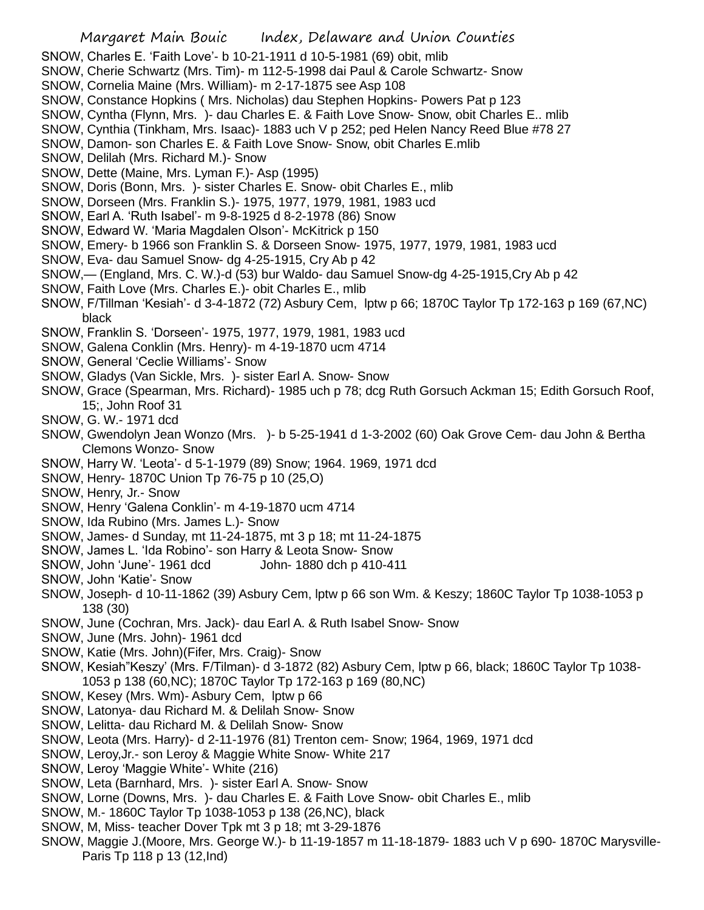SNOW, Charles E. 'Faith Love'- b 10-21-1911 d 10-5-1981 (69) obit, mlib

SNOW, Cherie Schwartz (Mrs. Tim)- m 112-5-1998 dai Paul & Carole Schwartz- Snow

SNOW, Cornelia Maine (Mrs. William)- m 2-17-1875 see Asp 108

SNOW, Constance Hopkins ( Mrs. Nicholas) dau Stephen Hopkins- Powers Pat p 123

SNOW, Cyntha (Flynn, Mrs. )- dau Charles E. & Faith Love Snow- Snow, obit Charles E.. mlib

SNOW, Cynthia (Tinkham, Mrs. Isaac)- 1883 uch V p 252; ped Helen Nancy Reed Blue #78 27

SNOW, Damon- son Charles E. & Faith Love Snow- Snow, obit Charles E.mlib

SNOW, Delilah (Mrs. Richard M.)- Snow

SNOW, Dette (Maine, Mrs. Lyman F.)- Asp (1995)

SNOW, Doris (Bonn, Mrs. )- sister Charles E. Snow- obit Charles E., mlib

SNOW, Dorseen (Mrs. Franklin S.)- 1975, 1977, 1979, 1981, 1983 ucd

SNOW, Earl A. 'Ruth Isabel'- m 9-8-1925 d 8-2-1978 (86) Snow

SNOW, Edward W. 'Maria Magdalen Olson'- McKitrick p 150

SNOW, Emery- b 1966 son Franklin S. & Dorseen Snow- 1975, 1977, 1979, 1981, 1983 ucd

SNOW, Eva- dau Samuel Snow- dg 4-25-1915, Cry Ab p 42

SNOW,— (England, Mrs. C. W.)-d (53) bur Waldo- dau Samuel Snow-dg 4-25-1915,Cry Ab p 42

SNOW, Faith Love (Mrs. Charles E.)- obit Charles E., mlib

SNOW, F/Tillman 'Kesiah'- d 3-4-1872 (72) Asbury Cem, lptw p 66; 1870C Taylor Tp 172-163 p 169 (67,NC) black

SNOW, Franklin S. 'Dorseen'- 1975, 1977, 1979, 1981, 1983 ucd

SNOW, Galena Conklin (Mrs. Henry)- m 4-19-1870 ucm 4714

SNOW, General 'Ceclie Williams'- Snow

SNOW, Gladys (Van Sickle, Mrs. )- sister Earl A. Snow- Snow

SNOW, Grace (Spearman, Mrs. Richard)- 1985 uch p 78; dcg Ruth Gorsuch Ackman 15; Edith Gorsuch Roof, 15;, John Roof 31

SNOW, G. W.- 1971 dcd

SNOW, Gwendolyn Jean Wonzo (Mrs. )- b 5-25-1941 d 1-3-2002 (60) Oak Grove Cem- dau John & Bertha Clemons Wonzo- Snow

SNOW, Harry W. 'Leota'- d 5-1-1979 (89) Snow; 1964. 1969, 1971 dcd

SNOW, Henry- 1870C Union Tp 76-75 p 10 (25,O)

SNOW, Henry, Jr.- Snow

SNOW, Henry 'Galena Conklin'- m 4-19-1870 ucm 4714

SNOW, Ida Rubino (Mrs. James L.)- Snow

SNOW, James- d Sunday, mt 11-24-1875, mt 3 p 18; mt 11-24-1875

SNOW, James L. 'Ida Robino'- son Harry & Leota Snow- Snow

SNOW, John 'June'- 1961 dcd John- 1880 dch p 410-411

SNOW, John 'Katie'- Snow

SNOW, Joseph- d 10-11-1862 (39) Asbury Cem, lptw p 66 son Wm. & Keszy; 1860C Taylor Tp 1038-1053 p 138 (30)

SNOW, June (Cochran, Mrs. Jack)- dau Earl A. & Ruth Isabel Snow- Snow

SNOW, June (Mrs. John)- 1961 dcd

SNOW, Katie (Mrs. John)(Fifer, Mrs. Craig)- Snow

SNOW, Kesiah"Keszy' (Mrs. F/Tilman)- d 3-1872 (82) Asbury Cem, lptw p 66, black; 1860C Taylor Tp 1038-1053 p 138 (60,NC); 1870C Taylor Tp 172-163 p 169 (80,NC)

SNOW, Kesey (Mrs. Wm)- Asbury Cem, lptw p 66

SNOW, Latonya- dau Richard M. & Delilah Snow- Snow

SNOW, Lelitta- dau Richard M. & Delilah Snow- Snow

SNOW, Leota (Mrs. Harry)- d 2-11-1976 (81) Trenton cem- Snow; 1964, 1969, 1971 dcd

SNOW, Leroy,Jr.- son Leroy & Maggie White Snow- White 217

SNOW, Leroy 'Maggie White'- White (216)

SNOW, Leta (Barnhard, Mrs. )- sister Earl A. Snow- Snow

SNOW, Lorne (Downs, Mrs. )- dau Charles E. & Faith Love Snow- obit Charles E., mlib

SNOW, M.- 1860C Taylor Tp 1038-1053 p 138 (26,NC), black

SNOW, M, Miss- teacher Dover Tpk mt 3 p 18; mt 3-29-1876

SNOW, Maggie J.(Moore, Mrs. George W.)- b 11-19-1857 m 11-18-1879- 1883 uch V p 690- 1870C Marysville-Paris Tp 118 p 13 (12,Ind)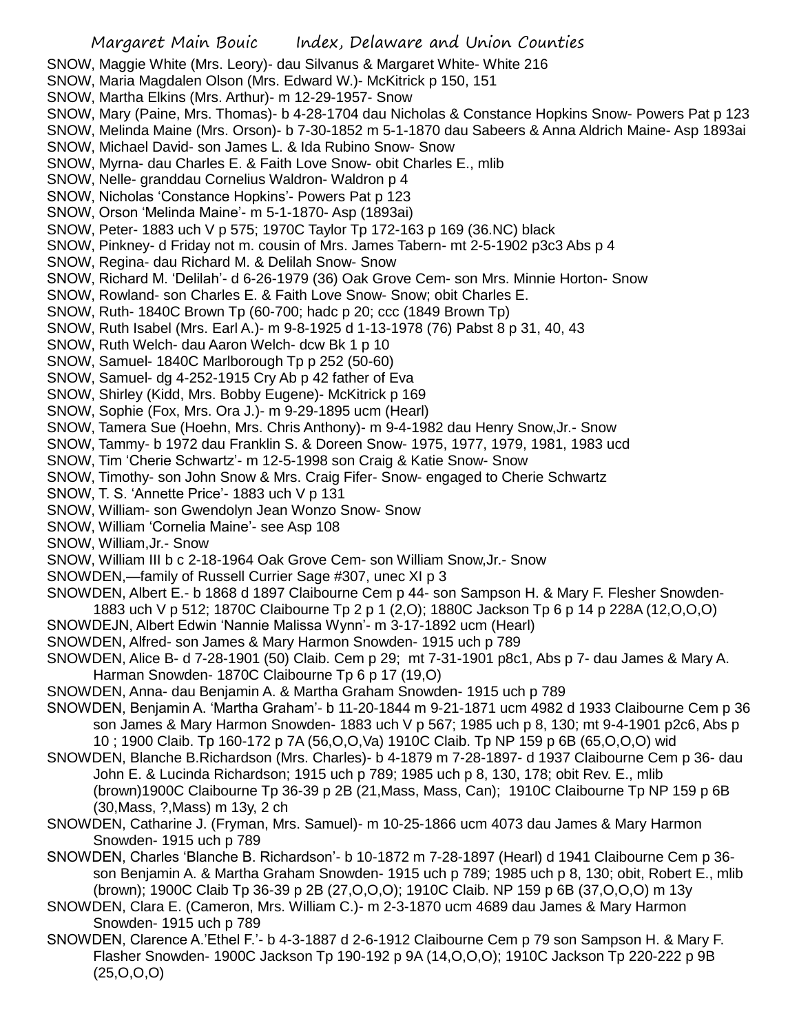SNOW, Maggie White (Mrs. Leory)- dau Silvanus & Margaret White- White 216
SNOW, Maria Magdalen Olson (Mrs. Edward W.)- McKitrick p 150, 151
SNOW, Martha Elkins (Mrs. Arthur)- m 12-29-1957- Snow
SNOW, Mary (Paine, Mrs. Thomas)- b 4-28-1704 dau Nicholas & Constance Hopkins Snow- Powers Pat p 123
SNOW, Melinda Maine (Mrs. Orson)- b 7-30-1852 m 5-1-1870 dau Sabeers & Anna Aldrich Maine- Asp 1893ai
SNOW, Michael David- son James L. & Ida Rubino Snow- Snow
SNOW, Myrna- dau Charles E. & Faith Love Snow- obit Charles E., mlib
SNOW, Nelle- granddau Cornelius Waldron- Waldron p 4
SNOW, Nicholas 'Constance Hopkins'- Powers Pat p 123
SNOW, Orson 'Melinda Maine'- m 5-1-1870- Asp (1893ai)
SNOW, Peter- 1883 uch V p 575; 1970C Taylor Tp 172-163 p 169 (36.NC) black
SNOW, Pinkney- d Friday not m. cousin of Mrs. James Tabern- mt 2-5-1902 p3c3 Abs p 4
SNOW, Regina- dau Richard M. & Delilah Snow- Snow
SNOW, Richard M. 'Delilah'- d 6-26-1979 (36) Oak Grove Cem- son Mrs. Minnie Horton- Snow
SNOW, Rowland- son Charles E. & Faith Love Snow- Snow; obit Charles E.
SNOW, Ruth- 1840C Brown Tp (60-700; hadc p 20; ccc (1849 Brown Tp)
SNOW, Ruth Isabel (Mrs. Earl A.)- m 9-8-1925 d 1-13-1978 (76) Pabst 8 p 31, 40, 43
SNOW, Ruth Welch- dau Aaron Welch- dcw Bk 1 p 10
SNOW, Samuel- 1840C Marlborough Tp p 252 (50-60)
SNOW, Samuel- dg 4-252-1915 Cry Ab p 42 father of Eva
SNOW, Shirley (Kidd, Mrs. Bobby Eugene)- McKitrick p 169
SNOW, Sophie (Fox, Mrs. Ora J.)- m 9-29-1895 ucm (Hearl)
SNOW, Tamera Sue (Hoehn, Mrs. Chris Anthony)- m 9-4-1982 dau Henry Snow,Jr.- Snow
SNOW, Tammy- b 1972 dau Franklin S. & Doreen Snow- 1975, 1977, 1979, 1981, 1983 ucd
SNOW, Tim 'Cherie Schwartz'- m 12-5-1998 son Craig & Katie Snow- Snow
SNOW, Timothy- son John Snow & Mrs. Craig Fifer- Snow- engaged to Cherie Schwartz
SNOW, T. S. 'Annette Price'- 1883 uch V p 131
SNOW, William- son Gwendolyn Jean Wonzo Snow- Snow
SNOW, William 'Cornelia Maine'- see Asp 108
SNOW, William,Jr.- Snow
SNOW, William III b c 2-18-1964 Oak Grove Cem- son William Snow,Jr.- Snow
SNOWDEN,—family of Russell Currier Sage #307, unec XI p 3
SNOWDEN, Albert E.- b 1868 d 1897 Claibourne Cem p 44- son Sampson H. & Mary F. Flesher Snowden- 1883 uch V p 512; 1870C Claibourne Tp 2 p 1 (2,O); 1880C Jackson Tp 6 p 14 p 228A (12,O,O,O)
SNOWDEJN, Albert Edwin 'Nannie Malissa Wynn'- m 3-17-1892 ucm (Hearl)
SNOWDEN, Alfred- son James & Mary Harmon Snowden- 1915 uch p 789
SNOWDEN, Alice B- d 7-28-1901 (50) Claib. Cem p 29; mt 7-31-1901 p8c1, Abs p 7- dau James & Mary A. Harman Snowden- 1870C Claibourne Tp 6 p 17 (19,O)
SNOWDEN, Anna- dau Benjamin A. & Martha Graham Snowden- 1915 uch p 789
SNOWDEN, Benjamin A. 'Martha Graham'- b 11-20-1844 m 9-21-1871 ucm 4982 d 1933 Claibourne Cem p 36 son James & Mary Harmon Snowden- 1883 uch V p 567; 1985 uch p 8, 130; mt 9-4-1901 p2c6, Abs p 10 ; 1900 Claib. Tp 160-172 p 7A (56,O,O,Va) 1910C Claib. Tp NP 159 p 6B (65,O,O,O) wid
SNOWDEN, Blanche B.Richardson (Mrs. Charles)- b 4-1879 m 7-28-1897- d 1937 Claibourne Cem p 36- dau John E. & Lucinda Richardson; 1915 uch p 789; 1985 uch p 8, 130, 178; obit Rev. E., mlib (brown)1900C Claibourne Tp 36-39 p 2B (21,Mass, Mass, Can); 1910C Claibourne Tp NP 159 p 6B (30,Mass, ?,Mass) m 13y, 2 ch
SNOWDEN, Catharine J. (Fryman, Mrs. Samuel)- m 10-25-1866 ucm 4073 dau James & Mary Harmon Snowden- 1915 uch p 789
SNOWDEN, Charles 'Blanche B. Richardson'- b 10-1872 m 7-28-1897 (Hearl) d 1941 Claibourne Cem p 36- son Benjamin A. & Martha Graham Snowden- 1915 uch p 789; 1985 uch p 8, 130; obit, Robert E., mlib (brown); 1900C Claib Tp 36-39 p 2B (27,O,O,O); 1910C Claib. NP 159 p 6B (37,O,O,O) m 13y
SNOWDEN, Clara E. (Cameron, Mrs. William C.)- m 2-3-1870 ucm 4689 dau James & Mary Harmon Snowden- 1915 uch p 789
SNOWDEN, Clarence A.'Ethel F.'- b 4-3-1887 d 2-6-1912 Claibourne Cem p 79 son Sampson H. & Mary F. Flasher Snowden- 1900C Jackson Tp 190-192 p 9A (14,O,O,O); 1910C Jackson Tp 220-222 p 9B (25,O,O,O)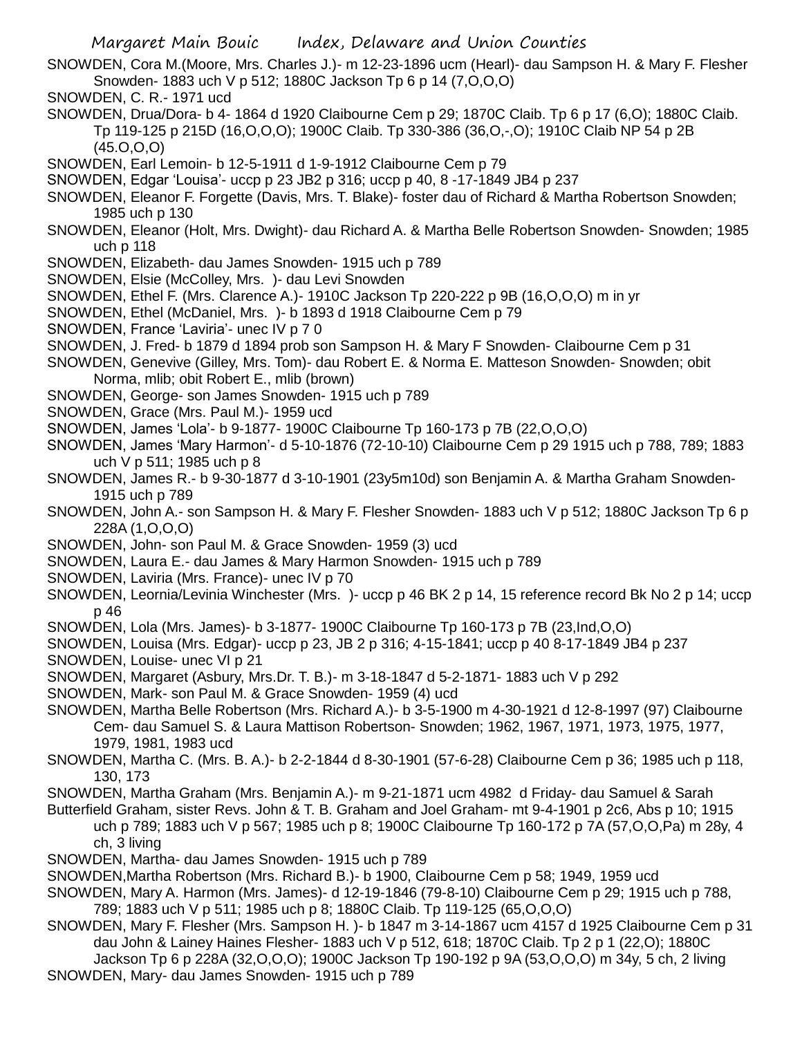SNOWDEN, Cora M.(Moore, Mrs. Charles J.)- m 12-23-1896 ucm (Hearl)- dau Sampson H. & Mary F. Flesher Snowden- 1883 uch V p 512; 1880C Jackson Tp 6 p 14 (7,O,O,O)

SNOWDEN, C. R.- 1971 ucd

SNOWDEN, Drua/Dora- b 4- 1864 d 1920 Claibourne Cem p 29; 1870C Claib. Tp 6 p 17 (6,O); 1880C Claib. Tp 119-125 p 215D (16,O,O,O); 1900C Claib. Tp 330-386 (36,O,-,O); 1910C Claib NP 54 p 2B (45.O,O,O)

SNOWDEN, Earl Lemoin- b 12-5-1911 d 1-9-1912 Claibourne Cem p 79

SNOWDEN, Edgar 'Louisa'- uccp p 23 JB2 p 316; uccp p 40, 8 -17-1849 JB4 p 237

SNOWDEN, Eleanor F. Forgette (Davis, Mrs. T. Blake)- foster dau of Richard & Martha Robertson Snowden; 1985 uch p 130

SNOWDEN, Eleanor (Holt, Mrs. Dwight)- dau Richard A. & Martha Belle Robertson Snowden- Snowden; 1985 uch p 118

SNOWDEN, Elizabeth- dau James Snowden- 1915 uch p 789

SNOWDEN, Elsie (McColley, Mrs. )- dau Levi Snowden

SNOWDEN, Ethel F. (Mrs. Clarence A.)- 1910C Jackson Tp 220-222 p 9B (16,O,O,O) m in yr

SNOWDEN, Ethel (McDaniel, Mrs. )- b 1893 d 1918 Claibourne Cem p 79

SNOWDEN, France 'Laviria'- unec IV p 7 0

SNOWDEN, J. Fred- b 1879 d 1894 prob son Sampson H. & Mary F Snowden- Claibourne Cem p 31

SNOWDEN, Genevive (Gilley, Mrs. Tom)- dau Robert E. & Norma E. Matteson Snowden- Snowden; obit Norma, mlib; obit Robert E., mlib (brown)

SNOWDEN, George- son James Snowden- 1915 uch p 789

SNOWDEN, Grace (Mrs. Paul M.)- 1959 ucd

SNOWDEN, James 'Lola'- b 9-1877- 1900C Claibourne Tp 160-173 p 7B (22,O,O,O)

SNOWDEN, James 'Mary Harmon'- d 5-10-1876 (72-10-10) Claibourne Cem p 29 1915 uch p 788, 789; 1883 uch V p 511; 1985 uch p 8

SNOWDEN, James R.- b 9-30-1877 d 3-10-1901 (23y5m10d) son Benjamin A. & Martha Graham Snowden- 1915 uch p 789

SNOWDEN, John A.- son Sampson H. & Mary F. Flesher Snowden- 1883 uch V p 512; 1880C Jackson Tp 6 p 228A (1,O,O,O)

SNOWDEN, John- son Paul M. & Grace Snowden- 1959 (3) ucd

SNOWDEN, Laura E.- dau James & Mary Harmon Snowden- 1915 uch p 789

SNOWDEN, Laviria (Mrs. France)- unec IV p 70

SNOWDEN, Leornia/Levinia Winchester (Mrs. )- uccp p 46 BK 2 p 14, 15 reference record Bk No 2 p 14; uccp p 46

SNOWDEN, Lola (Mrs. James)- b 3-1877- 1900C Claibourne Tp 160-173 p 7B (23,Ind,O,O)

SNOWDEN, Louisa (Mrs. Edgar)- uccp p 23, JB 2 p 316; 4-15-1841; uccp p 40 8-17-1849 JB4 p 237

SNOWDEN, Louise- unec VI p 21

SNOWDEN, Margaret (Asbury, Mrs.Dr. T. B.)- m 3-18-1847 d 5-2-1871- 1883 uch V p 292

SNOWDEN, Mark- son Paul M. & Grace Snowden- 1959 (4) ucd

SNOWDEN, Martha Belle Robertson (Mrs. Richard A.)- b 3-5-1900 m 4-30-1921 d 12-8-1997 (97) Claibourne Cem- dau Samuel S. & Laura Mattison Robertson- Snowden; 1962, 1967, 1971, 1973, 1975, 1977, 1979, 1981, 1983 ucd

SNOWDEN, Martha C. (Mrs. B. A.)- b 2-2-1844 d 8-30-1901 (57-6-28) Claibourne Cem p 36; 1985 uch p 118, 130, 173

SNOWDEN, Martha Graham (Mrs. Benjamin A.)- m 9-21-1871 ucm 4982 d Friday- dau Samuel & Sarah Butterfield Graham, sister Revs. John & T. B. Graham and Joel Graham- mt 9-4-1901 p 2c6, Abs p 10; 1915 uch p 789; 1883 uch V p 567; 1985 uch p 8; 1900C Claibourne Tp 160-172 p 7A (57,O,O,Pa) m 28y, 4 ch, 3 living

SNOWDEN, Martha- dau James Snowden- 1915 uch p 789

SNOWDEN,Martha Robertson (Mrs. Richard B.)- b 1900, Claibourne Cem p 58; 1949, 1959 ucd

SNOWDEN, Mary A. Harmon (Mrs. James)- d 12-19-1846 (79-8-10) Claibourne Cem p 29; 1915 uch p 788, 789; 1883 uch V p 511; 1985 uch p 8; 1880C Claib. Tp 119-125 (65,O,O,O)

SNOWDEN, Mary F. Flesher (Mrs. Sampson H. )- b 1847 m 3-14-1867 ucm 4157 d 1925 Claibourne Cem p 31 dau John & Lainey Haines Flesher- 1883 uch V p 512, 618; 1870C Claib. Tp 2 p 1 (22,O); 1880C Jackson Tp 6 p 228A (32,O,O,O); 1900C Jackson Tp 190-192 p 9A (53,O,O,O) m 34y, 5 ch, 2 living

SNOWDEN, Mary- dau James Snowden- 1915 uch p 789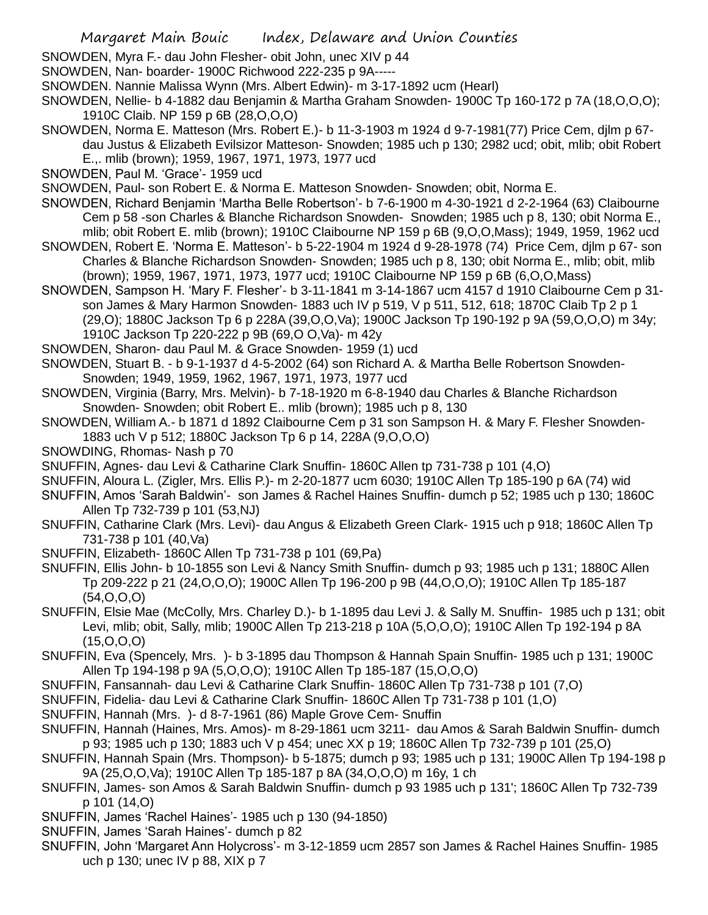SNOWDEN, Myra F.- dau John Flesher- obit John, unec XIV p 44

SNOWDEN, Nan- boarder- 1900C Richwood 222-235 p 9A-----

SNOWDEN. Nannie Malissa Wynn (Mrs. Albert Edwin)- m 3-17-1892 ucm (Hearl)

SNOWDEN, Nellie- b 4-1882 dau Benjamin & Martha Graham Snowden- 1900C Tp 160-172 p 7A (18,O,O,O); 1910C Claib. NP 159 p 6B (28,O,O,O)

SNOWDEN, Norma E. Matteson (Mrs. Robert E.)- b 11-3-1903 m 1924 d 9-7-1981(77) Price Cem, djlm p 67- dau Justus & Elizabeth Evilsizor Matteson- Snowden; 1985 uch p 130; 2982 ucd; obit, mlib; obit Robert E.,. mlib (brown); 1959, 1967, 1971, 1973, 1977 ucd

SNOWDEN, Paul M. 'Grace'- 1959 ucd

SNOWDEN, Paul- son Robert E. & Norma E. Matteson Snowden- Snowden; obit, Norma E.

SNOWDEN, Richard Benjamin 'Martha Belle Robertson'- b 7-6-1900 m 4-30-1921 d 2-2-1964 (63) Claibourne Cem p 58 -son Charles & Blanche Richardson Snowden- Snowden; 1985 uch p 8, 130; obit Norma E., mlib; obit Robert E. mlib (brown); 1910C Claibourne NP 159 p 6B (9,O,O,Mass); 1949, 1959, 1962 ucd

SNOWDEN, Robert E. 'Norma E. Matteson'- b 5-22-1904 m 1924 d 9-28-1978 (74) Price Cem, djlm p 67- son Charles & Blanche Richardson Snowden- Snowden; 1985 uch p 8, 130; obit Norma E., mlib; obit, mlib (brown); 1959, 1967, 1971, 1973, 1977 ucd; 1910C Claibourne NP 159 p 6B (6,O,O,Mass)

SNOWDEN, Sampson H. 'Mary F. Flesher'- b 3-11-1841 m 3-14-1867 ucm 4157 d 1910 Claibourne Cem p 31- son James & Mary Harmon Snowden- 1883 uch IV p 519, V p 511, 512, 618; 1870C Claib Tp 2 p 1 (29,O); 1880C Jackson Tp 6 p 228A (39,O,O,Va); 1900C Jackson Tp 190-192 p 9A (59,O,O,O) m 34y; 1910C Jackson Tp 220-222 p 9B (69,O O,Va)- m 42y

SNOWDEN, Sharon- dau Paul M. & Grace Snowden- 1959 (1) ucd

SNOWDEN, Stuart B. - b 9-1-1937 d 4-5-2002 (64) son Richard A. & Martha Belle Robertson Snowden- Snowden; 1949, 1959, 1962, 1967, 1971, 1973, 1977 ucd

SNOWDEN, Virginia (Barry, Mrs. Melvin)- b 7-18-1920 m 6-8-1940 dau Charles & Blanche Richardson Snowden- Snowden; obit Robert E.. mlib (brown); 1985 uch p 8, 130

SNOWDEN, William A.- b 1871 d 1892 Claibourne Cem p 31 son Sampson H. & Mary F. Flesher Snowden- 1883 uch V p 512; 1880C Jackson Tp 6 p 14, 228A (9,O,O,O)

SNOWDING, Rhomas- Nash p 70

SNUFFIN, Agnes- dau Levi & Catharine Clark Snuffin- 1860C Allen tp 731-738 p 101 (4,O)

SNUFFIN, Aloura L. (Zigler, Mrs. Ellis P.)- m 2-20-1877 ucm 6030; 1910C Allen Tp 185-190 p 6A (74) wid

SNUFFIN, Amos 'Sarah Baldwin'- son James & Rachel Haines Snuffin- dumch p 52; 1985 uch p 130; 1860C Allen Tp 732-739 p 101 (53,NJ)

SNUFFIN, Catharine Clark (Mrs. Levi)- dau Angus & Elizabeth Green Clark- 1915 uch p 918; 1860C Allen Tp 731-738 p 101 (40,Va)

SNUFFIN, Elizabeth- 1860C Allen Tp 731-738 p 101 (69,Pa)

SNUFFIN, Ellis John- b 10-1855 son Levi & Nancy Smith Snuffin- dumch p 93; 1985 uch p 131; 1880C Allen Tp 209-222 p 21 (24,O,O,O); 1900C Allen Tp 196-200 p 9B (44,O,O,O); 1910C Allen Tp 185-187 (54,O,O,O)

SNUFFIN, Elsie Mae (McColly, Mrs. Charley D.)- b 1-1895 dau Levi J. & Sally M. Snuffin- 1985 uch p 131; obit Levi, mlib; obit, Sally, mlib; 1900C Allen Tp 213-218 p 10A (5,O,O,O); 1910C Allen Tp 192-194 p 8A (15,O,O,O)

SNUFFIN, Eva (Spencely, Mrs. )- b 3-1895 dau Thompson & Hannah Spain Snuffin- 1985 uch p 131; 1900C Allen Tp 194-198 p 9A (5,O,O,O); 1910C Allen Tp 185-187 (15,O,O,O)

SNUFFIN, Fansannah- dau Levi & Catharine Clark Snuffin- 1860C Allen Tp 731-738 p 101 (7,O)

SNUFFIN, Fidelia- dau Levi & Catharine Clark Snuffin- 1860C Allen Tp 731-738 p 101 (1,O)

SNUFFIN, Hannah (Mrs. )- d 8-7-1961 (86) Maple Grove Cem- Snuffin

SNUFFIN, Hannah (Haines, Mrs. Amos)- m 8-29-1861 ucm 3211- dau Amos & Sarah Baldwin Snuffin- dumch p 93; 1985 uch p 130; 1883 uch V p 454; unec XX p 19; 1860C Allen Tp 732-739 p 101 (25,O)

SNUFFIN, Hannah Spain (Mrs. Thompson)- b 5-1875; dumch p 93; 1985 uch p 131; 1900C Allen Tp 194-198 p 9A (25,O,O,Va); 1910C Allen Tp 185-187 p 8A (34,O,O,O) m 16y, 1 ch

SNUFFIN, James- son Amos & Sarah Baldwin Snuffin- dumch p 93 1985 uch p 131'; 1860C Allen Tp 732-739 p 101 (14,O)

SNUFFIN, James 'Rachel Haines'- 1985 uch p 130 (94-1850)

SNUFFIN, James 'Sarah Haines'- dumch p 82

SNUFFIN, John 'Margaret Ann Holycross'- m 3-12-1859 ucm 2857 son James & Rachel Haines Snuffin- 1985 uch p 130; unec IV p 88, XIX p 7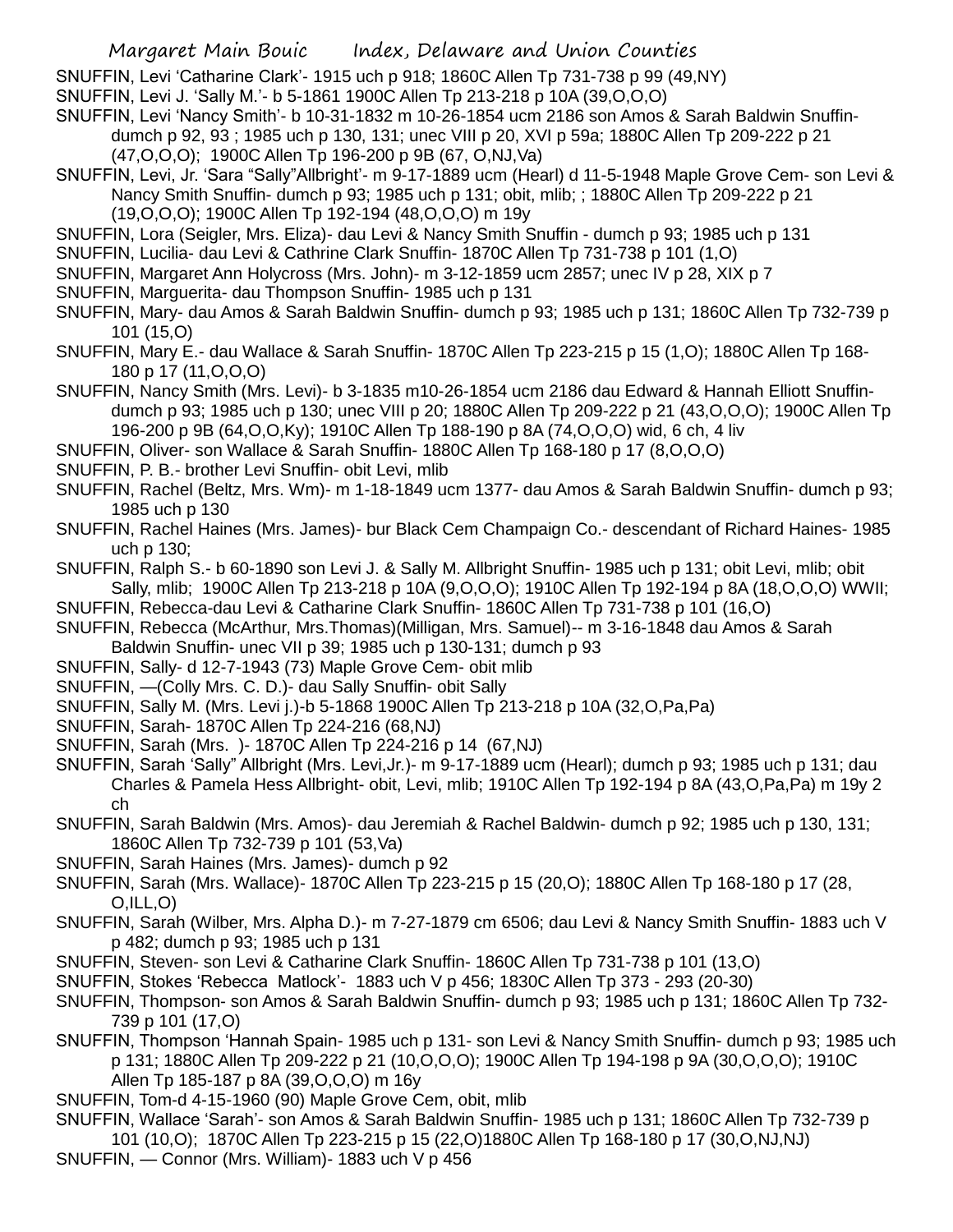SNUFFIN, Levi 'Catharine Clark'- 1915 uch p 918; 1860C Allen Tp 731-738 p 99 (49,NY)

SNUFFIN, Levi J. 'Sally M.'- b 5-1861 1900C Allen Tp 213-218 p 10A (39,O,O,O)

SNUFFIN, Levi 'Nancy Smith'- b 10-31-1832 m 10-26-1854 ucm 2186 son Amos & Sarah Baldwin Snuffin- dumch p 92, 93 ; 1985 uch p 130, 131; unec VIII p 20, XVI p 59a; 1880C Allen Tp 209-222 p 21 (47,O,O,O); 1900C Allen Tp 196-200 p 9B (67, O,NJ,Va)

SNUFFIN, Levi, Jr. 'Sara "Sally"Allbright'- m 9-17-1889 ucm (Hearl) d 11-5-1948 Maple Grove Cem- son Levi & Nancy Smith Snuffin- dumch p 93; 1985 uch p 131; obit, mlib; ; 1880C Allen Tp 209-222 p 21 (19,O,O,O); 1900C Allen Tp 192-194 (48,O,O,O) m 19y

SNUFFIN, Lora (Seigler, Mrs. Eliza)- dau Levi & Nancy Smith Snuffin - dumch p 93; 1985 uch p 131

SNUFFIN, Lucilia- dau Levi & Cathrine Clark Snuffin- 1870C Allen Tp 731-738 p 101 (1,O)

SNUFFIN, Margaret Ann Holycross (Mrs. John)- m 3-12-1859 ucm 2857; unec IV p 28, XIX p 7

SNUFFIN, Marguerita- dau Thompson Snuffin- 1985 uch p 131

SNUFFIN, Mary- dau Amos & Sarah Baldwin Snuffin- dumch p 93; 1985 uch p 131; 1860C Allen Tp 732-739 p 101 (15,O)

SNUFFIN, Mary E.- dau Wallace & Sarah Snuffin- 1870C Allen Tp 223-215 p 15 (1,O); 1880C Allen Tp 168-180 p 17 (11,O,O,O)

SNUFFIN, Nancy Smith (Mrs. Levi)- b 3-1835 m10-26-1854 ucm 2186 dau Edward & Hannah Elliott Snuffin- dumch p 93; 1985 uch p 130; unec VIII p 20; 1880C Allen Tp 209-222 p 21 (43,O,O,O); 1900C Allen Tp 196-200 p 9B (64,O,O,Ky); 1910C Allen Tp 188-190 p 8A (74,O,O,O) wid, 6 ch, 4 liv

SNUFFIN, Oliver- son Wallace & Sarah Snuffin- 1880C Allen Tp 168-180 p 17 (8,O,O,O)

SNUFFIN, P. B.- brother Levi Snuffin- obit Levi, mlib

SNUFFIN, Rachel (Beltz, Mrs. Wm)- m 1-18-1849 ucm 1377- dau Amos & Sarah Baldwin Snuffin- dumch p 93; 1985 uch p 130

SNUFFIN, Rachel Haines (Mrs. James)- bur Black Cem Champaign Co.- descendant of Richard Haines- 1985 uch p 130;

SNUFFIN, Ralph S.- b 60-1890 son Levi J. & Sally M. Allbright Snuffin- 1985 uch p 131; obit Levi, mlib; obit Sally, mlib; 1900C Allen Tp 213-218 p 10A (9,O,O,O); 1910C Allen Tp 192-194 p 8A (18,O,O,O) WWII;

SNUFFIN, Rebecca-dau Levi & Catharine Clark Snuffin- 1860C Allen Tp 731-738 p 101 (16,O)

SNUFFIN, Rebecca (McArthur, Mrs.Thomas)(Milligan, Mrs. Samuel)-- m 3-16-1848 dau Amos & Sarah Baldwin Snuffin- unec VII p 39; 1985 uch p 130-131; dumch p 93

SNUFFIN, Sally- d 12-7-1943 (73) Maple Grove Cem- obit mlib

SNUFFIN, —(Colly Mrs. C. D.)- dau Sally Snuffin- obit Sally

SNUFFIN, Sally M. (Mrs. Levi j.)-b 5-1868 1900C Allen Tp 213-218 p 10A (32,O,Pa,Pa)

SNUFFIN, Sarah- 1870C Allen Tp 224-216 (68,NJ)

SNUFFIN, Sarah (Mrs. )- 1870C Allen Tp 224-216 p 14 (67,NJ)

SNUFFIN, Sarah 'Sally" Allbright (Mrs. Levi,Jr.)- m 9-17-1889 ucm (Hearl); dumch p 93; 1985 uch p 131; dau Charles & Pamela Hess Allbright- obit, Levi, mlib; 1910C Allen Tp 192-194 p 8A (43,O,Pa,Pa) m 19y 2 ch

SNUFFIN, Sarah Baldwin (Mrs. Amos)- dau Jeremiah & Rachel Baldwin- dumch p 92; 1985 uch p 130, 131; 1860C Allen Tp 732-739 p 101 (53,Va)

SNUFFIN, Sarah Haines (Mrs. James)- dumch p 92

SNUFFIN, Sarah (Mrs. Wallace)- 1870C Allen Tp 223-215 p 15 (20,O); 1880C Allen Tp 168-180 p 17 (28, O,ILL,O)

SNUFFIN, Sarah (Wilber, Mrs. Alpha D.)- m 7-27-1879 cm 6506; dau Levi & Nancy Smith Snuffin- 1883 uch V p 482; dumch p 93; 1985 uch p 131

SNUFFIN, Steven- son Levi & Catharine Clark Snuffin- 1860C Allen Tp 731-738 p 101 (13,O)

SNUFFIN, Stokes 'Rebecca Matlock'- 1883 uch V p 456; 1830C Allen Tp 373 - 293 (20-30)

SNUFFIN, Thompson- son Amos & Sarah Baldwin Snuffin- dumch p 93; 1985 uch p 131; 1860C Allen Tp 732-739 p 101 (17,O)

SNUFFIN, Thompson 'Hannah Spain- 1985 uch p 131- son Levi & Nancy Smith Snuffin- dumch p 93; 1985 uch p 131; 1880C Allen Tp 209-222 p 21 (10,O,O,O); 1900C Allen Tp 194-198 p 9A (30,O,O,O); 1910C Allen Tp 185-187 p 8A (39,O,O,O) m 16y

SNUFFIN, Tom-d 4-15-1960 (90) Maple Grove Cem, obit, mlib

SNUFFIN, Wallace 'Sarah'- son Amos & Sarah Baldwin Snuffin- 1985 uch p 131; 1860C Allen Tp 732-739 p 101 (10,O); 1870C Allen Tp 223-215 p 15 (22,O)1880C Allen Tp 168-180 p 17 (30,O,NJ,NJ)

SNUFFIN, — Connor (Mrs. William)- 1883 uch V p 456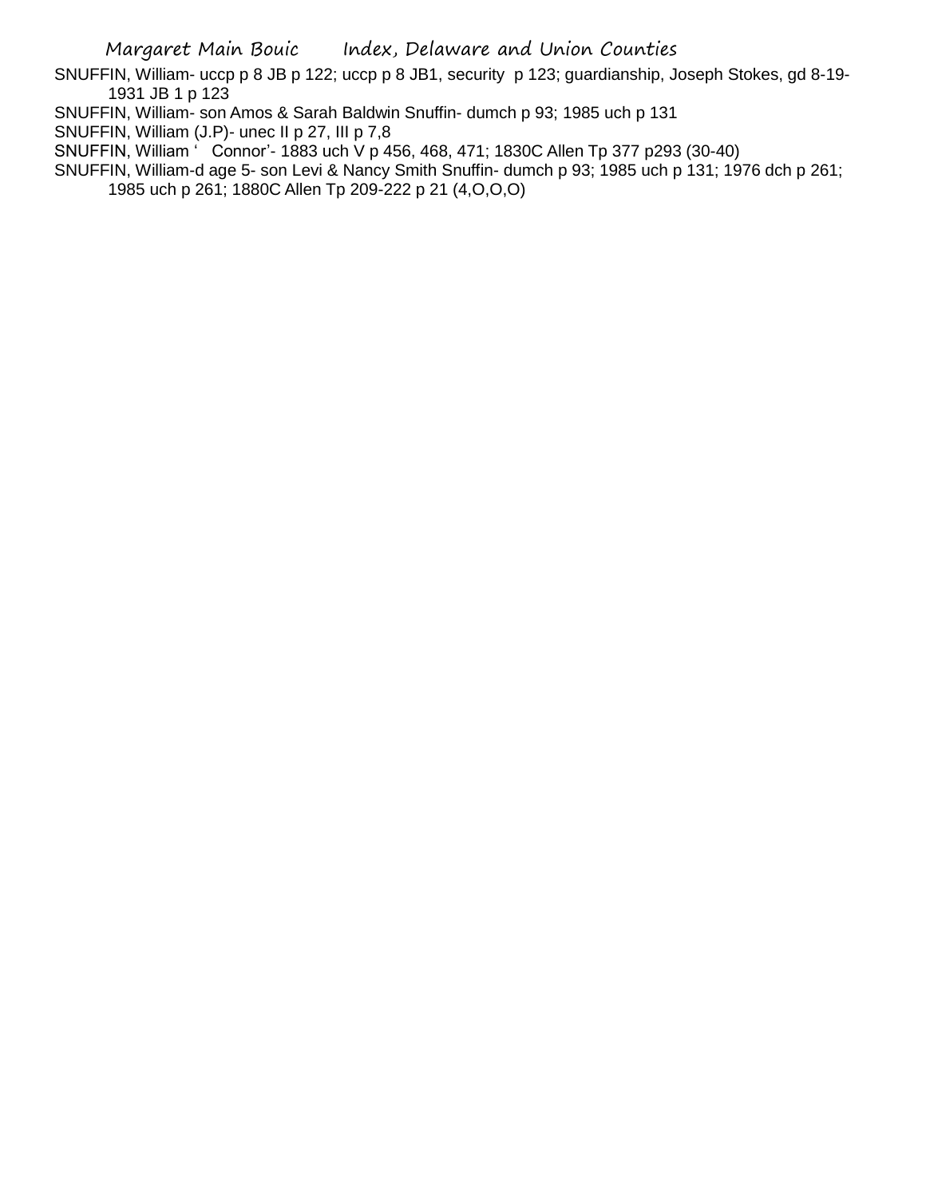SNUFFIN, William- uccp p 8 JB p 122; uccp p 8 JB1, security p 123; guardianship, Joseph Stokes, gd 8-19-1931 JB 1 p 123

SNUFFIN, William- son Amos & Sarah Baldwin Snuffin- dumch p 93; 1985 uch p 131

SNUFFIN, William (J.P)- unec II p 27, III p 7,8

SNUFFIN, William ' Connor'- 1883 uch V p 456, 468, 471; 1830C Allen Tp 377 p293 (30-40)

SNUFFIN, William-d age 5- son Levi & Nancy Smith Snuffin- dumch p 93; 1985 uch p 131; 1976 dch p 261; 1985 uch p 261; 1880C Allen Tp 209-222 p 21 (4,O,O,O)